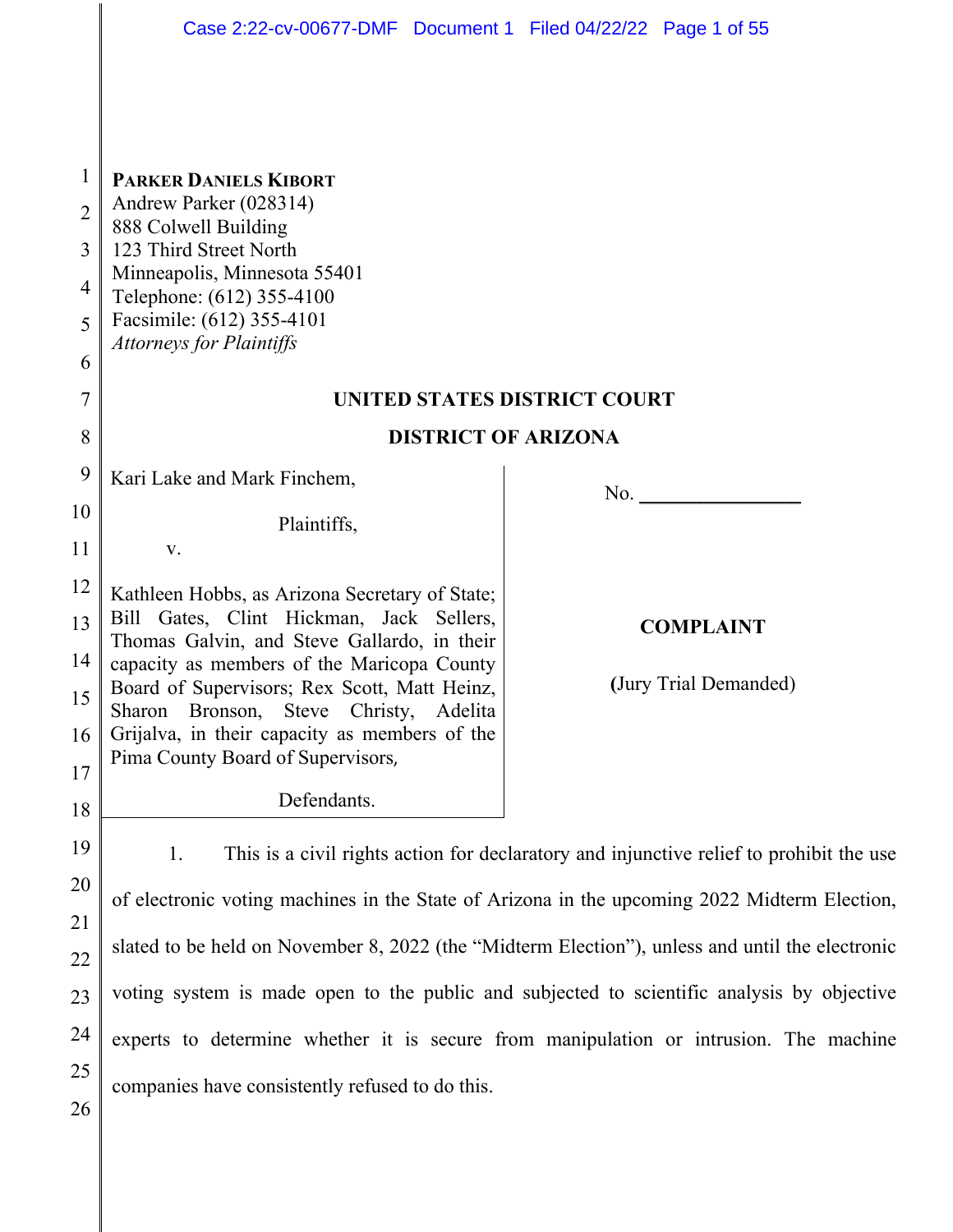**PARKER DANIELS KIBORT**
Andrew Parker (028314)
888 Colwell Building
123 Third Street North
Minneapolis, Minnesota 55401
Telephone: (612) 355-4100
Facsimile: (612) 355-4101
*Attorneys for Plaintiffs*

**UNITED STATES DISTRICT COURT**

**DISTRICT OF ARIZONA**

Kari Lake and Mark Finchem,

Plaintiffs,

v.

Kathleen Hobbs, as Arizona Secretary of State; Bill Gates, Clint Hickman, Jack Sellers, Thomas Galvin, and Steve Gallardo, in their capacity as members of the Maricopa County Board of Supervisors; Rex Scott, Matt Heinz, Sharon Bronson, Steve Christy, Adelita Grijalva, in their capacity as members of the Pima County Board of Supervisors,

Defendants.

No. ________________

**COMPLAINT**

**(Jury Trial Demanded)**

1. This is a civil rights action for declaratory and injunctive relief to prohibit the use of electronic voting machines in the State of Arizona in the upcoming 2022 Midterm Election, slated to be held on November 8, 2022 (the "Midterm Election"), unless and until the electronic voting system is made open to the public and subjected to scientific analysis by objective experts to determine whether it is secure from manipulation or intrusion. The machine companies have consistently refused to do this.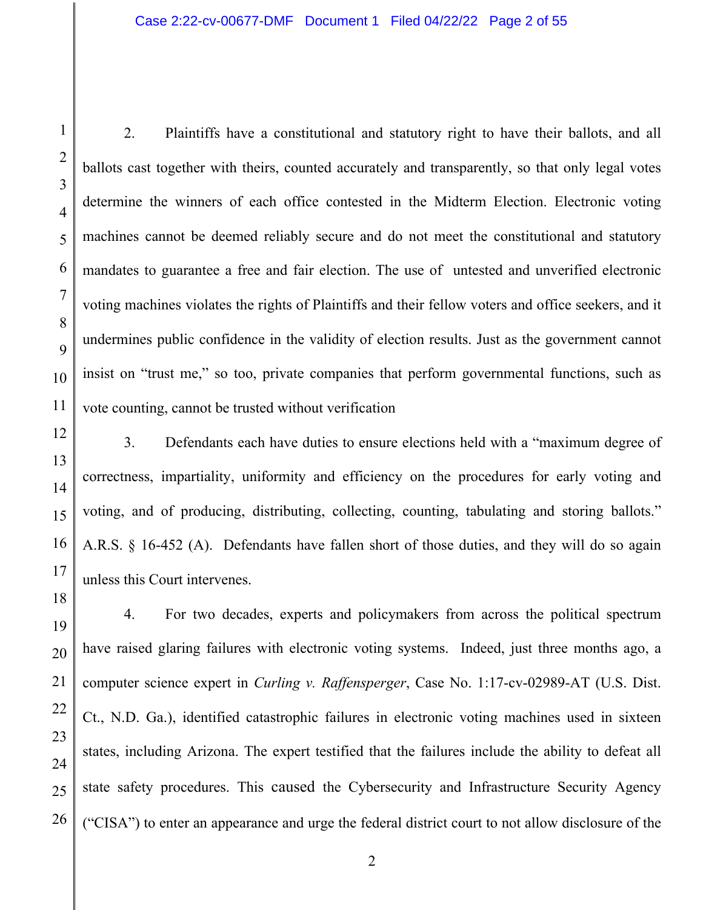2. Plaintiffs have a constitutional and statutory right to have their ballots, and all ballots cast together with theirs, counted accurately and transparently, so that only legal votes determine the winners of each office contested in the Midterm Election. Electronic voting machines cannot be deemed reliably secure and do not meet the constitutional and statutory mandates to guarantee a free and fair election. The use of untested and unverified electronic voting machines violates the rights of Plaintiffs and their fellow voters and office seekers, and it undermines public confidence in the validity of election results. Just as the government cannot insist on "trust me," so too, private companies that perform governmental functions, such as vote counting, cannot be trusted without verification

3. Defendants each have duties to ensure elections held with a "maximum degree of correctness, impartiality, uniformity and efficiency on the procedures for early voting and voting, and of producing, distributing, collecting, counting, tabulating and storing ballots." A.R.S. § 16-452 (A). Defendants have fallen short of those duties, and they will do so again unless this Court intervenes.

4. For two decades, experts and policymakers from across the political spectrum have raised glaring failures with electronic voting systems. Indeed, just three months ago, a computer science expert in *Curling v. Raffensperger*, Case No. 1:17-cv-02989-AT (U.S. Dist. Ct., N.D. Ga.), identified catastrophic failures in electronic voting machines used in sixteen states, including Arizona. The expert testified that the failures include the ability to defeat all state safety procedures. This caused the Cybersecurity and Infrastructure Security Agency ("CISA") to enter an appearance and urge the federal district court to not allow disclosure of the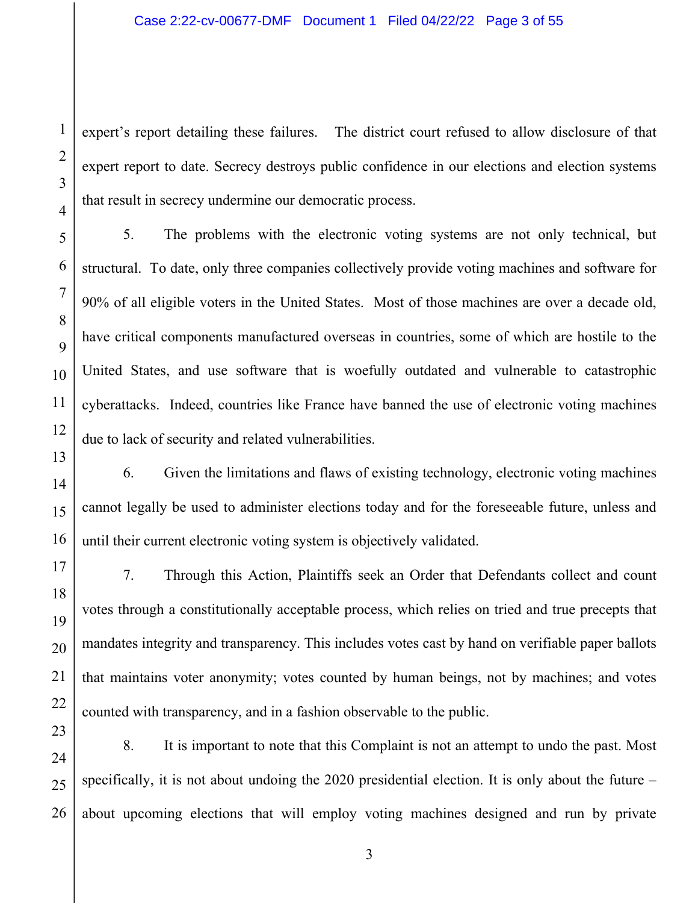expert's report detailing these failures. The district court refused to allow disclosure of that expert report to date. Secrecy destroys public confidence in our elections and election systems that result in secrecy undermine our democratic process.

5. The problems with the electronic voting systems are not only technical, but structural. To date, only three companies collectively provide voting machines and software for 90% of all eligible voters in the United States. Most of those machines are over a decade old, have critical components manufactured overseas in countries, some of which are hostile to the United States, and use software that is woefully outdated and vulnerable to catastrophic cyberattacks. Indeed, countries like France have banned the use of electronic voting machines due to lack of security and related vulnerabilities.

6. Given the limitations and flaws of existing technology, electronic voting machines cannot legally be used to administer elections today and for the foreseeable future, unless and until their current electronic voting system is objectively validated.

7. Through this Action, Plaintiffs seek an Order that Defendants collect and count votes through a constitutionally acceptable process, which relies on tried and true precepts that mandates integrity and transparency. This includes votes cast by hand on verifiable paper ballots that maintains voter anonymity; votes counted by human beings, not by machines; and votes counted with transparency, and in a fashion observable to the public.

8. It is important to note that this Complaint is not an attempt to undo the past. Most specifically, it is not about undoing the 2020 presidential election. It is only about the future – about upcoming elections that will employ voting machines designed and run by private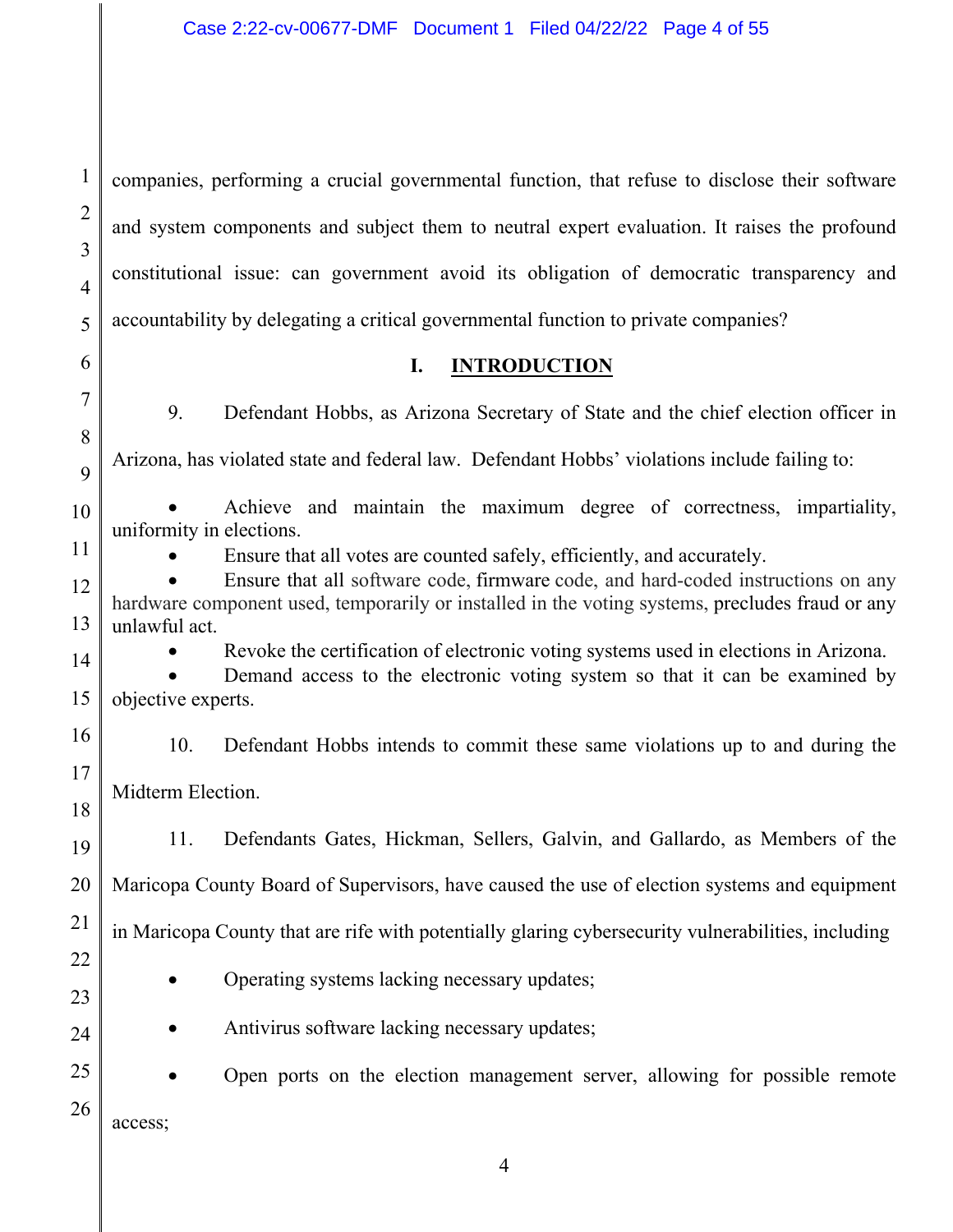companies, performing a crucial governmental function, that refuse to disclose their software and system components and subject them to neutral expert evaluation. It raises the profound constitutional issue: can government avoid its obligation of democratic transparency and accountability by delegating a critical governmental function to private companies?

## I. INTRODUCTION

9. Defendant Hobbs, as Arizona Secretary of State and the chief election officer in Arizona, has violated state and federal law. Defendant Hobbs' violations include failing to:

- Achieve and maintain the maximum degree of correctness, impartiality, uniformity in elections.
- Ensure that all votes are counted safely, efficiently, and accurately.
- Ensure that all software code, firmware code, and hard-coded instructions on any hardware component used, temporarily or installed in the voting systems, precludes fraud or any unlawful act.
- Revoke the certification of electronic voting systems used in elections in Arizona.
- Demand access to the electronic voting system so that it can be examined by objective experts.

10. Defendant Hobbs intends to commit these same violations up to and during the Midterm Election.

11. Defendants Gates, Hickman, Sellers, Galvin, and Gallardo, as Members of the Maricopa County Board of Supervisors, have caused the use of election systems and equipment in Maricopa County that are rife with potentially glaring cybersecurity vulnerabilities, including

- Operating systems lacking necessary updates;
- Antivirus software lacking necessary updates;
- Open ports on the election management server, allowing for possible remote access;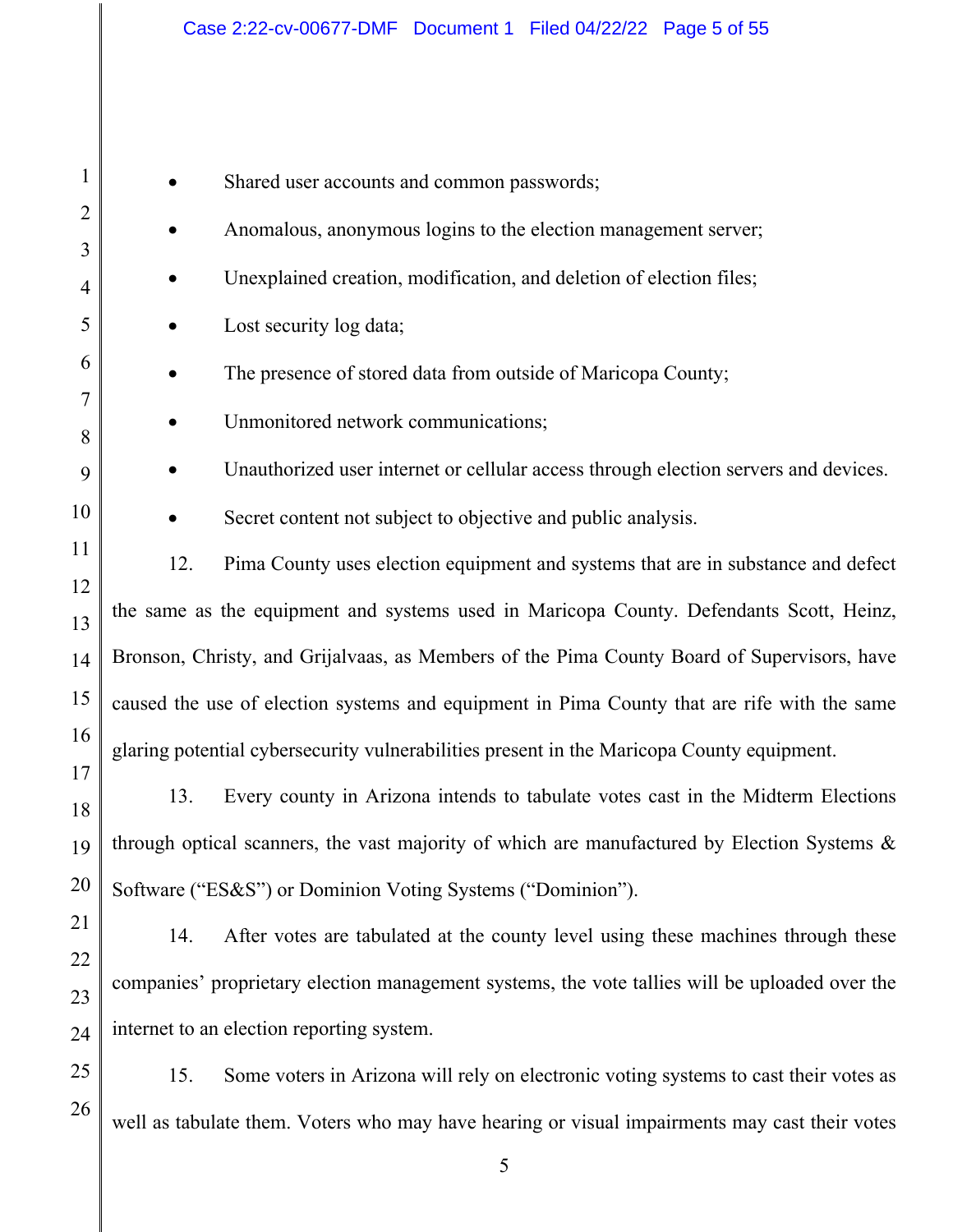- Shared user accounts and common passwords;
- Anomalous, anonymous logins to the election management server;
- Unexplained creation, modification, and deletion of election files;
- Lost security log data;
- The presence of stored data from outside of Maricopa County;
- Unmonitored network communications;
- Unauthorized user internet or cellular access through election servers and devices.
- Secret content not subject to objective and public analysis.

12. Pima County uses election equipment and systems that are in substance and defect the same as the equipment and systems used in Maricopa County. Defendants Scott, Heinz, Bronson, Christy, and Grijalvaas, as Members of the Pima County Board of Supervisors, have caused the use of election systems and equipment in Pima County that are rife with the same glaring potential cybersecurity vulnerabilities present in the Maricopa County equipment.

13. Every county in Arizona intends to tabulate votes cast in the Midterm Elections through optical scanners, the vast majority of which are manufactured by Election Systems & Software ("ES&S") or Dominion Voting Systems ("Dominion").

14. After votes are tabulated at the county level using these machines through these companies' proprietary election management systems, the vote tallies will be uploaded over the internet to an election reporting system.

15. Some voters in Arizona will rely on electronic voting systems to cast their votes as well as tabulate them. Voters who may have hearing or visual impairments may cast their votes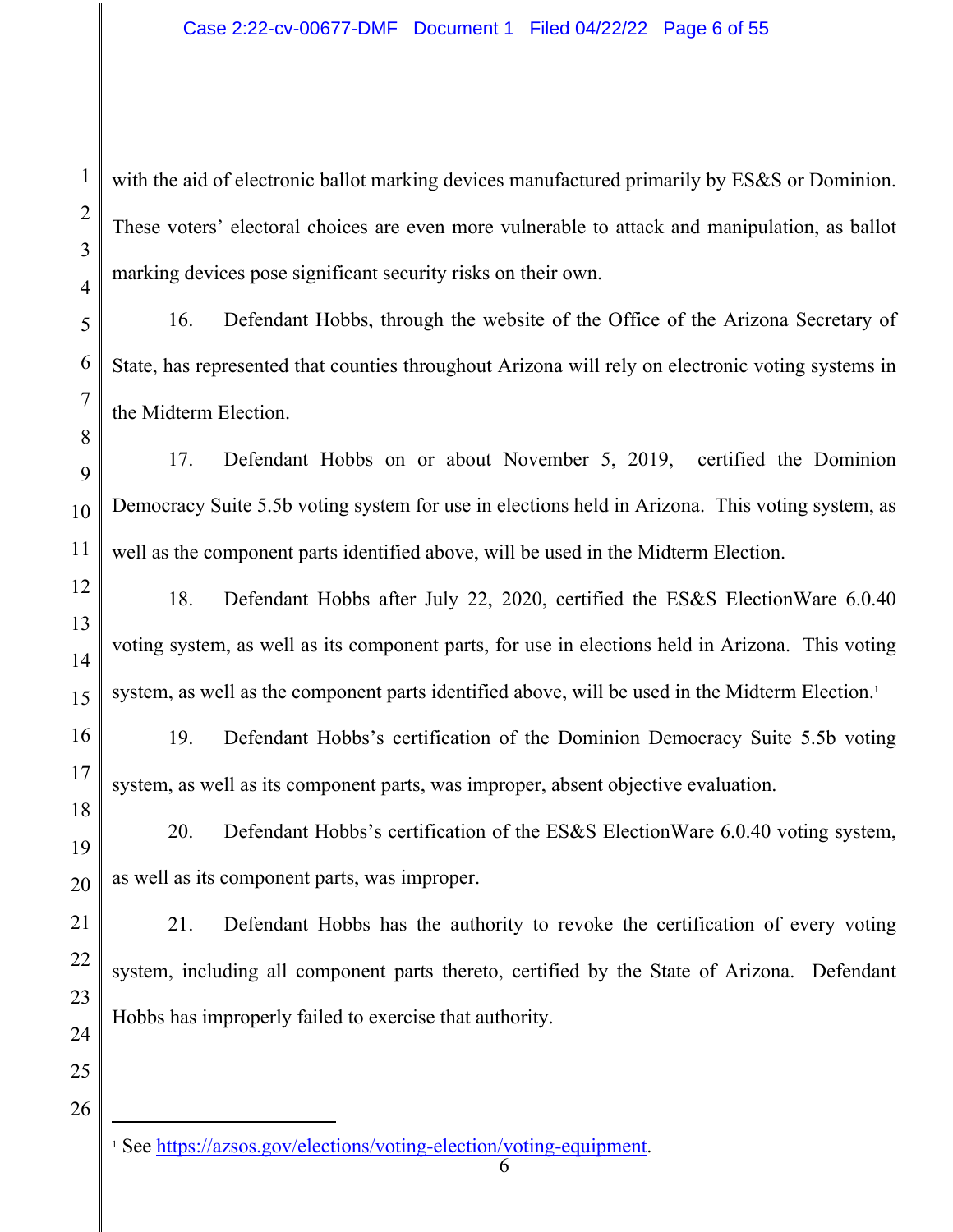with the aid of electronic ballot marking devices manufactured primarily by ES&S or Dominion. These voters' electoral choices are even more vulnerable to attack and manipulation, as ballot marking devices pose significant security risks on their own.

16. Defendant Hobbs, through the website of the Office of the Arizona Secretary of State, has represented that counties throughout Arizona will rely on electronic voting systems in the Midterm Election.

17. Defendant Hobbs on or about November 5, 2019, certified the Dominion Democracy Suite 5.5b voting system for use in elections held in Arizona. This voting system, as well as the component parts identified above, will be used in the Midterm Election.

18. Defendant Hobbs after July 22, 2020, certified the ES&S ElectionWare 6.0.40 voting system, as well as its component parts, for use in elections held in Arizona. This voting system, as well as the component parts identified above, will be used in the Midterm Election.[1]

19. Defendant Hobbs's certification of the Dominion Democracy Suite 5.5b voting system, as well as its component parts, was improper, absent objective evaluation.

20. Defendant Hobbs's certification of the ES&S ElectionWare 6.0.40 voting system, as well as its component parts, was improper.

21. Defendant Hobbs has the authority to revoke the certification of every voting system, including all component parts thereto, certified by the State of Arizona. Defendant Hobbs has improperly failed to exercise that authority.

---

[1] See https://azsos.gov/elections/voting-election/voting-equipment.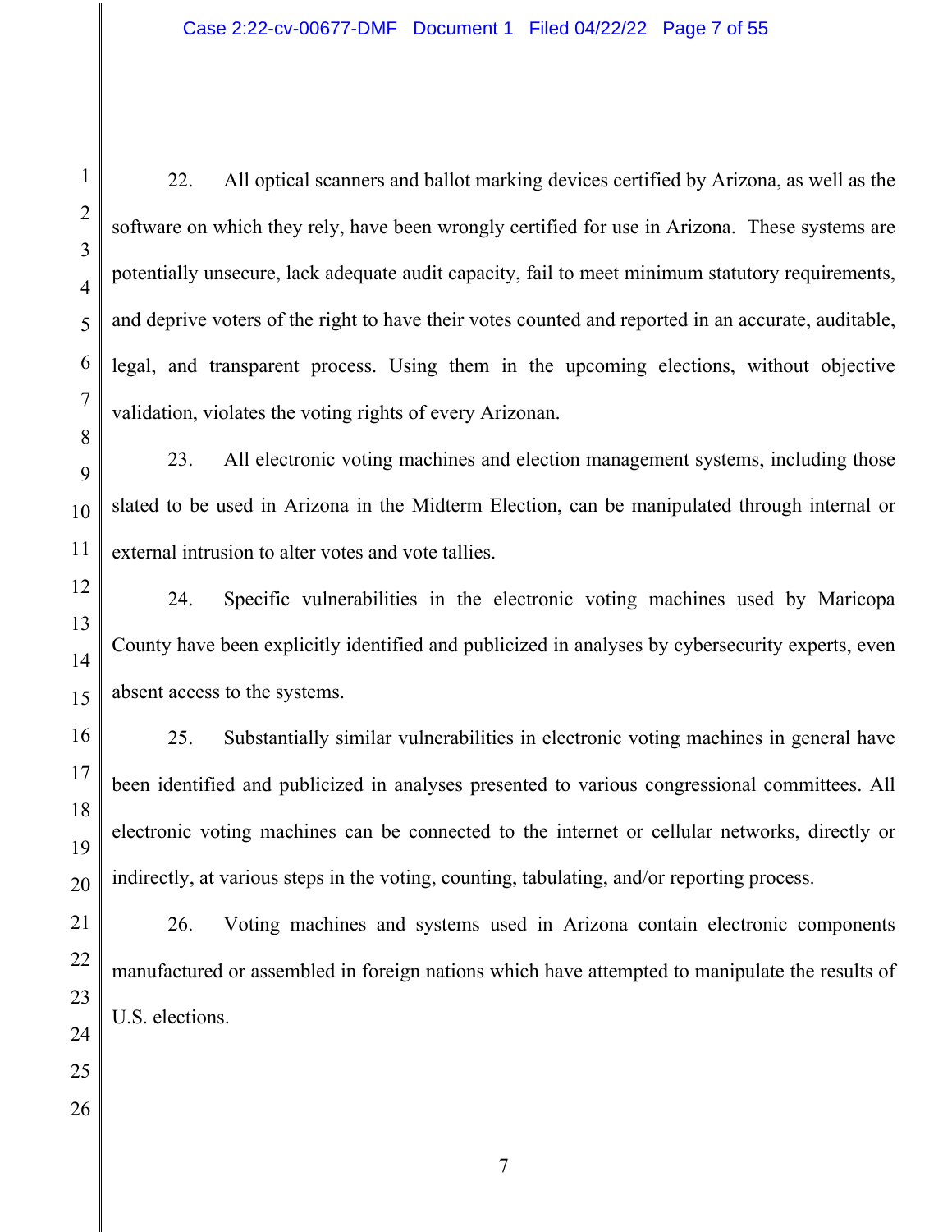22. All optical scanners and ballot marking devices certified by Arizona, as well as the software on which they rely, have been wrongly certified for use in Arizona. These systems are potentially unsecure, lack adequate audit capacity, fail to meet minimum statutory requirements, and deprive voters of the right to have their votes counted and reported in an accurate, auditable, legal, and transparent process. Using them in the upcoming elections, without objective validation, violates the voting rights of every Arizonan.

23. All electronic voting machines and election management systems, including those slated to be used in Arizona in the Midterm Election, can be manipulated through internal or external intrusion to alter votes and vote tallies.

24. Specific vulnerabilities in the electronic voting machines used by Maricopa County have been explicitly identified and publicized in analyses by cybersecurity experts, even absent access to the systems.

25. Substantially similar vulnerabilities in electronic voting machines in general have been identified and publicized in analyses presented to various congressional committees. All electronic voting machines can be connected to the internet or cellular networks, directly or indirectly, at various steps in the voting, counting, tabulating, and/or reporting process.

26. Voting machines and systems used in Arizona contain electronic components manufactured or assembled in foreign nations which have attempted to manipulate the results of U.S. elections.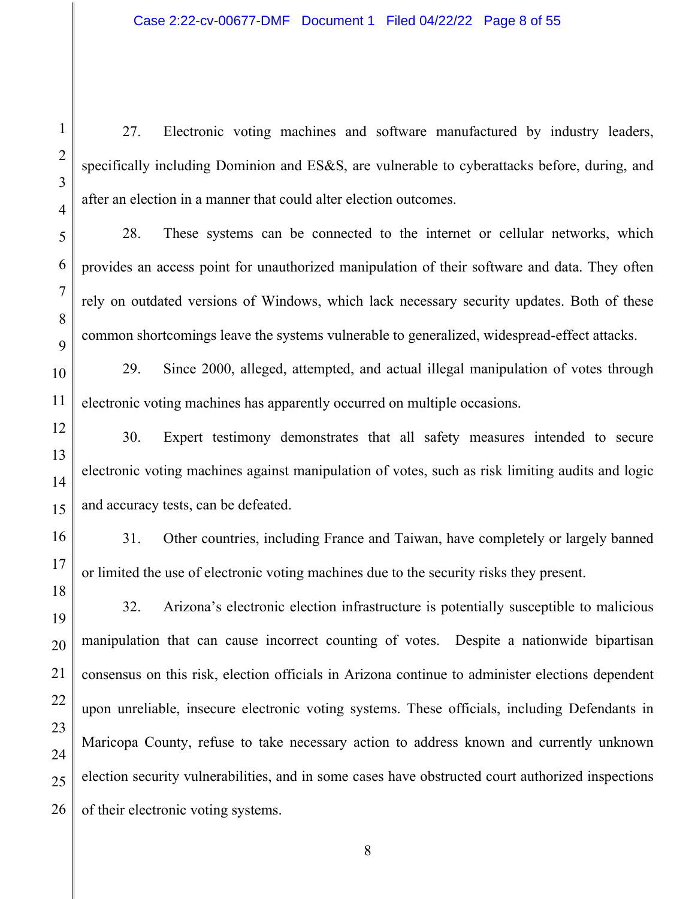27. Electronic voting machines and software manufactured by industry leaders, specifically including Dominion and ES&S, are vulnerable to cyberattacks before, during, and after an election in a manner that could alter election outcomes.

28. These systems can be connected to the internet or cellular networks, which provides an access point for unauthorized manipulation of their software and data. They often rely on outdated versions of Windows, which lack necessary security updates. Both of these common shortcomings leave the systems vulnerable to generalized, widespread-effect attacks.

29. Since 2000, alleged, attempted, and actual illegal manipulation of votes through electronic voting machines has apparently occurred on multiple occasions.

30. Expert testimony demonstrates that all safety measures intended to secure electronic voting machines against manipulation of votes, such as risk limiting audits and logic and accuracy tests, can be defeated.

31. Other countries, including France and Taiwan, have completely or largely banned or limited the use of electronic voting machines due to the security risks they present.

32. Arizona's electronic election infrastructure is potentially susceptible to malicious manipulation that can cause incorrect counting of votes. Despite a nationwide bipartisan consensus on this risk, election officials in Arizona continue to administer elections dependent upon unreliable, insecure electronic voting systems. These officials, including Defendants in Maricopa County, refuse to take necessary action to address known and currently unknown election security vulnerabilities, and in some cases have obstructed court authorized inspections of their electronic voting systems.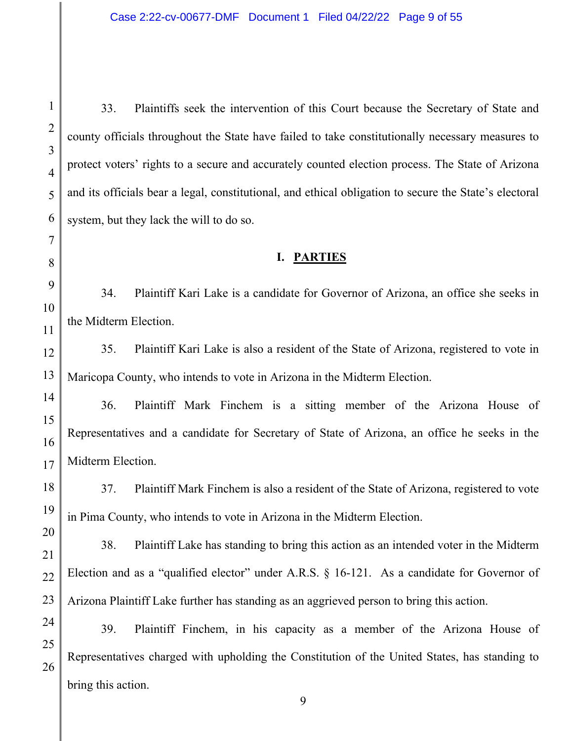33. Plaintiffs seek the intervention of this Court because the Secretary of State and county officials throughout the State have failed to take constitutionally necessary measures to protect voters' rights to a secure and accurately counted election process. The State of Arizona and its officials bear a legal, constitutional, and ethical obligation to secure the State's electoral system, but they lack the will to do so.

## I. PARTIES

34. Plaintiff Kari Lake is a candidate for Governor of Arizona, an office she seeks in the Midterm Election.

35. Plaintiff Kari Lake is also a resident of the State of Arizona, registered to vote in Maricopa County, who intends to vote in Arizona in the Midterm Election.

36. Plaintiff Mark Finchem is a sitting member of the Arizona House of Representatives and a candidate for Secretary of State of Arizona, an office he seeks in the Midterm Election.

37. Plaintiff Mark Finchem is also a resident of the State of Arizona, registered to vote in Pima County, who intends to vote in Arizona in the Midterm Election.

38. Plaintiff Lake has standing to bring this action as an intended voter in the Midterm Election and as a "qualified elector" under A.R.S. § 16-121. As a candidate for Governor of Arizona Plaintiff Lake further has standing as an aggrieved person to bring this action.

39. Plaintiff Finchem, in his capacity as a member of the Arizona House of Representatives charged with upholding the Constitution of the United States, has standing to bring this action.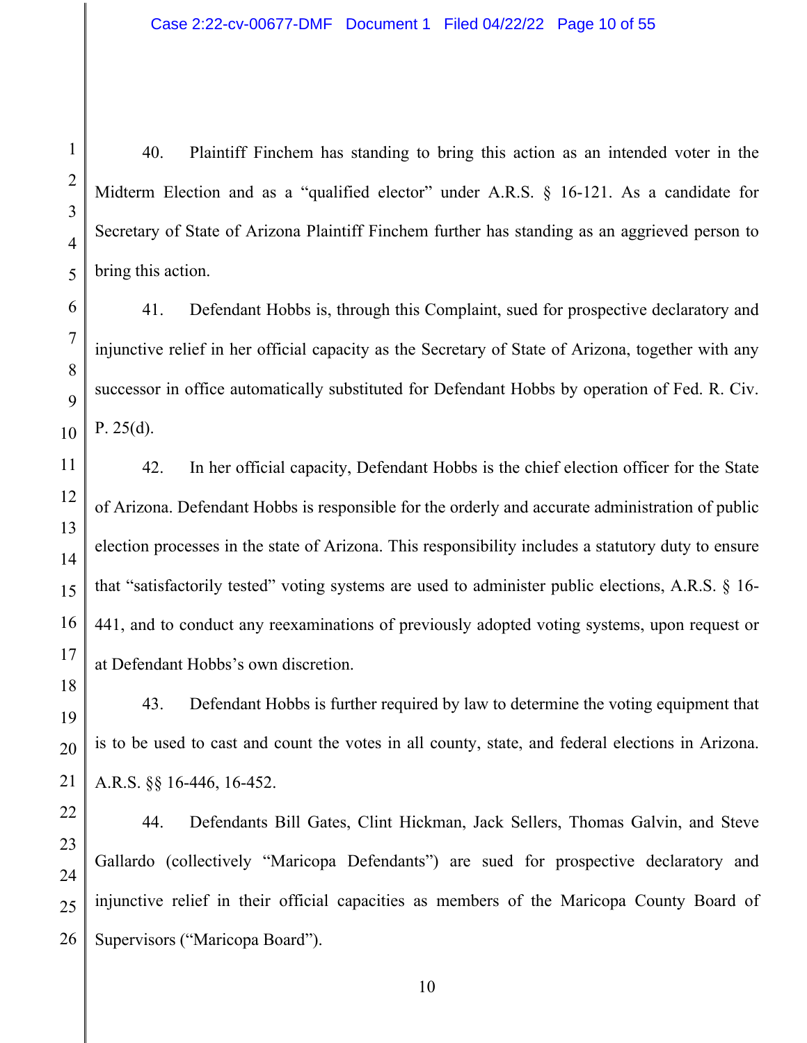40. Plaintiff Finchem has standing to bring this action as an intended voter in the Midterm Election and as a "qualified elector" under A.R.S. § 16-121. As a candidate for Secretary of State of Arizona Plaintiff Finchem further has standing as an aggrieved person to bring this action.

41. Defendant Hobbs is, through this Complaint, sued for prospective declaratory and injunctive relief in her official capacity as the Secretary of State of Arizona, together with any successor in office automatically substituted for Defendant Hobbs by operation of Fed. R. Civ. P. 25(d).

42. In her official capacity, Defendant Hobbs is the chief election officer for the State of Arizona. Defendant Hobbs is responsible for the orderly and accurate administration of public election processes in the state of Arizona. This responsibility includes a statutory duty to ensure that "satisfactorily tested" voting systems are used to administer public elections, A.R.S. § 16-441, and to conduct any reexaminations of previously adopted voting systems, upon request or at Defendant Hobbs's own discretion.

43. Defendant Hobbs is further required by law to determine the voting equipment that is to be used to cast and count the votes in all county, state, and federal elections in Arizona. A.R.S. §§ 16-446, 16-452.

44. Defendants Bill Gates, Clint Hickman, Jack Sellers, Thomas Galvin, and Steve Gallardo (collectively "Maricopa Defendants") are sued for prospective declaratory and injunctive relief in their official capacities as members of the Maricopa County Board of Supervisors ("Maricopa Board").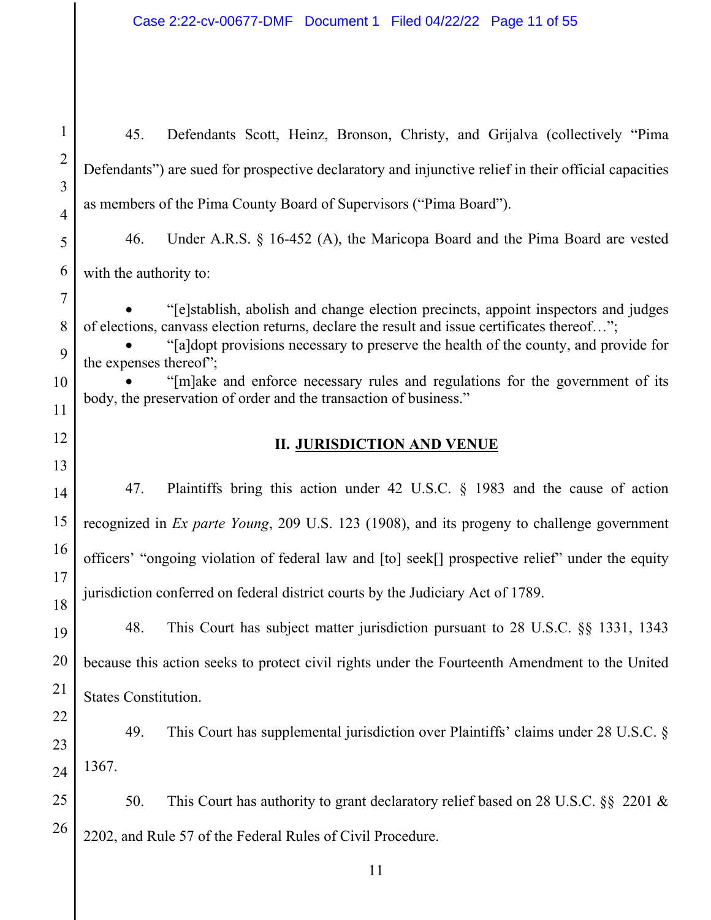45. Defendants Scott, Heinz, Bronson, Christy, and Grijalva (collectively "Pima Defendants") are sued for prospective declaratory and injunctive relief in their official capacities as members of the Pima County Board of Supervisors ("Pima Board").

46. Under A.R.S. § 16-452 (A), the Maricopa Board and the Pima Board are vested with the authority to:

- "[e]stablish, abolish and change election precincts, appoint inspectors and judges of elections, canvass election returns, declare the result and issue certificates thereof…";
- "[a]dopt provisions necessary to preserve the health of the county, and provide for the expenses thereof";
- "[m]ake and enforce necessary rules and regulations for the government of its body, the preservation of order and the transaction of business."

## II. JURISDICTION AND VENUE

47. Plaintiffs bring this action under 42 U.S.C. § 1983 and the cause of action recognized in *Ex parte Young*, 209 U.S. 123 (1908), and its progeny to challenge government officers' "ongoing violation of federal law and [to] seek[] prospective relief" under the equity jurisdiction conferred on federal district courts by the Judiciary Act of 1789.

48. This Court has subject matter jurisdiction pursuant to 28 U.S.C. §§ 1331, 1343 because this action seeks to protect civil rights under the Fourteenth Amendment to the United States Constitution.

49. This Court has supplemental jurisdiction over Plaintiffs' claims under 28 U.S.C. § 1367.

50. This Court has authority to grant declaratory relief based on 28 U.S.C. §§ 2201 & 2202, and Rule 57 of the Federal Rules of Civil Procedure.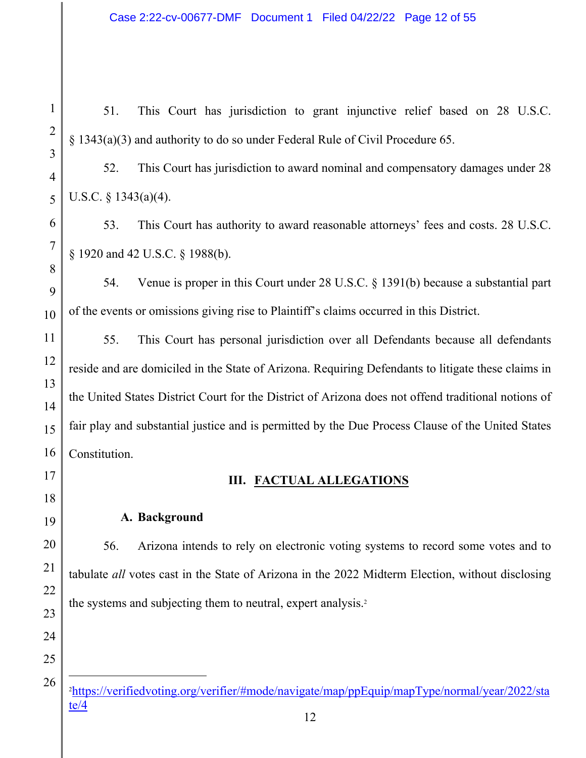51. This Court has jurisdiction to grant injunctive relief based on 28 U.S.C. § 1343(a)(3) and authority to do so under Federal Rule of Civil Procedure 65.

52. This Court has jurisdiction to award nominal and compensatory damages under 28 U.S.C. § 1343(a)(4).

53. This Court has authority to award reasonable attorneys' fees and costs. 28 U.S.C. § 1920 and 42 U.S.C. § 1988(b).

54. Venue is proper in this Court under 28 U.S.C. § 1391(b) because a substantial part of the events or omissions giving rise to Plaintiff's claims occurred in this District.

55. This Court has personal jurisdiction over all Defendants because all defendants reside and are domiciled in the State of Arizona. Requiring Defendants to litigate these claims in the United States District Court for the District of Arizona does not offend traditional notions of fair play and substantial justice and is permitted by the Due Process Clause of the United States Constitution.

## III. FACTUAL ALLEGATIONS

### A. Background

56. Arizona intends to rely on electronic voting systems to record some votes and to tabulate *all* votes cast in the State of Arizona in the 2022 Midterm Election, without disclosing the systems and subjecting them to neutral, expert analysis.[2]

---

[2] https://verifiedvoting.org/verifier/#mode/navigate/map/ppEquip/mapType/normal/year/2022/state/4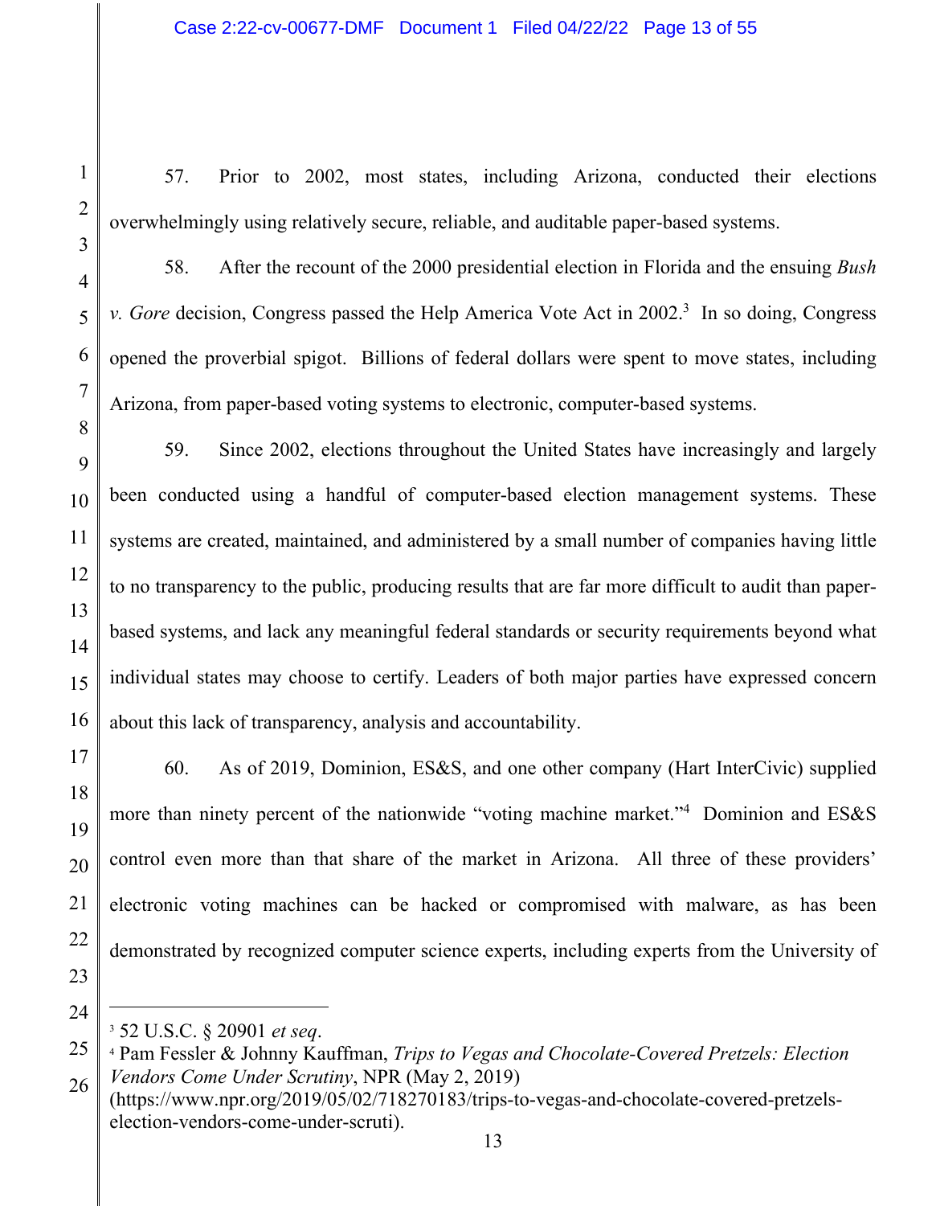57. Prior to 2002, most states, including Arizona, conducted their elections overwhelmingly using relatively secure, reliable, and auditable paper-based systems.

58. After the recount of the 2000 presidential election in Florida and the ensuing *Bush v. Gore* decision, Congress passed the Help America Vote Act in 2002.[3] In so doing, Congress opened the proverbial spigot. Billions of federal dollars were spent to move states, including Arizona, from paper-based voting systems to electronic, computer-based systems.

59. Since 2002, elections throughout the United States have increasingly and largely been conducted using a handful of computer-based election management systems. These systems are created, maintained, and administered by a small number of companies having little to no transparency to the public, producing results that are far more difficult to audit than paper-based systems, and lack any meaningful federal standards or security requirements beyond what individual states may choose to certify. Leaders of both major parties have expressed concern about this lack of transparency, analysis and accountability.

60. As of 2019, Dominion, ES&S, and one other company (Hart InterCivic) supplied more than ninety percent of the nationwide "voting machine market."[4] Dominion and ES&S control even more than that share of the market in Arizona. All three of these providers' electronic voting machines can be hacked or compromised with malware, as has been demonstrated by recognized computer science experts, including experts from the University of

---

[3] 52 U.S.C. § 20901 *et seq*.

[4] Pam Fessler & Johnny Kauffman, *Trips to Vegas and Chocolate-Covered Pretzels: Election Vendors Come Under Scrutiny*, NPR (May 2, 2019) (https://www.npr.org/2019/05/02/718270183/trips-to-vegas-and-chocolate-covered-pretzels-election-vendors-come-under-scruti).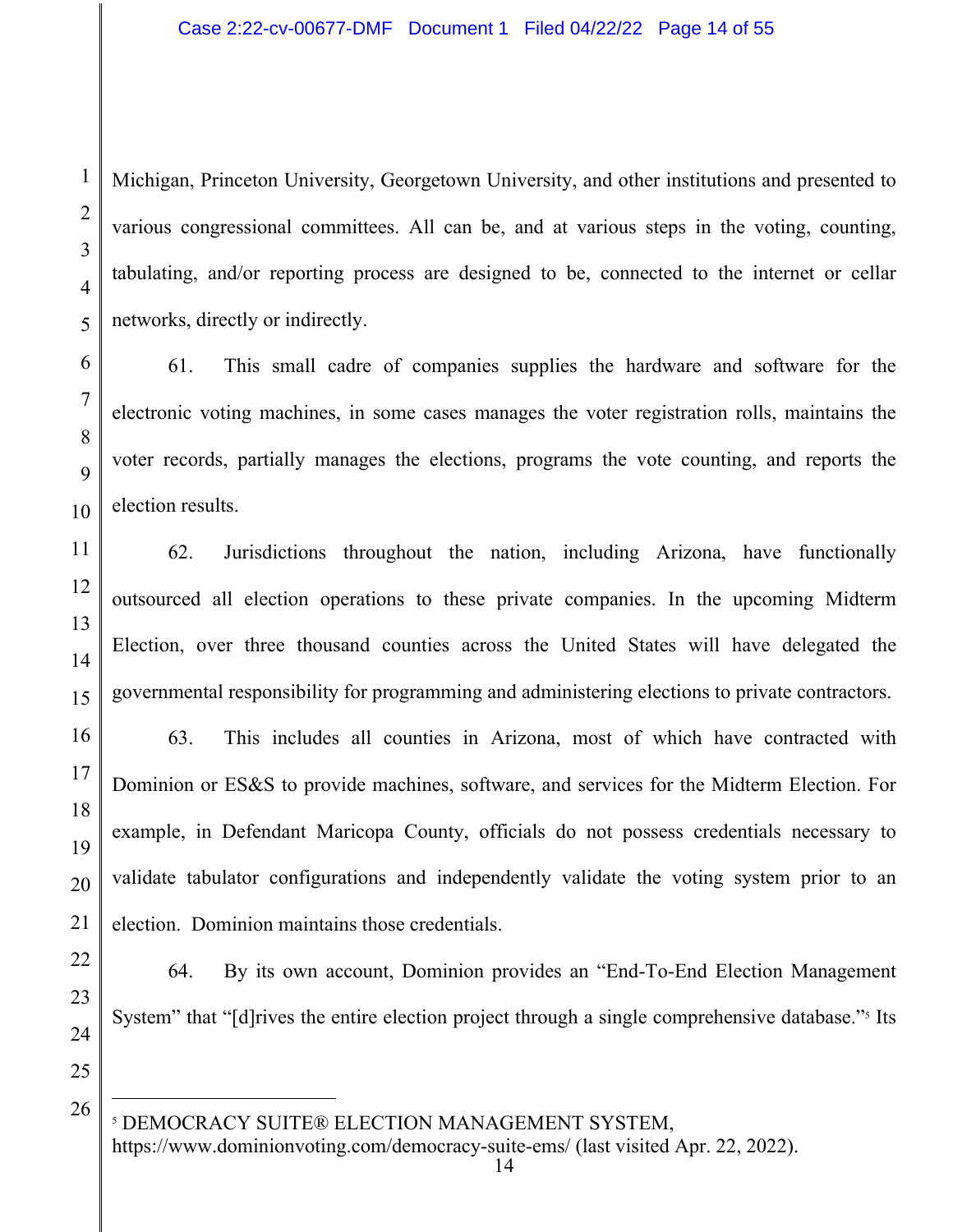Michigan, Princeton University, Georgetown University, and other institutions and presented to various congressional committees. All can be, and at various steps in the voting, counting, tabulating, and/or reporting process are designed to be, connected to the internet or cellar networks, directly or indirectly.

61. This small cadre of companies supplies the hardware and software for the electronic voting machines, in some cases manages the voter registration rolls, maintains the voter records, partially manages the elections, programs the vote counting, and reports the election results.

62. Jurisdictions throughout the nation, including Arizona, have functionally outsourced all election operations to these private companies. In the upcoming Midterm Election, over three thousand counties across the United States will have delegated the governmental responsibility for programming and administering elections to private contractors.

63. This includes all counties in Arizona, most of which have contracted with Dominion or ES&S to provide machines, software, and services for the Midterm Election. For example, in Defendant Maricopa County, officials do not possess credentials necessary to validate tabulator configurations and independently validate the voting system prior to an election. Dominion maintains those credentials.

64. By its own account, Dominion provides an "End-To-End Election Management System" that "[d]rives the entire election project through a single comprehensive database."[5] Its

---

[5] DEMOCRACY SUITE® ELECTION MANAGEMENT SYSTEM, https://www.dominionvoting.com/democracy-suite-ems/ (last visited Apr. 22, 2022).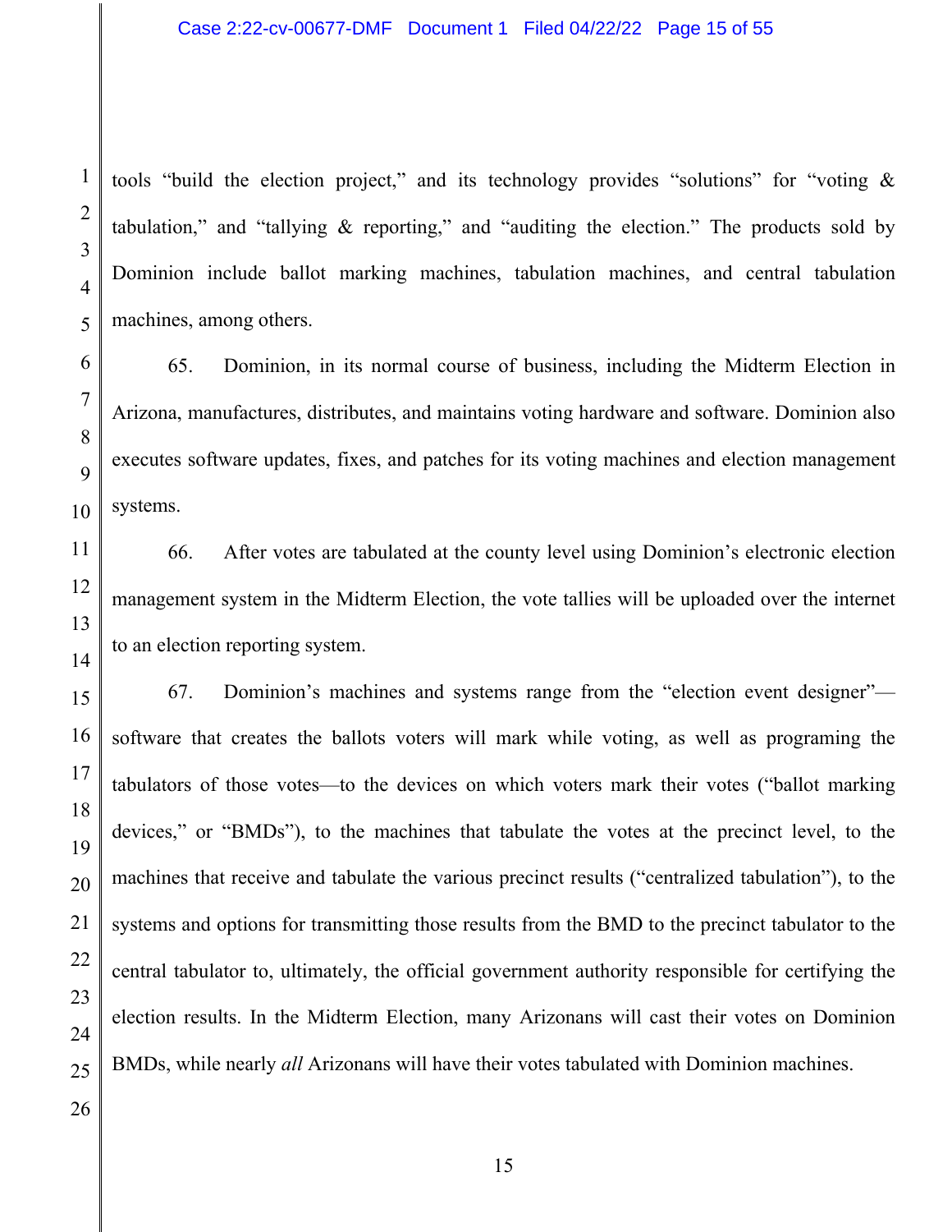tools "build the election project," and its technology provides "solutions" for "voting & tabulation," and "tallying & reporting," and "auditing the election." The products sold by Dominion include ballot marking machines, tabulation machines, and central tabulation machines, among others.

65. Dominion, in its normal course of business, including the Midterm Election in Arizona, manufactures, distributes, and maintains voting hardware and software. Dominion also executes software updates, fixes, and patches for its voting machines and election management systems.

66. After votes are tabulated at the county level using Dominion's electronic election management system in the Midterm Election, the vote tallies will be uploaded over the internet to an election reporting system.

67. Dominion's machines and systems range from the "election event designer"—software that creates the ballots voters will mark while voting, as well as programing the tabulators of those votes—to the devices on which voters mark their votes ("ballot marking devices," or "BMDs"), to the machines that tabulate the votes at the precinct level, to the machines that receive and tabulate the various precinct results ("centralized tabulation"), to the systems and options for transmitting those results from the BMD to the precinct tabulator to the central tabulator to, ultimately, the official government authority responsible for certifying the election results. In the Midterm Election, many Arizonans will cast their votes on Dominion BMDs, while nearly *all* Arizonans will have their votes tabulated with Dominion machines.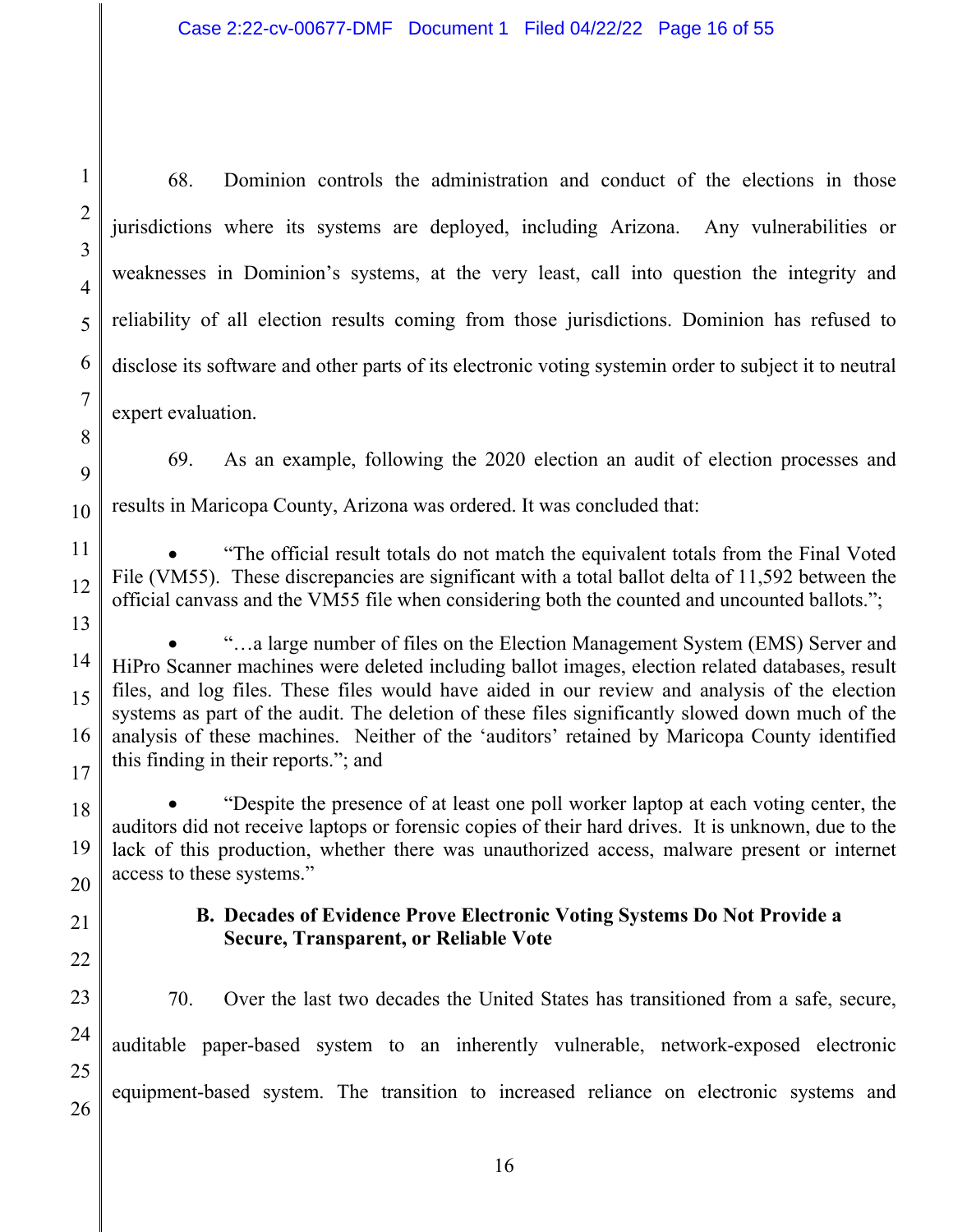68. Dominion controls the administration and conduct of the elections in those jurisdictions where its systems are deployed, including Arizona. Any vulnerabilities or weaknesses in Dominion's systems, at the very least, call into question the integrity and reliability of all election results coming from those jurisdictions. Dominion has refused to disclose its software and other parts of its electronic voting systemin order to subject it to neutral expert evaluation.

69. As an example, following the 2020 election an audit of election processes and results in Maricopa County, Arizona was ordered. It was concluded that:

- "The official result totals do not match the equivalent totals from the Final Voted File (VM55). These discrepancies are significant with a total ballot delta of 11,592 between the official canvass and the VM55 file when considering both the counted and uncounted ballots.";

- "…a large number of files on the Election Management System (EMS) Server and HiPro Scanner machines were deleted including ballot images, election related databases, result files, and log files. These files would have aided in our review and analysis of the election systems as part of the audit. The deletion of these files significantly slowed down much of the analysis of these machines. Neither of the 'auditors' retained by Maricopa County identified this finding in their reports."; and

- "Despite the presence of at least one poll worker laptop at each voting center, the auditors did not receive laptops or forensic copies of their hard drives. It is unknown, due to the lack of this production, whether there was unauthorized access, malware present or internet access to these systems."

### B. Decades of Evidence Prove Electronic Voting Systems Do Not Provide a Secure, Transparent, or Reliable Vote

70. Over the last two decades the United States has transitioned from a safe, secure, auditable paper-based system to an inherently vulnerable, network-exposed electronic equipment-based system. The transition to increased reliance on electronic systems and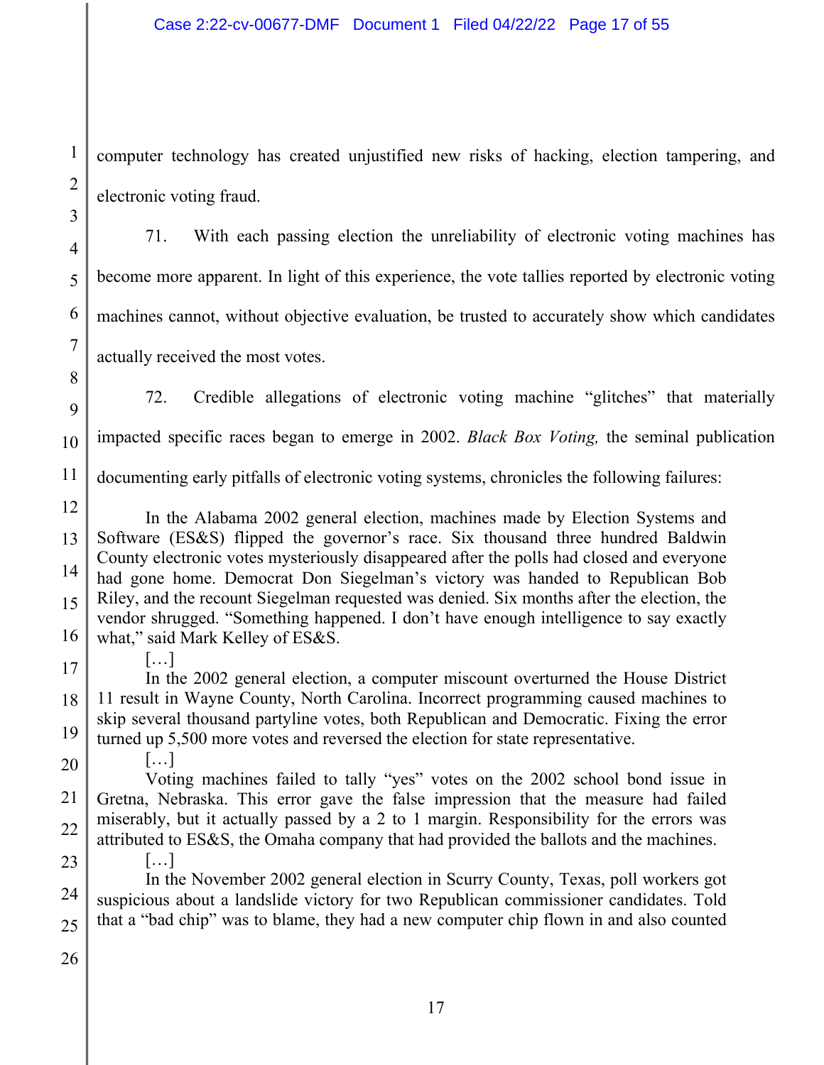computer technology has created unjustified new risks of hacking, election tampering, and electronic voting fraud.

71. With each passing election the unreliability of electronic voting machines has become more apparent. In light of this experience, the vote tallies reported by electronic voting machines cannot, without objective evaluation, be trusted to accurately show which candidates actually received the most votes.

72. Credible allegations of electronic voting machine "glitches" that materially impacted specific races began to emerge in 2002. *Black Box Voting,* the seminal publication documenting early pitfalls of electronic voting systems, chronicles the following failures:

> In the Alabama 2002 general election, machines made by Election Systems and Software (ES&S) flipped the governor's race. Six thousand three hundred Baldwin County electronic votes mysteriously disappeared after the polls had closed and everyone had gone home. Democrat Don Siegelman's victory was handed to Republican Bob Riley, and the recount Siegelman requested was denied. Six months after the election, the vendor shrugged. "Something happened. I don't have enough intelligence to say exactly what," said Mark Kelley of ES&S.
>
> […]
>
> In the 2002 general election, a computer miscount overturned the House District 11 result in Wayne County, North Carolina. Incorrect programming caused machines to skip several thousand partyline votes, both Republican and Democratic. Fixing the error turned up 5,500 more votes and reversed the election for state representative.
>
> […]
>
> Voting machines failed to tally "yes" votes on the 2002 school bond issue in Gretna, Nebraska. This error gave the false impression that the measure had failed miserably, but it actually passed by a 2 to 1 margin. Responsibility for the errors was attributed to ES&S, the Omaha company that had provided the ballots and the machines.
>
> […]
>
> In the November 2002 general election in Scurry County, Texas, poll workers got suspicious about a landslide victory for two Republican commissioner candidates. Told that a "bad chip" was to blame, they had a new computer chip flown in and also counted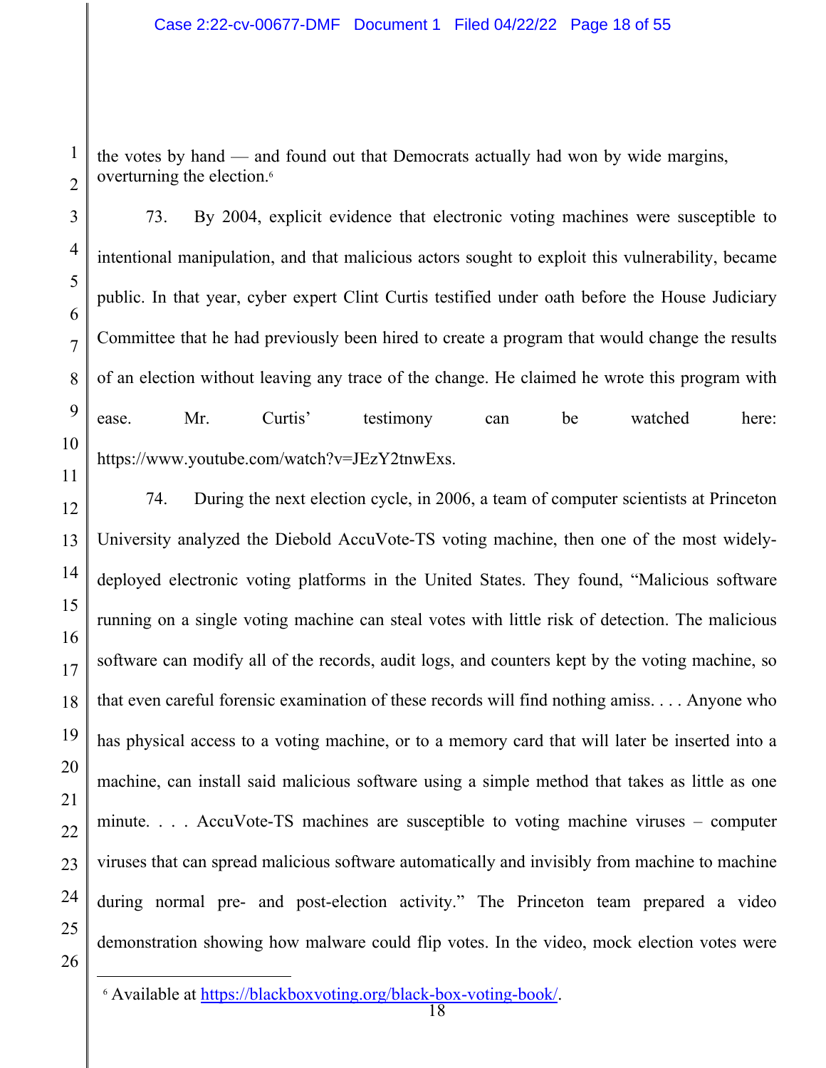the votes by hand — and found out that Democrats actually had won by wide margins, overturning the election.[6]

73. By 2004, explicit evidence that electronic voting machines were susceptible to intentional manipulation, and that malicious actors sought to exploit this vulnerability, became public. In that year, cyber expert Clint Curtis testified under oath before the House Judiciary Committee that he had previously been hired to create a program that would change the results of an election without leaving any trace of the change. He claimed he wrote this program with ease. Mr. Curtis' testimony can be watched here: https://www.youtube.com/watch?v=JEzY2tnwExs.

74. During the next election cycle, in 2006, a team of computer scientists at Princeton University analyzed the Diebold AccuVote-TS voting machine, then one of the most widely-deployed electronic voting platforms in the United States. They found, "Malicious software running on a single voting machine can steal votes with little risk of detection. The malicious software can modify all of the records, audit logs, and counters kept by the voting machine, so that even careful forensic examination of these records will find nothing amiss. . . . Anyone who has physical access to a voting machine, or to a memory card that will later be inserted into a machine, can install said malicious software using a simple method that takes as little as one minute. . . . AccuVote-TS machines are susceptible to voting machine viruses – computer viruses that can spread malicious software automatically and invisibly from machine to machine during normal pre- and post-election activity." The Princeton team prepared a video demonstration showing how malware could flip votes. In the video, mock election votes were

[6] Available at https://blackboxvoting.org/black-box-voting-book/.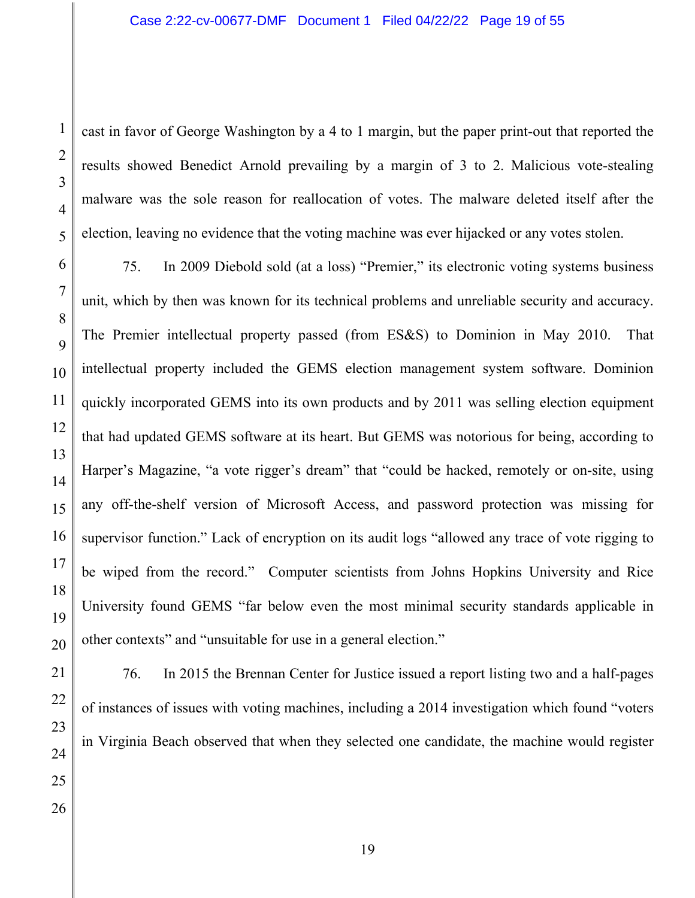cast in favor of George Washington by a 4 to 1 margin, but the paper print-out that reported the results showed Benedict Arnold prevailing by a margin of 3 to 2. Malicious vote-stealing malware was the sole reason for reallocation of votes. The malware deleted itself after the election, leaving no evidence that the voting machine was ever hijacked or any votes stolen.

75. In 2009 Diebold sold (at a loss) "Premier," its electronic voting systems business unit, which by then was known for its technical problems and unreliable security and accuracy. The Premier intellectual property passed (from ES&S) to Dominion in May 2010. That intellectual property included the GEMS election management system software. Dominion quickly incorporated GEMS into its own products and by 2011 was selling election equipment that had updated GEMS software at its heart. But GEMS was notorious for being, according to Harper's Magazine, "a vote rigger's dream" that "could be hacked, remotely or on-site, using any off-the-shelf version of Microsoft Access, and password protection was missing for supervisor function." Lack of encryption on its audit logs "allowed any trace of vote rigging to be wiped from the record." Computer scientists from Johns Hopkins University and Rice University found GEMS "far below even the most minimal security standards applicable in other contexts" and "unsuitable for use in a general election."

76. In 2015 the Brennan Center for Justice issued a report listing two and a half-pages of instances of issues with voting machines, including a 2014 investigation which found "voters in Virginia Beach observed that when they selected one candidate, the machine would register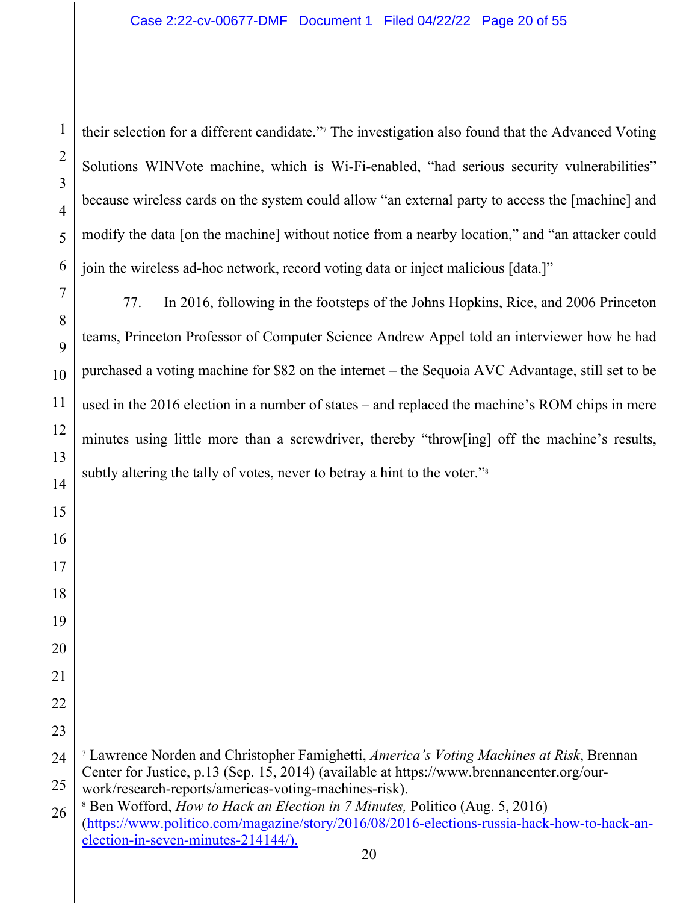their selection for a different candidate."[7] The investigation also found that the Advanced Voting Solutions WINVote machine, which is Wi-Fi-enabled, "had serious security vulnerabilities" because wireless cards on the system could allow "an external party to access the [machine] and modify the data [on the machine] without notice from a nearby location," and "an attacker could join the wireless ad-hoc network, record voting data or inject malicious [data.]"

77. In 2016, following in the footsteps of the Johns Hopkins, Rice, and 2006 Princeton teams, Princeton Professor of Computer Science Andrew Appel told an interviewer how he had purchased a voting machine for $82 on the internet – the Sequoia AVC Advantage, still set to be used in the 2016 election in a number of states – and replaced the machine's ROM chips in mere minutes using little more than a screwdriver, thereby "throw[ing] off the machine's results, subtly altering the tally of votes, never to betray a hint to the voter."[8]

---

[7] Lawrence Norden and Christopher Famighetti, *America's Voting Machines at Risk*, Brennan Center for Justice, p.13 (Sep. 15, 2014) (available at https://www.brennancenter.org/our-work/research-reports/americas-voting-machines-risk).

[8] Ben Wofford, *How to Hack an Election in 7 Minutes,* Politico (Aug. 5, 2016) (https://www.politico.com/magazine/story/2016/08/2016-elections-russia-hack-how-to-hack-an-election-in-seven-minutes-214144/).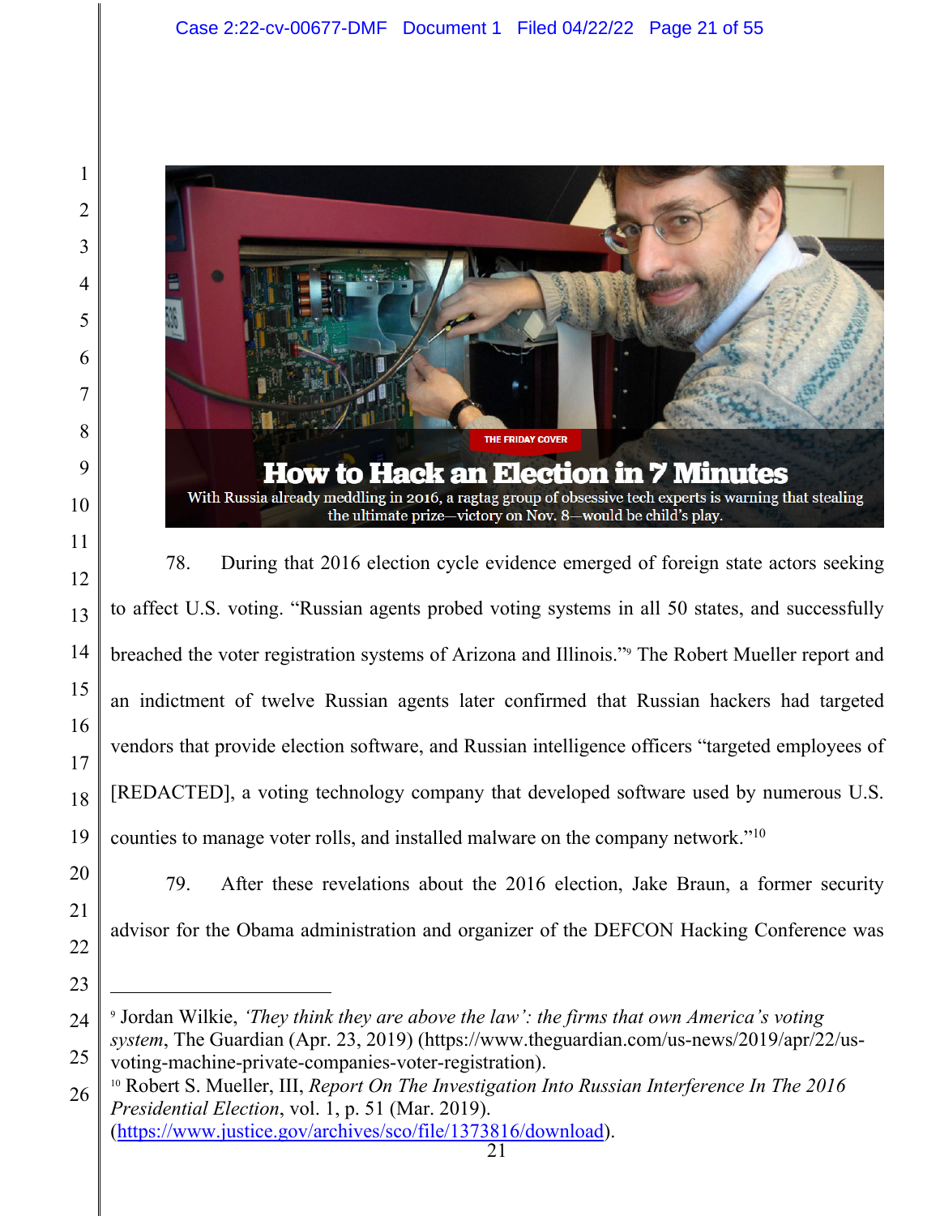THE FRIDAY COVER

**How to Hack an Election in 7 Minutes**

With Russia already meddling in 2016, a ragtag group of obsessive tech experts is warning that stealing the ultimate prize—victory on Nov. 8—would be child's play.

78. During that 2016 election cycle evidence emerged of foreign state actors seeking to affect U.S. voting. "Russian agents probed voting systems in all 50 states, and successfully breached the voter registration systems of Arizona and Illinois."[9] The Robert Mueller report and an indictment of twelve Russian agents later confirmed that Russian hackers had targeted vendors that provide election software, and Russian intelligence officers "targeted employees of [REDACTED], a voting technology company that developed software used by numerous U.S. counties to manage voter rolls, and installed malware on the company network."[10]

79. After these revelations about the 2016 election, Jake Braun, a former security advisor for the Obama administration and organizer of the DEFCON Hacking Conference was

---

[9] Jordan Wilkie, *'They think they are above the law': the firms that own America's voting system*, The Guardian (Apr. 23, 2019) (https://www.theguardian.com/us-news/2019/apr/22/us-voting-machine-private-companies-voter-registration).

[10] Robert S. Mueller, III, *Report On The Investigation Into Russian Interference In The 2016 Presidential Election*, vol. 1, p. 51 (Mar. 2019). (https://www.justice.gov/archives/sco/file/1373816/download).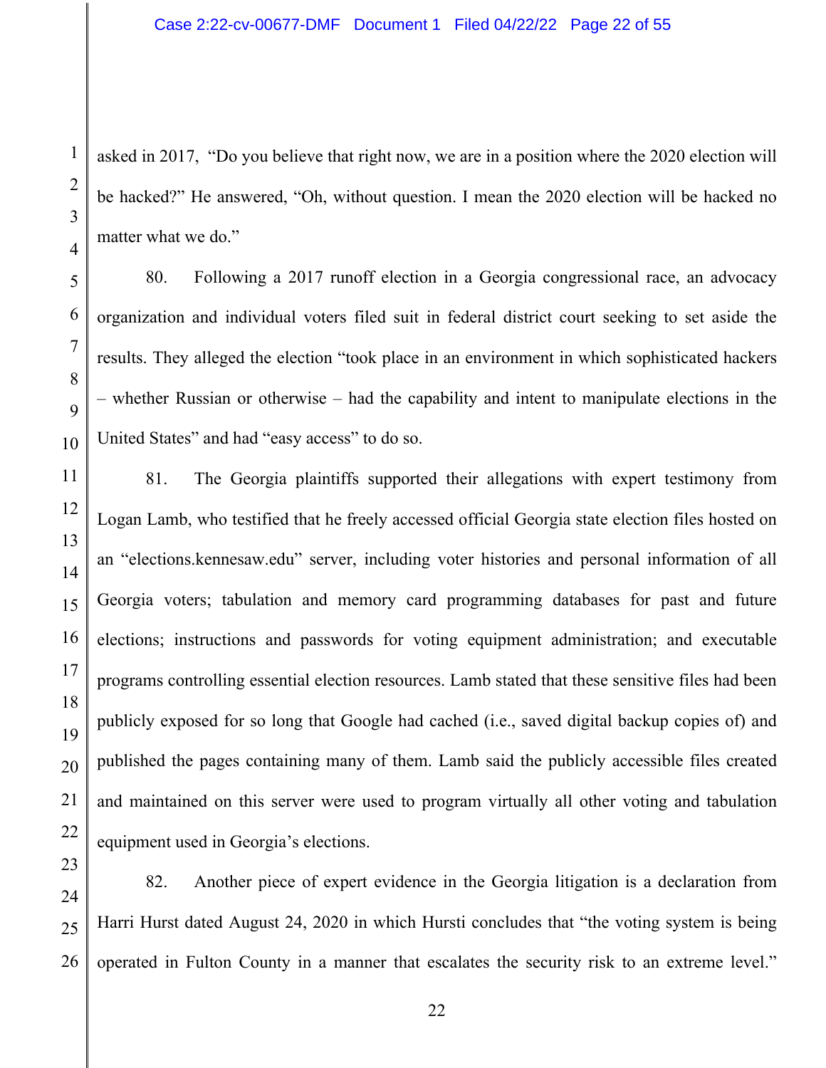asked in 2017, "Do you believe that right now, we are in a position where the 2020 election will be hacked?" He answered, "Oh, without question. I mean the 2020 election will be hacked no matter what we do."

80. Following a 2017 runoff election in a Georgia congressional race, an advocacy organization and individual voters filed suit in federal district court seeking to set aside the results. They alleged the election "took place in an environment in which sophisticated hackers – whether Russian or otherwise – had the capability and intent to manipulate elections in the United States" and had "easy access" to do so.

81. The Georgia plaintiffs supported their allegations with expert testimony from Logan Lamb, who testified that he freely accessed official Georgia state election files hosted on an "elections.kennesaw.edu" server, including voter histories and personal information of all Georgia voters; tabulation and memory card programming databases for past and future elections; instructions and passwords for voting equipment administration; and executable programs controlling essential election resources. Lamb stated that these sensitive files had been publicly exposed for so long that Google had cached (i.e., saved digital backup copies of) and published the pages containing many of them. Lamb said the publicly accessible files created and maintained on this server were used to program virtually all other voting and tabulation equipment used in Georgia's elections.

82. Another piece of expert evidence in the Georgia litigation is a declaration from Harri Hurst dated August 24, 2020 in which Hursti concludes that "the voting system is being operated in Fulton County in a manner that escalates the security risk to an extreme level."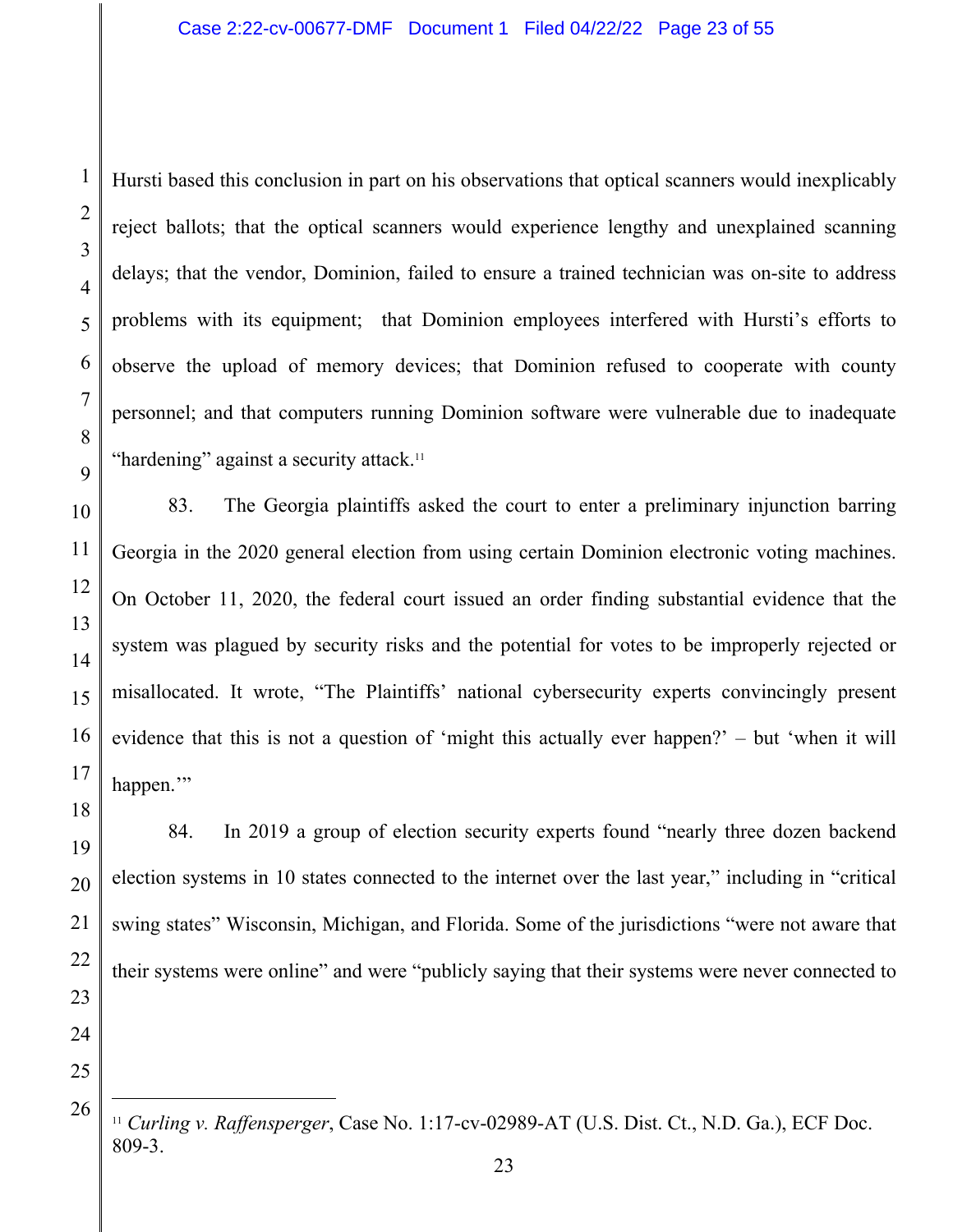Hursti based this conclusion in part on his observations that optical scanners would inexplicably reject ballots; that the optical scanners would experience lengthy and unexplained scanning delays; that the vendor, Dominion, failed to ensure a trained technician was on-site to address problems with its equipment; that Dominion employees interfered with Hursti's efforts to observe the upload of memory devices; that Dominion refused to cooperate with county personnel; and that computers running Dominion software were vulnerable due to inadequate "hardening" against a security attack.[11]

83. The Georgia plaintiffs asked the court to enter a preliminary injunction barring Georgia in the 2020 general election from using certain Dominion electronic voting machines. On October 11, 2020, the federal court issued an order finding substantial evidence that the system was plagued by security risks and the potential for votes to be improperly rejected or misallocated. It wrote, "The Plaintiffs' national cybersecurity experts convincingly present evidence that this is not a question of 'might this actually ever happen?' – but 'when it will happen.'"

84. In 2019 a group of election security experts found "nearly three dozen backend election systems in 10 states connected to the internet over the last year," including in "critical swing states" Wisconsin, Michigan, and Florida. Some of the jurisdictions "were not aware that their systems were online" and were "publicly saying that their systems were never connected to

---

[11] *Curling v. Raffensperger*, Case No. 1:17-cv-02989-AT (U.S. Dist. Ct., N.D. Ga.), ECF Doc. 809-3.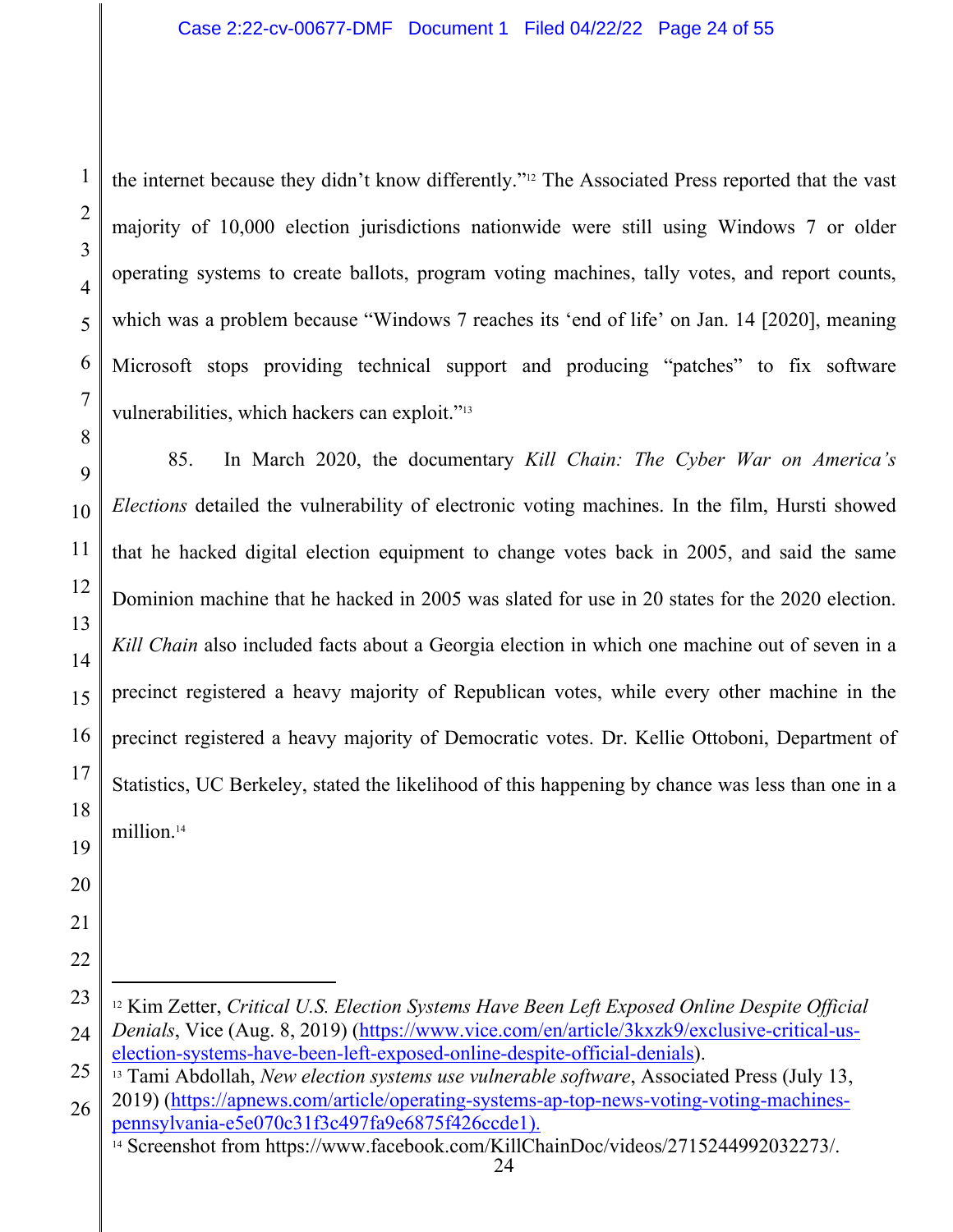the internet because they didn't know differently."[12] The Associated Press reported that the vast majority of 10,000 election jurisdictions nationwide were still using Windows 7 or older operating systems to create ballots, program voting machines, tally votes, and report counts, which was a problem because "Windows 7 reaches its 'end of life' on Jan. 14 [2020], meaning Microsoft stops providing technical support and producing "patches" to fix software vulnerabilities, which hackers can exploit."[13]

85. In March 2020, the documentary *Kill Chain: The Cyber War on America's Elections* detailed the vulnerability of electronic voting machines. In the film, Hursti showed that he hacked digital election equipment to change votes back in 2005, and said the same Dominion machine that he hacked in 2005 was slated for use in 20 states for the 2020 election. *Kill Chain* also included facts about a Georgia election in which one machine out of seven in a precinct registered a heavy majority of Republican votes, while every other machine in the precinct registered a heavy majority of Democratic votes. Dr. Kellie Ottoboni, Department of Statistics, UC Berkeley, stated the likelihood of this happening by chance was less than one in a million.[14]

---

[12] Kim Zetter, *Critical U.S. Election Systems Have Been Left Exposed Online Despite Official Denials*, Vice (Aug. 8, 2019) (https://www.vice.com/en/article/3kxzk9/exclusive-critical-us-election-systems-have-been-left-exposed-online-despite-official-denials).

[13] Tami Abdollah, *New election systems use vulnerable software*, Associated Press (July 13, 2019) (https://apnews.com/article/operating-systems-ap-top-news-voting-voting-machines-pennsylvania-e5e070c31f3c497fa9e6875f426ccde1).

[14] Screenshot from https://www.facebook.com/KillChainDoc/videos/2715244992032273/.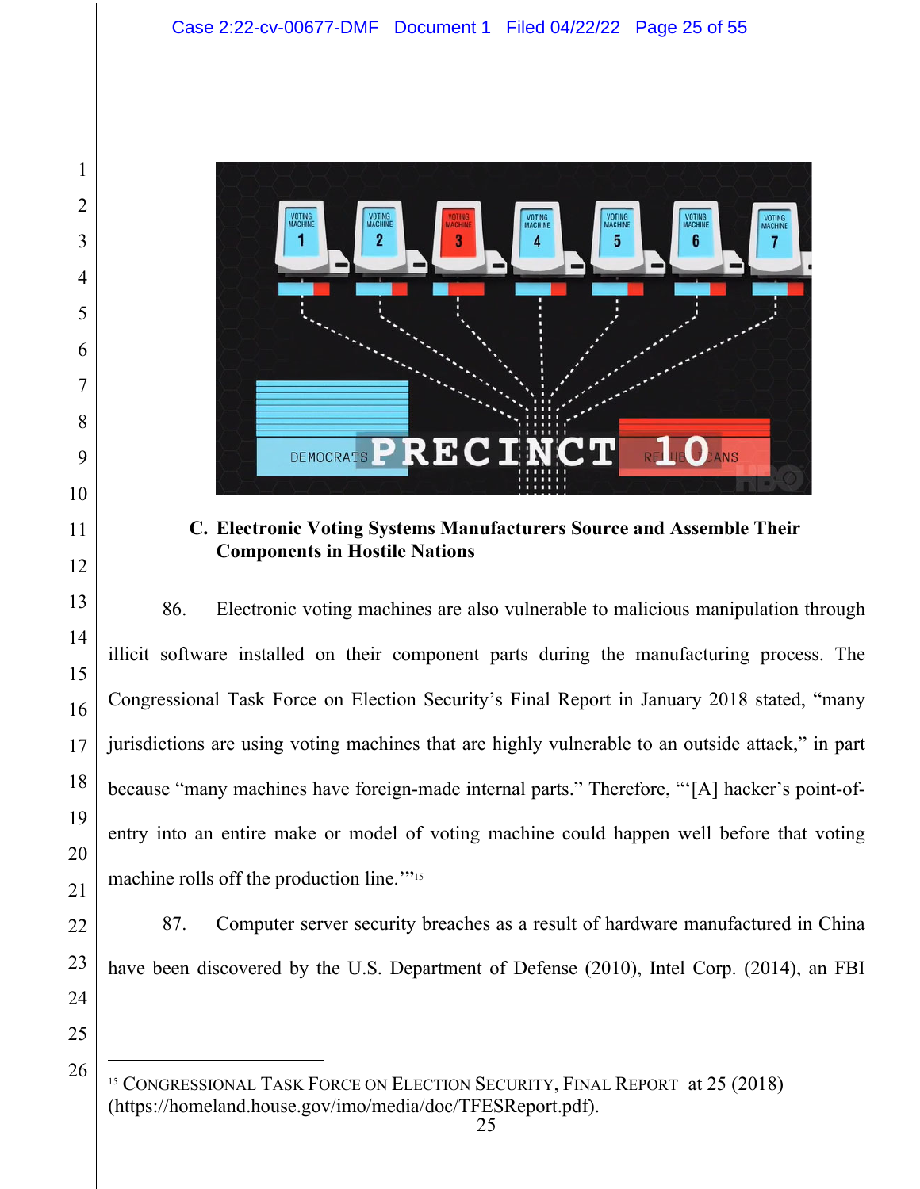### C. Electronic Voting Systems Manufacturers Source and Assemble Their Components in Hostile Nations

86. Electronic voting machines are also vulnerable to malicious manipulation through illicit software installed on their component parts during the manufacturing process. The Congressional Task Force on Election Security's Final Report in January 2018 stated, "many jurisdictions are using voting machines that are highly vulnerable to an outside attack," in part because "many machines have foreign-made internal parts." Therefore, "'[A] hacker's point-of-entry into an entire make or model of voting machine could happen well before that voting machine rolls off the production line.'"[15]

87. Computer server security breaches as a result of hardware manufactured in China have been discovered by the U.S. Department of Defense (2010), Intel Corp. (2014), an FBI

---

[15] CONGRESSIONAL TASK FORCE ON ELECTION SECURITY, FINAL REPORT at 25 (2018) (https://homeland.house.gov/imo/media/doc/TFESReport.pdf).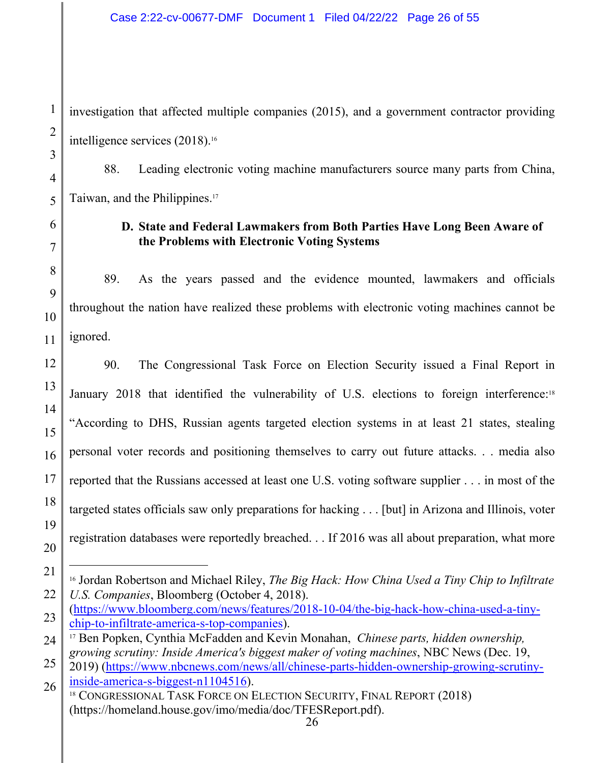investigation that affected multiple companies (2015), and a government contractor providing intelligence services (2018).[16]

88. Leading electronic voting machine manufacturers source many parts from China, Taiwan, and the Philippines.[17]

### D. State and Federal Lawmakers from Both Parties Have Long Been Aware of the Problems with Electronic Voting Systems

89. As the years passed and the evidence mounted, lawmakers and officials throughout the nation have realized these problems with electronic voting machines cannot be ignored.

90. The Congressional Task Force on Election Security issued a Final Report in January 2018 that identified the vulnerability of U.S. elections to foreign interference:[18] "According to DHS, Russian agents targeted election systems in at least 21 states, stealing personal voter records and positioning themselves to carry out future attacks. . . media also reported that the Russians accessed at least one U.S. voting software supplier . . . in most of the targeted states officials saw only preparations for hacking . . . [but] in Arizona and Illinois, voter registration databases were reportedly breached. . . If 2016 was all about preparation, what more

---

[16] Jordan Robertson and Michael Riley, *The Big Hack: How China Used a Tiny Chip to Infiltrate U.S. Companies*, Bloomberg (October 4, 2018). (https://www.bloomberg.com/news/features/2018-10-04/the-big-hack-how-china-used-a-tiny-chip-to-infiltrate-america-s-top-companies).

[17] Ben Popken, Cynthia McFadden and Kevin Monahan, *Chinese parts, hidden ownership, growing scrutiny: Inside America's biggest maker of voting machines*, NBC News (Dec. 19, 2019) (https://www.nbcnews.com/news/all/chinese-parts-hidden-ownership-growing-scrutiny-inside-america-s-biggest-n1104516).

[18] CONGRESSIONAL TASK FORCE ON ELECTION SECURITY, FINAL REPORT (2018) (https://homeland.house.gov/imo/media/doc/TFESReport.pdf).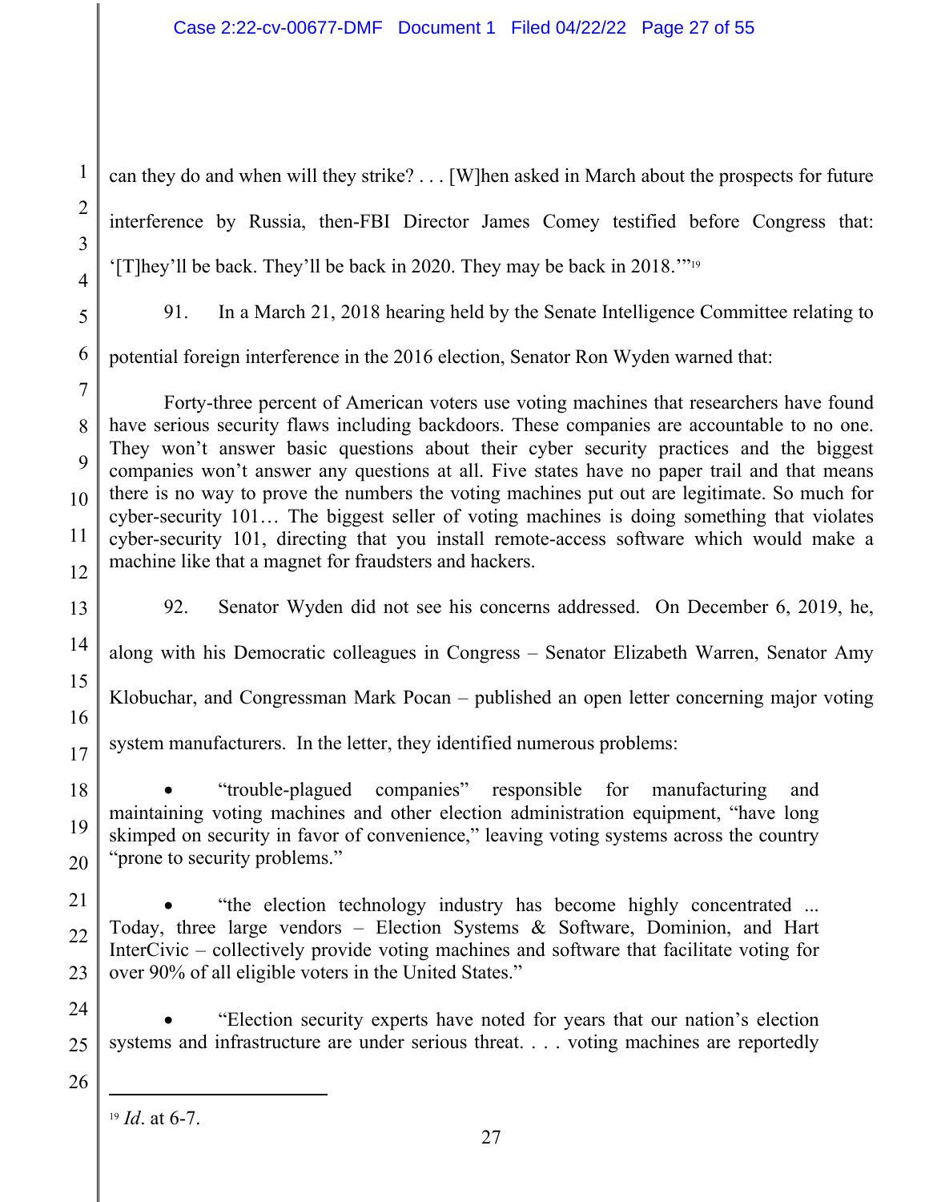can they do and when will they strike? . . . [W]hen asked in March about the prospects for future interference by Russia, then-FBI Director James Comey testified before Congress that: '[T]hey'll be back. They'll be back in 2020. They may be back in 2018.'"[19]

91. In a March 21, 2018 hearing held by the Senate Intelligence Committee relating to potential foreign interference in the 2016 election, Senator Ron Wyden warned that:

> Forty-three percent of American voters use voting machines that researchers have found have serious security flaws including backdoors. These companies are accountable to no one. They won't answer basic questions about their cyber security practices and the biggest companies won't answer any questions at all. Five states have no paper trail and that means there is no way to prove the numbers the voting machines put out are legitimate. So much for cyber-security 101… The biggest seller of voting machines is doing something that violates cyber-security 101, directing that you install remote-access software which would make a machine like that a magnet for fraudsters and hackers.

92. Senator Wyden did not see his concerns addressed. On December 6, 2019, he, along with his Democratic colleagues in Congress – Senator Elizabeth Warren, Senator Amy Klobuchar, and Congressman Mark Pocan – published an open letter concerning major voting system manufacturers. In the letter, they identified numerous problems:

- "trouble-plagued companies" responsible for manufacturing and maintaining voting machines and other election administration equipment, "have long skimped on security in favor of convenience," leaving voting systems across the country "prone to security problems."

- "the election technology industry has become highly concentrated ... Today, three large vendors – Election Systems & Software, Dominion, and Hart InterCivic – collectively provide voting machines and software that facilitate voting for over 90% of all eligible voters in the United States."

- "Election security experts have noted for years that our nation's election systems and infrastructure are under serious threat. . . . voting machines are reportedly

---

[19] *Id*. at 6-7.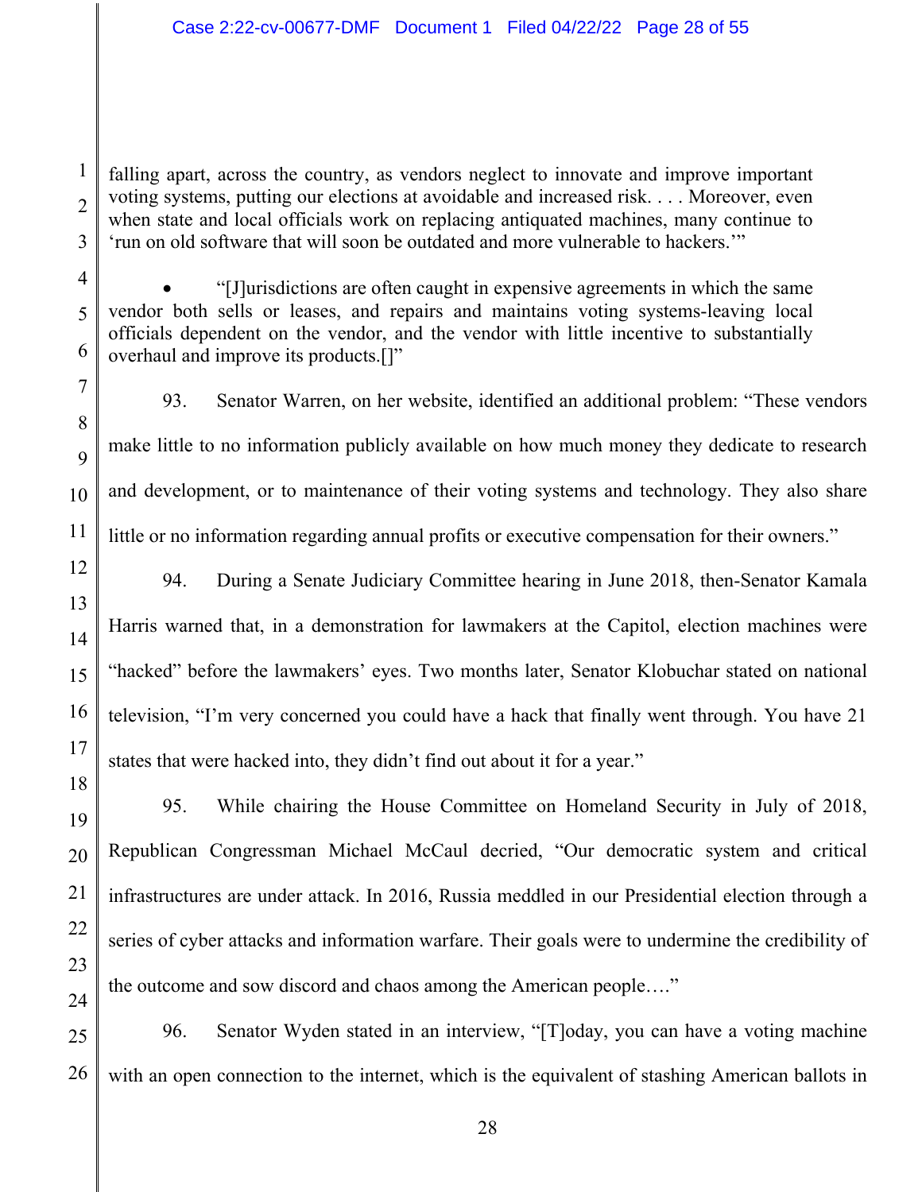falling apart, across the country, as vendors neglect to innovate and improve important voting systems, putting our elections at avoidable and increased risk. . . . Moreover, even when state and local officials work on replacing antiquated machines, many continue to 'run on old software that will soon be outdated and more vulnerable to hackers.'"

- "[J]urisdictions are often caught in expensive agreements in which the same vendor both sells or leases, and repairs and maintains voting systems-leaving local officials dependent on the vendor, and the vendor with little incentive to substantially overhaul and improve its products.[]"

93. Senator Warren, on her website, identified an additional problem: "These vendors make little to no information publicly available on how much money they dedicate to research and development, or to maintenance of their voting systems and technology. They also share little or no information regarding annual profits or executive compensation for their owners."

94. During a Senate Judiciary Committee hearing in June 2018, then-Senator Kamala Harris warned that, in a demonstration for lawmakers at the Capitol, election machines were "hacked" before the lawmakers' eyes. Two months later, Senator Klobuchar stated on national television, "I'm very concerned you could have a hack that finally went through. You have 21 states that were hacked into, they didn't find out about it for a year."

95. While chairing the House Committee on Homeland Security in July of 2018, Republican Congressman Michael McCaul decried, "Our democratic system and critical infrastructures are under attack. In 2016, Russia meddled in our Presidential election through a series of cyber attacks and information warfare. Their goals were to undermine the credibility of the outcome and sow discord and chaos among the American people…."

96. Senator Wyden stated in an interview, "[T]oday, you can have a voting machine with an open connection to the internet, which is the equivalent of stashing American ballots in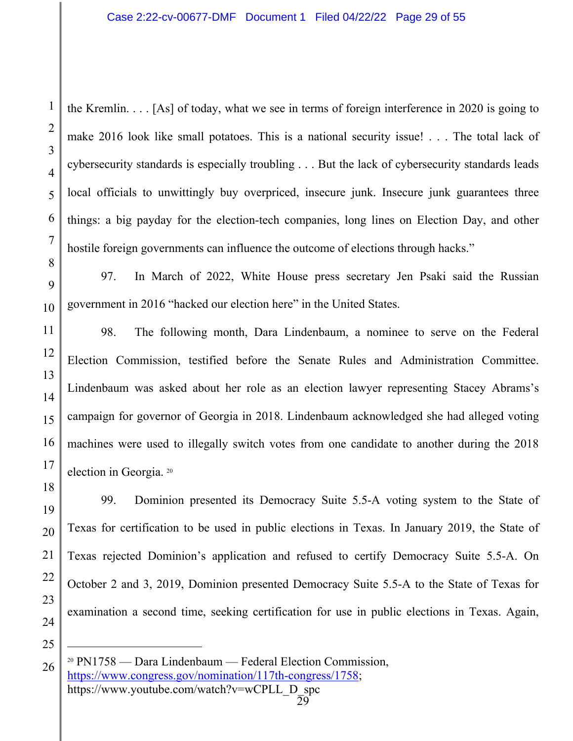the Kremlin. . . . [As] of today, what we see in terms of foreign interference in 2020 is going to make 2016 look like small potatoes. This is a national security issue! . . . The total lack of cybersecurity standards is especially troubling . . . But the lack of cybersecurity standards leads local officials to unwittingly buy overpriced, insecure junk. Insecure junk guarantees three things: a big payday for the election-tech companies, long lines on Election Day, and other hostile foreign governments can influence the outcome of elections through hacks."

97. In March of 2022, White House press secretary Jen Psaki said the Russian government in 2016 "hacked our election here" in the United States.

98. The following month, Dara Lindenbaum, a nominee to serve on the Federal Election Commission, testified before the Senate Rules and Administration Committee. Lindenbaum was asked about her role as an election lawyer representing Stacey Abrams's campaign for governor of Georgia in 2018. Lindenbaum acknowledged she had alleged voting machines were used to illegally switch votes from one candidate to another during the 2018 election in Georgia. [20]

99. Dominion presented its Democracy Suite 5.5-A voting system to the State of Texas for certification to be used in public elections in Texas. In January 2019, the State of Texas rejected Dominion's application and refused to certify Democracy Suite 5.5-A. On October 2 and 3, 2019, Dominion presented Democracy Suite 5.5-A to the State of Texas for examination a second time, seeking certification for use in public elections in Texas. Again,

---

[20] PN1758 — Dara Lindenbaum — Federal Election Commission, https://www.congress.gov/nomination/117th-congress/1758; https://www.youtube.com/watch?v=wCPLL_D_spc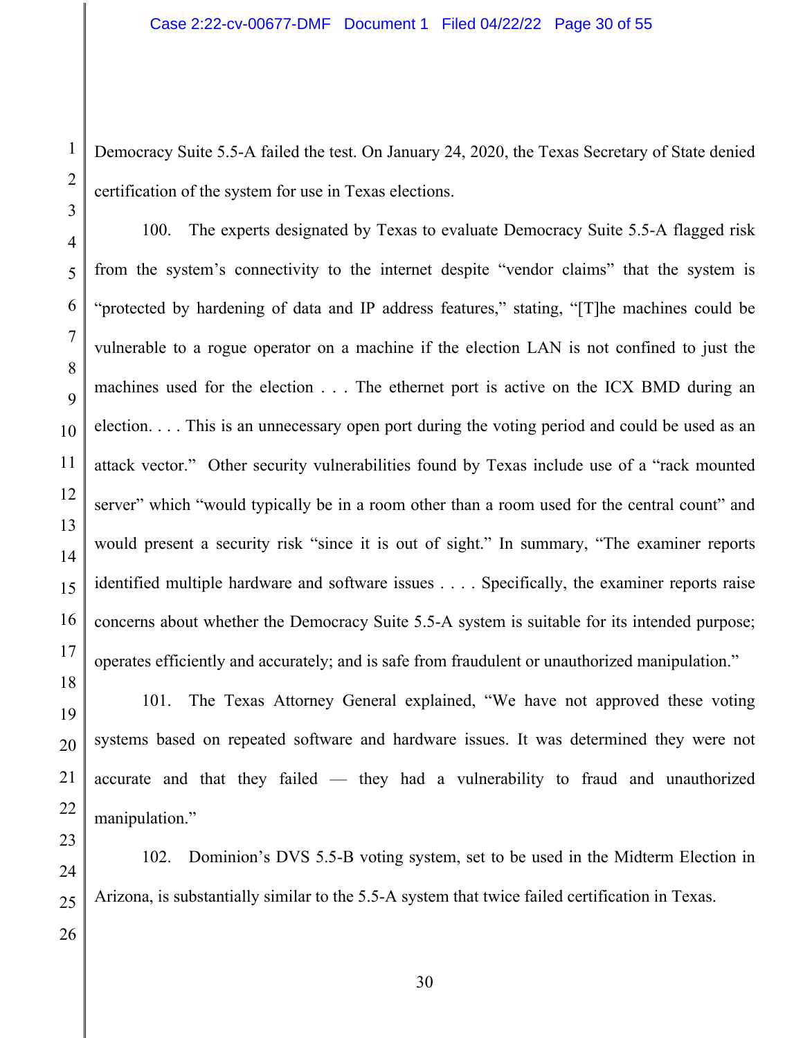Democracy Suite 5.5-A failed the test. On January 24, 2020, the Texas Secretary of State denied certification of the system for use in Texas elections.

100. The experts designated by Texas to evaluate Democracy Suite 5.5-A flagged risk from the system's connectivity to the internet despite "vendor claims" that the system is "protected by hardening of data and IP address features," stating, "[T]he machines could be vulnerable to a rogue operator on a machine if the election LAN is not confined to just the machines used for the election . . . The ethernet port is active on the ICX BMD during an election. . . . This is an unnecessary open port during the voting period and could be used as an attack vector." Other security vulnerabilities found by Texas include use of a "rack mounted server" which "would typically be in a room other than a room used for the central count" and would present a security risk "since it is out of sight." In summary, "The examiner reports identified multiple hardware and software issues . . . . Specifically, the examiner reports raise concerns about whether the Democracy Suite 5.5-A system is suitable for its intended purpose; operates efficiently and accurately; and is safe from fraudulent or unauthorized manipulation."

101. The Texas Attorney General explained, "We have not approved these voting systems based on repeated software and hardware issues. It was determined they were not accurate and that they failed — they had a vulnerability to fraud and unauthorized manipulation."

102. Dominion's DVS 5.5-B voting system, set to be used in the Midterm Election in Arizona, is substantially similar to the 5.5-A system that twice failed certification in Texas.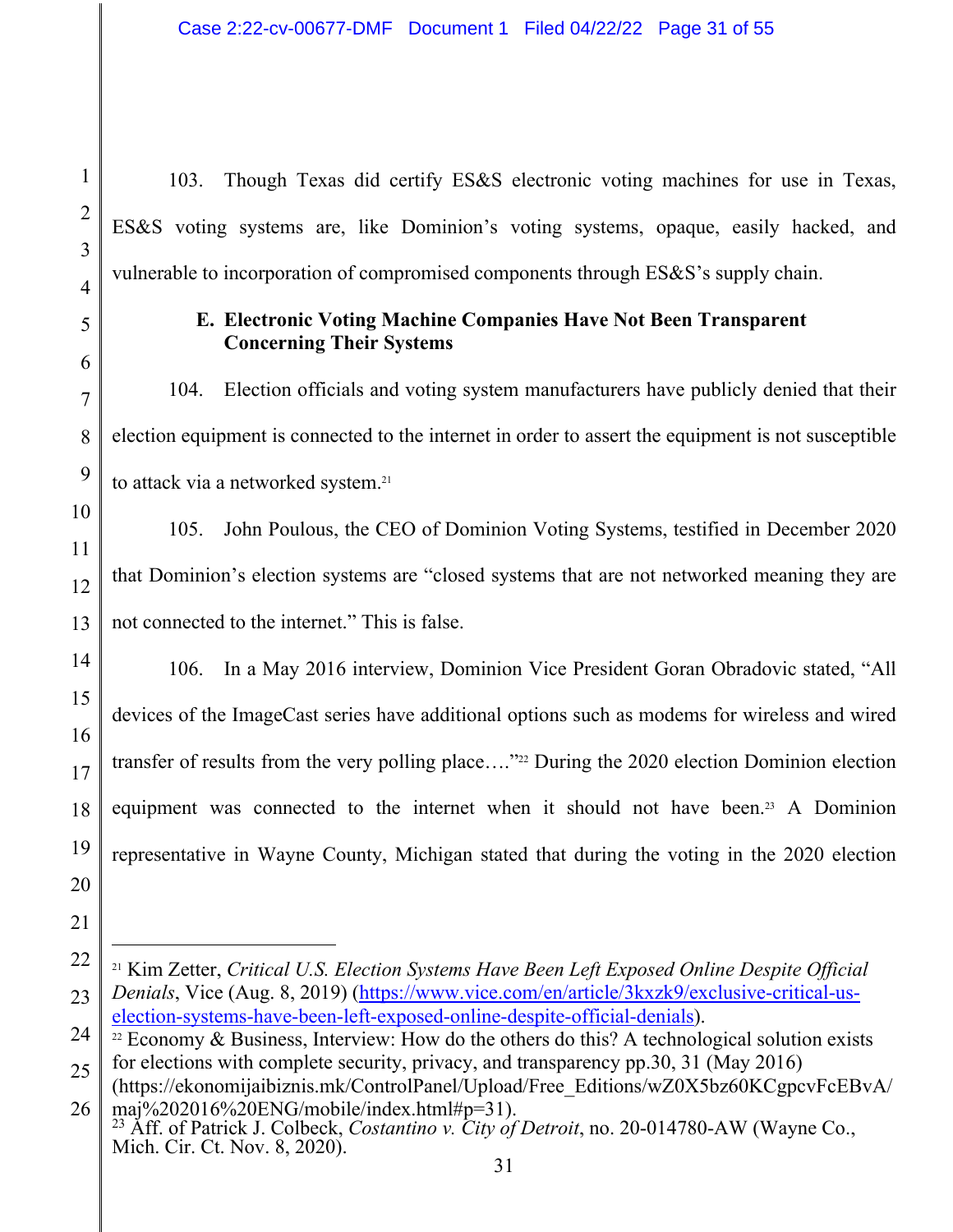103. Though Texas did certify ES&S electronic voting machines for use in Texas, ES&S voting systems are, like Dominion's voting systems, opaque, easily hacked, and vulnerable to incorporation of compromised components through ES&S's supply chain.

### E. Electronic Voting Machine Companies Have Not Been Transparent Concerning Their Systems

104. Election officials and voting system manufacturers have publicly denied that their election equipment is connected to the internet in order to assert the equipment is not susceptible to attack via a networked system.[21]

105. John Poulous, the CEO of Dominion Voting Systems, testified in December 2020 that Dominion's election systems are "closed systems that are not networked meaning they are not connected to the internet." This is false.

106. In a May 2016 interview, Dominion Vice President Goran Obradovic stated, "All devices of the ImageCast series have additional options such as modems for wireless and wired transfer of results from the very polling place…."[22] During the 2020 election Dominion election equipment was connected to the internet when it should not have been.[23] A Dominion representative in Wayne County, Michigan stated that during the voting in the 2020 election

---

[21] Kim Zetter, *Critical U.S. Election Systems Have Been Left Exposed Online Despite Official Denials*, Vice (Aug. 8, 2019) (https://www.vice.com/en/article/3kxzk9/exclusive-critical-us-election-systems-have-been-left-exposed-online-despite-official-denials).

[22] Economy & Business, Interview: How do the others do this? A technological solution exists for elections with complete security, privacy, and transparency pp.30, 31 (May 2016) (https://ekonomijaibiznis.mk/ControlPanel/Upload/Free_Editions/wZ0X5bz60KCgpcvFcEBvA/maj%202016%20ENG/mobile/index.html#p=31).

[23] Aff. of Patrick J. Colbeck, *Costantino v. City of Detroit*, no. 20-014780-AW (Wayne Co., Mich. Cir. Ct. Nov. 8, 2020).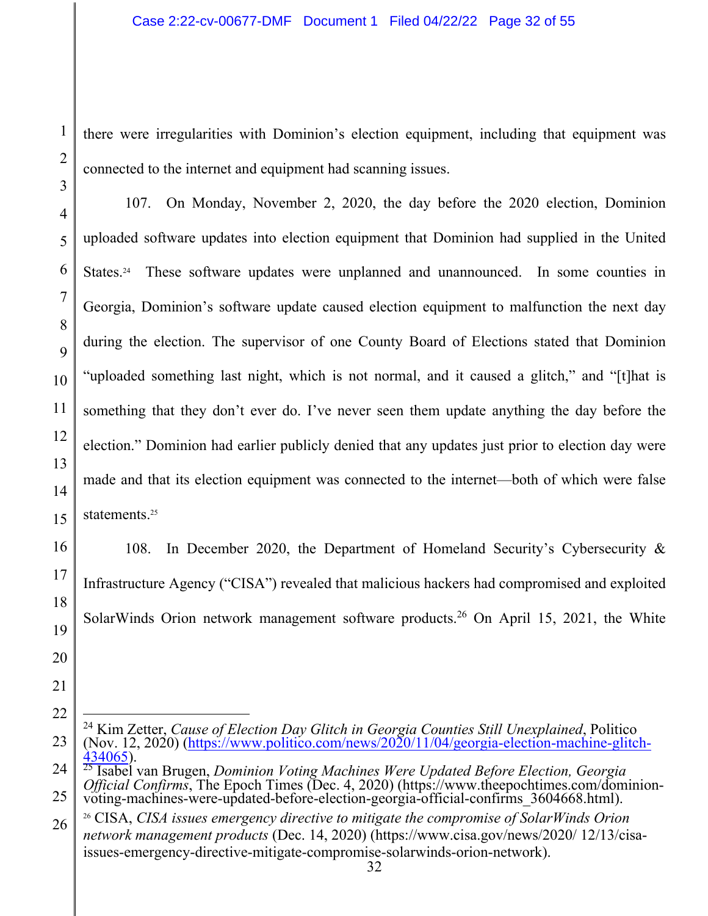there were irregularities with Dominion's election equipment, including that equipment was connected to the internet and equipment had scanning issues.

107. On Monday, November 2, 2020, the day before the 2020 election, Dominion uploaded software updates into election equipment that Dominion had supplied in the United States.[24] These software updates were unplanned and unannounced. In some counties in Georgia, Dominion's software update caused election equipment to malfunction the next day during the election. The supervisor of one County Board of Elections stated that Dominion "uploaded something last night, which is not normal, and it caused a glitch," and "[t]hat is something that they don't ever do. I've never seen them update anything the day before the election." Dominion had earlier publicly denied that any updates just prior to election day were made and that its election equipment was connected to the internet—both of which were false statements.[25]

108. In December 2020, the Department of Homeland Security's Cybersecurity & Infrastructure Agency ("CISA") revealed that malicious hackers had compromised and exploited SolarWinds Orion network management software products.[26] On April 15, 2021, the White

---

[24] Kim Zetter, *Cause of Election Day Glitch in Georgia Counties Still Unexplained*, Politico (Nov. 12, 2020) (https://www.politico.com/news/2020/11/04/georgia-election-machine-glitch-434065).

[25] Isabel van Brugen, *Dominion Voting Machines Were Updated Before Election, Georgia Official Confirms*, The Epoch Times (Dec. 4, 2020) (https://www.theepochtimes.com/dominion-voting-machines-were-updated-before-election-georgia-official-confirms_3604668.html).

[26] CISA, *CISA issues emergency directive to mitigate the compromise of SolarWinds Orion network management products* (Dec. 14, 2020) (https://www.cisa.gov/news/2020/ 12/13/cisa-issues-emergency-directive-mitigate-compromise-solarwinds-orion-network).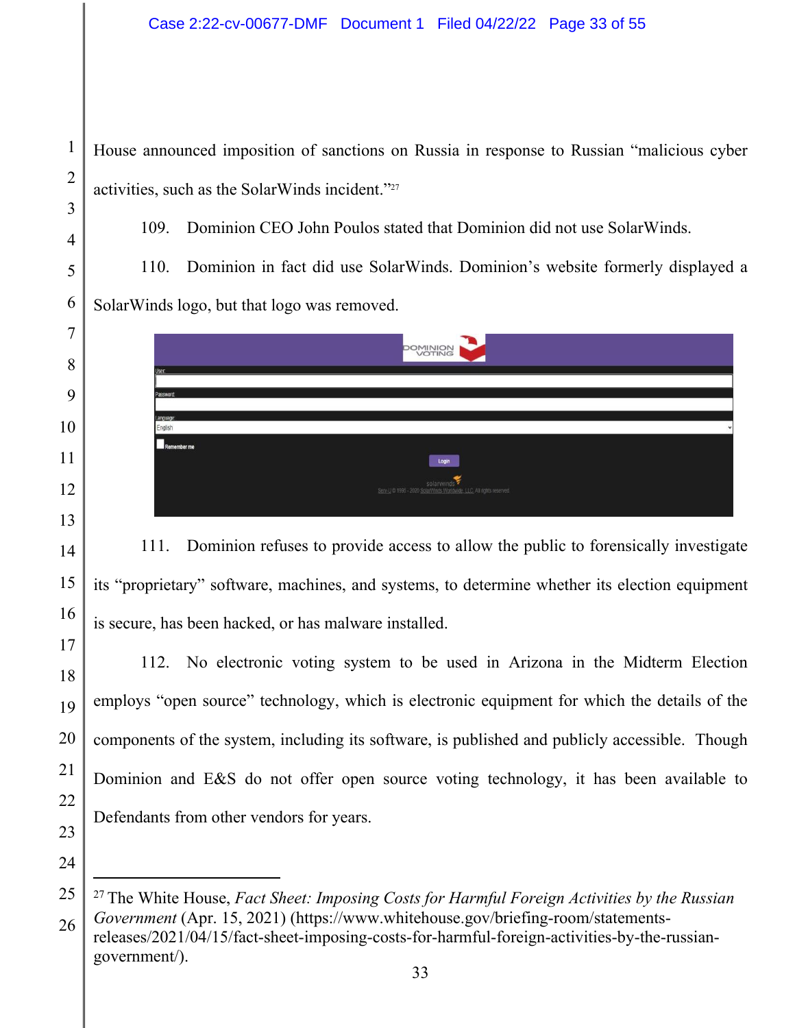House announced imposition of sanctions on Russia in response to Russian "malicious cyber activities, such as the SolarWinds incident."[27]

109. Dominion CEO John Poulos stated that Dominion did not use SolarWinds.

110. Dominion in fact did use SolarWinds. Dominion's website formerly displayed a SolarWinds logo, but that logo was removed.

111. Dominion refuses to provide access to allow the public to forensically investigate its "proprietary" software, machines, and systems, to determine whether its election equipment is secure, has been hacked, or has malware installed.

112. No electronic voting system to be used in Arizona in the Midterm Election employs "open source" technology, which is electronic equipment for which the details of the components of the system, including its software, is published and publicly accessible. Though Dominion and E&S do not offer open source voting technology, it has been available to Defendants from other vendors for years.

---

[27] The White House, *Fact Sheet: Imposing Costs for Harmful Foreign Activities by the Russian Government* (Apr. 15, 2021) (https://www.whitehouse.gov/briefing-room/statements-releases/2021/04/15/fact-sheet-imposing-costs-for-harmful-foreign-activities-by-the-russian-government/).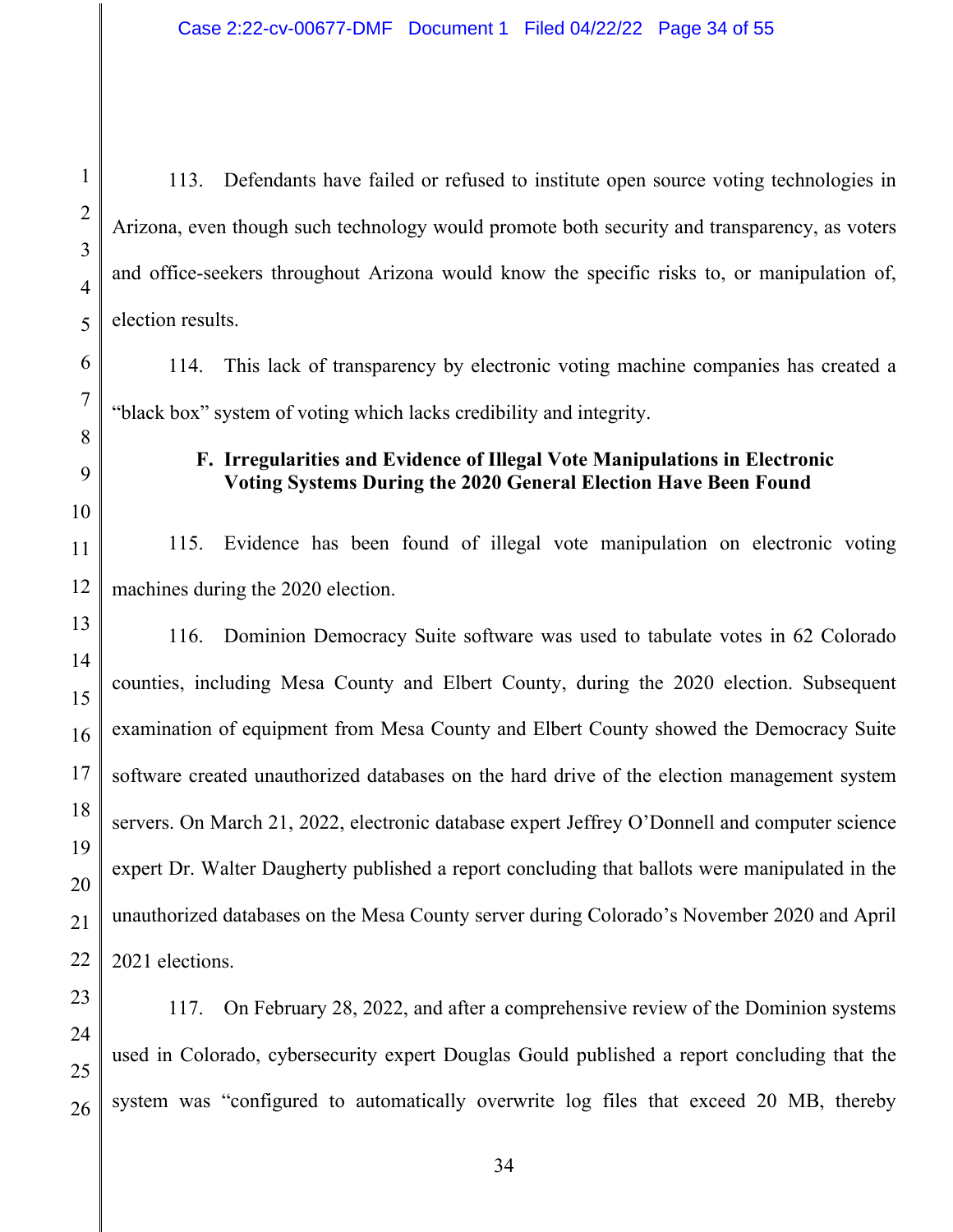113. Defendants have failed or refused to institute open source voting technologies in Arizona, even though such technology would promote both security and transparency, as voters and office-seekers throughout Arizona would know the specific risks to, or manipulation of, election results.

114. This lack of transparency by electronic voting machine companies has created a "black box" system of voting which lacks credibility and integrity.

### F. Irregularities and Evidence of Illegal Vote Manipulations in Electronic Voting Systems During the 2020 General Election Have Been Found

115. Evidence has been found of illegal vote manipulation on electronic voting machines during the 2020 election.

116. Dominion Democracy Suite software was used to tabulate votes in 62 Colorado counties, including Mesa County and Elbert County, during the 2020 election. Subsequent examination of equipment from Mesa County and Elbert County showed the Democracy Suite software created unauthorized databases on the hard drive of the election management system servers. On March 21, 2022, electronic database expert Jeffrey O'Donnell and computer science expert Dr. Walter Daugherty published a report concluding that ballots were manipulated in the unauthorized databases on the Mesa County server during Colorado's November 2020 and April 2021 elections.

117. On February 28, 2022, and after a comprehensive review of the Dominion systems used in Colorado, cybersecurity expert Douglas Gould published a report concluding that the system was "configured to automatically overwrite log files that exceed 20 MB, thereby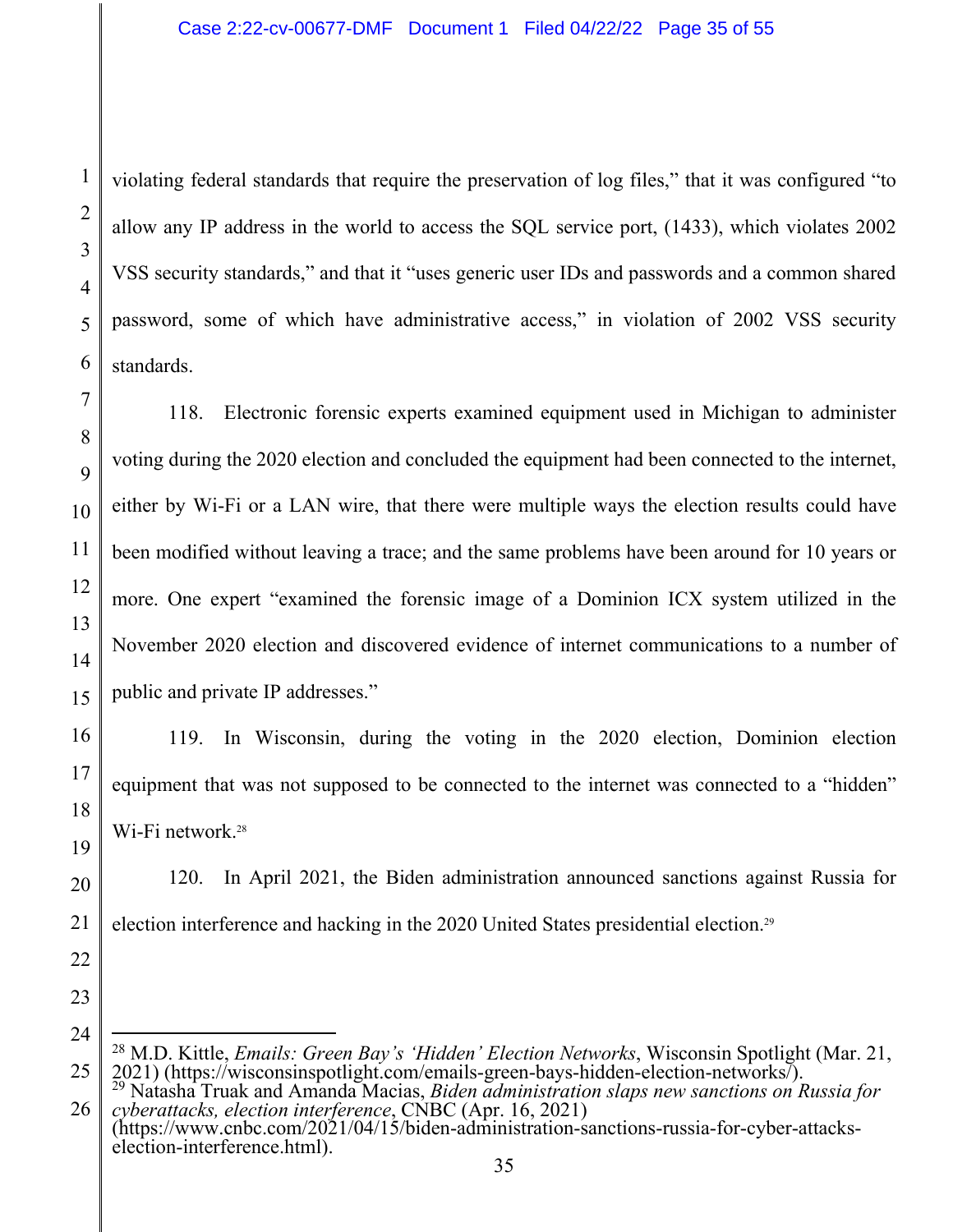violating federal standards that require the preservation of log files," that it was configured "to allow any IP address in the world to access the SQL service port, (1433), which violates 2002 VSS security standards," and that it "uses generic user IDs and passwords and a common shared password, some of which have administrative access," in violation of 2002 VSS security standards.

118. Electronic forensic experts examined equipment used in Michigan to administer voting during the 2020 election and concluded the equipment had been connected to the internet, either by Wi-Fi or a LAN wire, that there were multiple ways the election results could have been modified without leaving a trace; and the same problems have been around for 10 years or more. One expert "examined the forensic image of a Dominion ICX system utilized in the November 2020 election and discovered evidence of internet communications to a number of public and private IP addresses."

119. In Wisconsin, during the voting in the 2020 election, Dominion election equipment that was not supposed to be connected to the internet was connected to a "hidden" Wi-Fi network.[28]

120. In April 2021, the Biden administration announced sanctions against Russia for election interference and hacking in the 2020 United States presidential election.[29]

---

[28] M.D. Kittle, *Emails: Green Bay's 'Hidden' Election Networks*, Wisconsin Spotlight (Mar. 21, 2021) (https://wisconsinspotlight.com/emails-green-bays-hidden-election-networks/).

[29] Natasha Truak and Amanda Macias, *Biden administration slaps new sanctions on Russia for cyberattacks, election interference*, CNBC (Apr. 16, 2021) (https://www.cnbc.com/2021/04/15/biden-administration-sanctions-russia-for-cyber-attacks-election-interference.html).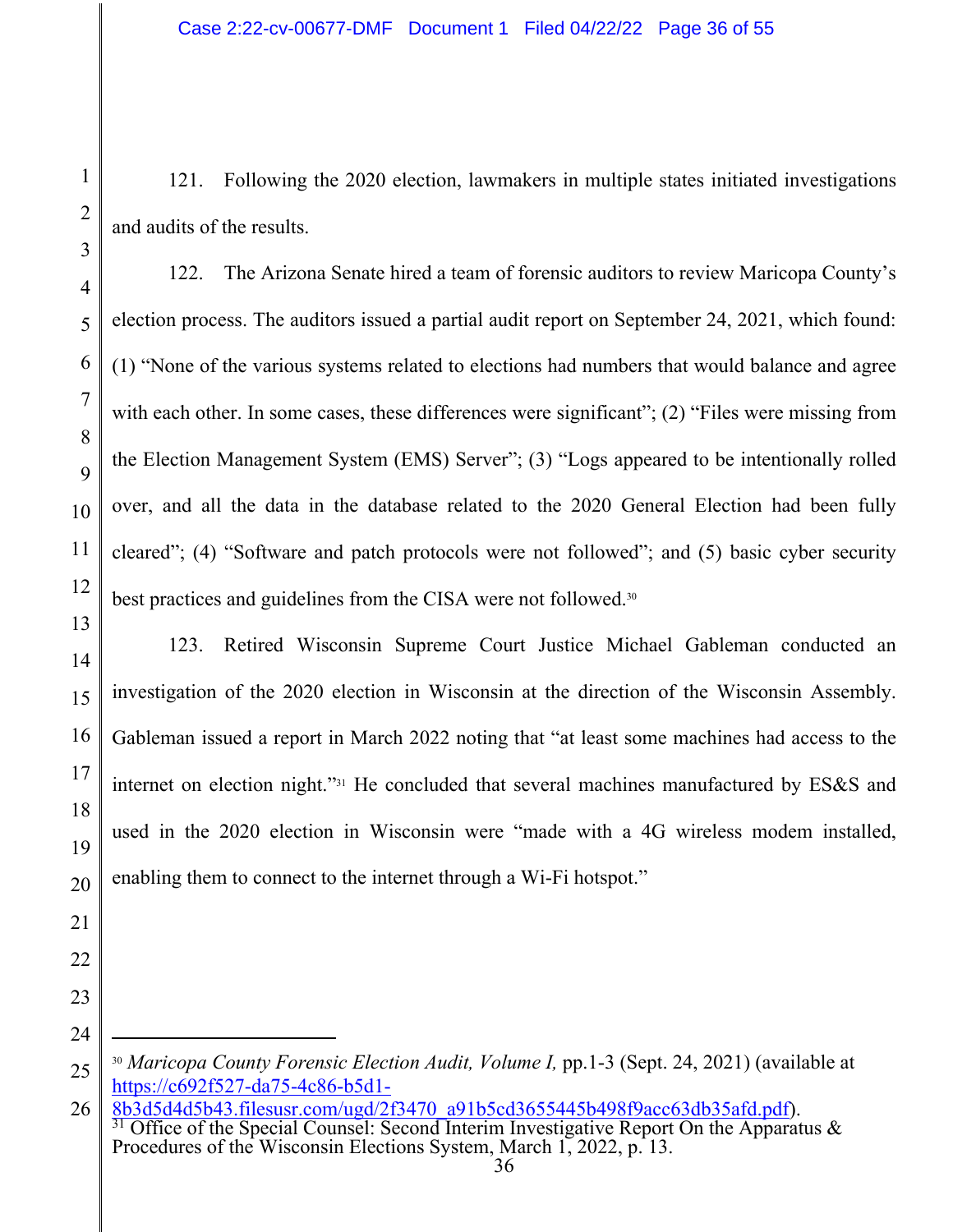121. Following the 2020 election, lawmakers in multiple states initiated investigations and audits of the results.

122. The Arizona Senate hired a team of forensic auditors to review Maricopa County's election process. The auditors issued a partial audit report on September 24, 2021, which found: (1) "None of the various systems related to elections had numbers that would balance and agree with each other. In some cases, these differences were significant"; (2) "Files were missing from the Election Management System (EMS) Server"; (3) "Logs appeared to be intentionally rolled over, and all the data in the database related to the 2020 General Election had been fully cleared"; (4) "Software and patch protocols were not followed"; and (5) basic cyber security best practices and guidelines from the CISA were not followed.[30]

123. Retired Wisconsin Supreme Court Justice Michael Gableman conducted an investigation of the 2020 election in Wisconsin at the direction of the Wisconsin Assembly. Gableman issued a report in March 2022 noting that "at least some machines had access to the internet on election night."[31] He concluded that several machines manufactured by ES&S and used in the 2020 election in Wisconsin were "made with a 4G wireless modem installed, enabling them to connect to the internet through a Wi-Fi hotspot."

---

[30] *Maricopa County Forensic Election Audit, Volume I,* pp.1-3 (Sept. 24, 2021) (available at https://c692f527-da75-4c86-b5d1-8b3d5d4d5b43.filesusr.com/ugd/2f3470_a91b5cd3655445b498f9acc63db35afd.pdf).

[31] Office of the Special Counsel: Second Interim Investigative Report On the Apparatus & Procedures of the Wisconsin Elections System, March 1, 2022, p. 13.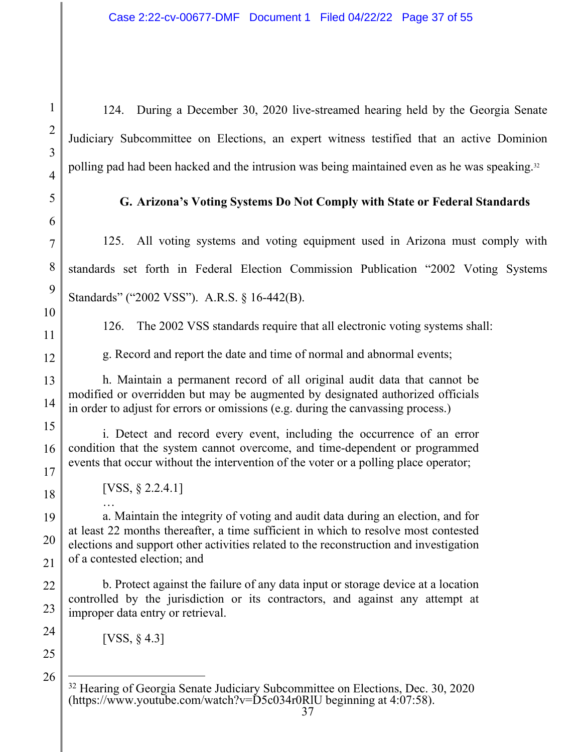124. During a December 30, 2020 live-streamed hearing held by the Georgia Senate Judiciary Subcommittee on Elections, an expert witness testified that an active Dominion polling pad had been hacked and the intrusion was being maintained even as he was speaking.[32]

### G. Arizona's Voting Systems Do Not Comply with State or Federal Standards

125. All voting systems and voting equipment used in Arizona must comply with standards set forth in Federal Election Commission Publication "2002 Voting Systems Standards" ("2002 VSS"). A.R.S. § 16-442(B).

126. The 2002 VSS standards require that all electronic voting systems shall:

> g. Record and report the date and time of normal and abnormal events;
>
> h. Maintain a permanent record of all original audit data that cannot be modified or overridden but may be augmented by designated authorized officials in order to adjust for errors or omissions (e.g. during the canvassing process.)
>
> i. Detect and record every event, including the occurrence of an error condition that the system cannot overcome, and time-dependent or programmed events that occur without the intervention of the voter or a polling place operator;
>
> [VSS, § 2.2.4.1]
>
> …
>
> a. Maintain the integrity of voting and audit data during an election, and for at least 22 months thereafter, a time sufficient in which to resolve most contested elections and support other activities related to the reconstruction and investigation of a contested election; and
>
> b. Protect against the failure of any data input or storage device at a location controlled by the jurisdiction or its contractors, and against any attempt at improper data entry or retrieval.
>
> [VSS, § 4.3]

---

[32] Hearing of Georgia Senate Judiciary Subcommittee on Elections, Dec. 30, 2020 (https://www.youtube.com/watch?v=D5c034r0RlU beginning at 4:07:58).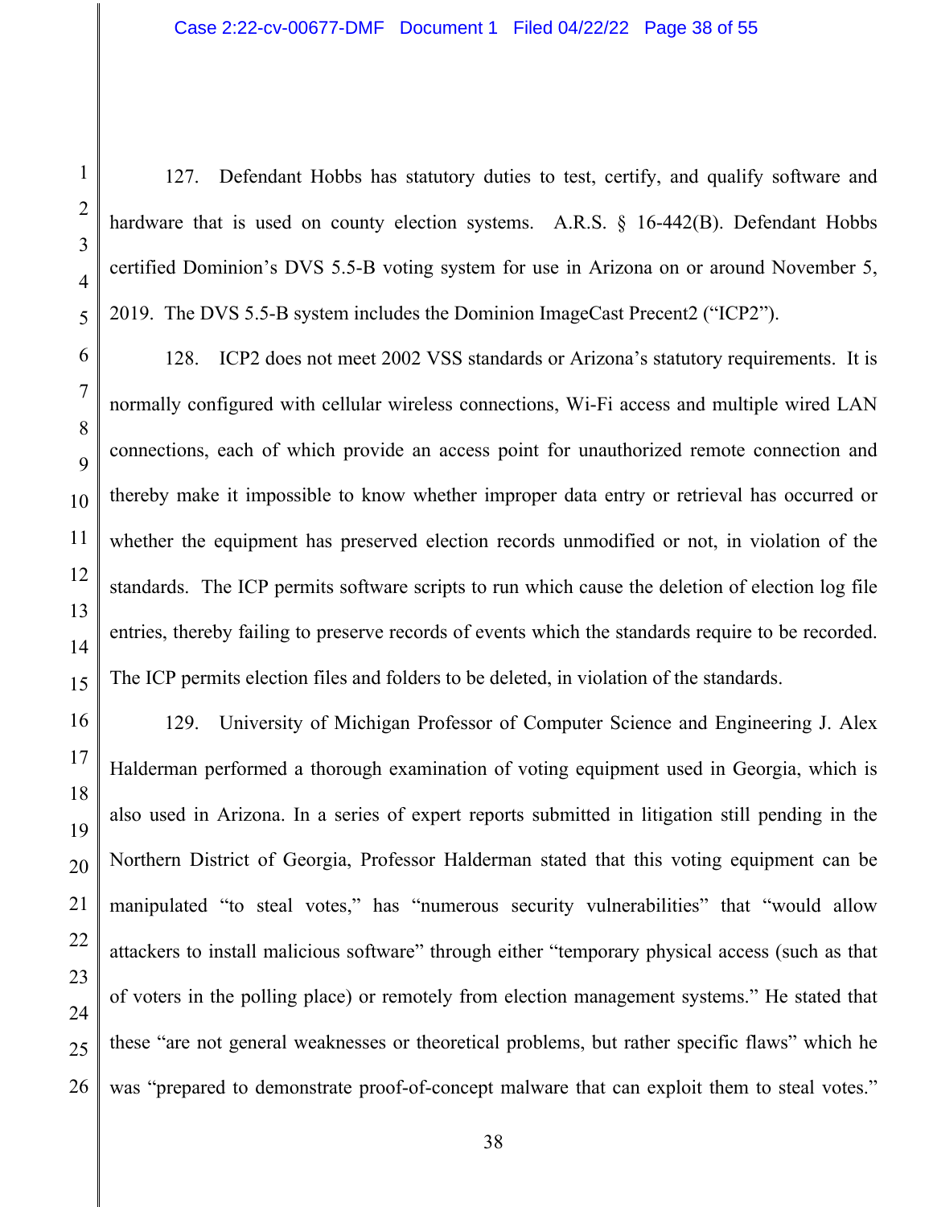127. Defendant Hobbs has statutory duties to test, certify, and qualify software and hardware that is used on county election systems. A.R.S. § 16-442(B). Defendant Hobbs certified Dominion's DVS 5.5-B voting system for use in Arizona on or around November 5, 2019. The DVS 5.5-B system includes the Dominion ImageCast Precent2 ("ICP2").

128. ICP2 does not meet 2002 VSS standards or Arizona's statutory requirements. It is normally configured with cellular wireless connections, Wi-Fi access and multiple wired LAN connections, each of which provide an access point for unauthorized remote connection and thereby make it impossible to know whether improper data entry or retrieval has occurred or whether the equipment has preserved election records unmodified or not, in violation of the standards. The ICP permits software scripts to run which cause the deletion of election log file entries, thereby failing to preserve records of events which the standards require to be recorded. The ICP permits election files and folders to be deleted, in violation of the standards.

129. University of Michigan Professor of Computer Science and Engineering J. Alex Halderman performed a thorough examination of voting equipment used in Georgia, which is also used in Arizona. In a series of expert reports submitted in litigation still pending in the Northern District of Georgia, Professor Halderman stated that this voting equipment can be manipulated "to steal votes," has "numerous security vulnerabilities" that "would allow attackers to install malicious software" through either "temporary physical access (such as that of voters in the polling place) or remotely from election management systems." He stated that these "are not general weaknesses or theoretical problems, but rather specific flaws" which he was "prepared to demonstrate proof-of-concept malware that can exploit them to steal votes."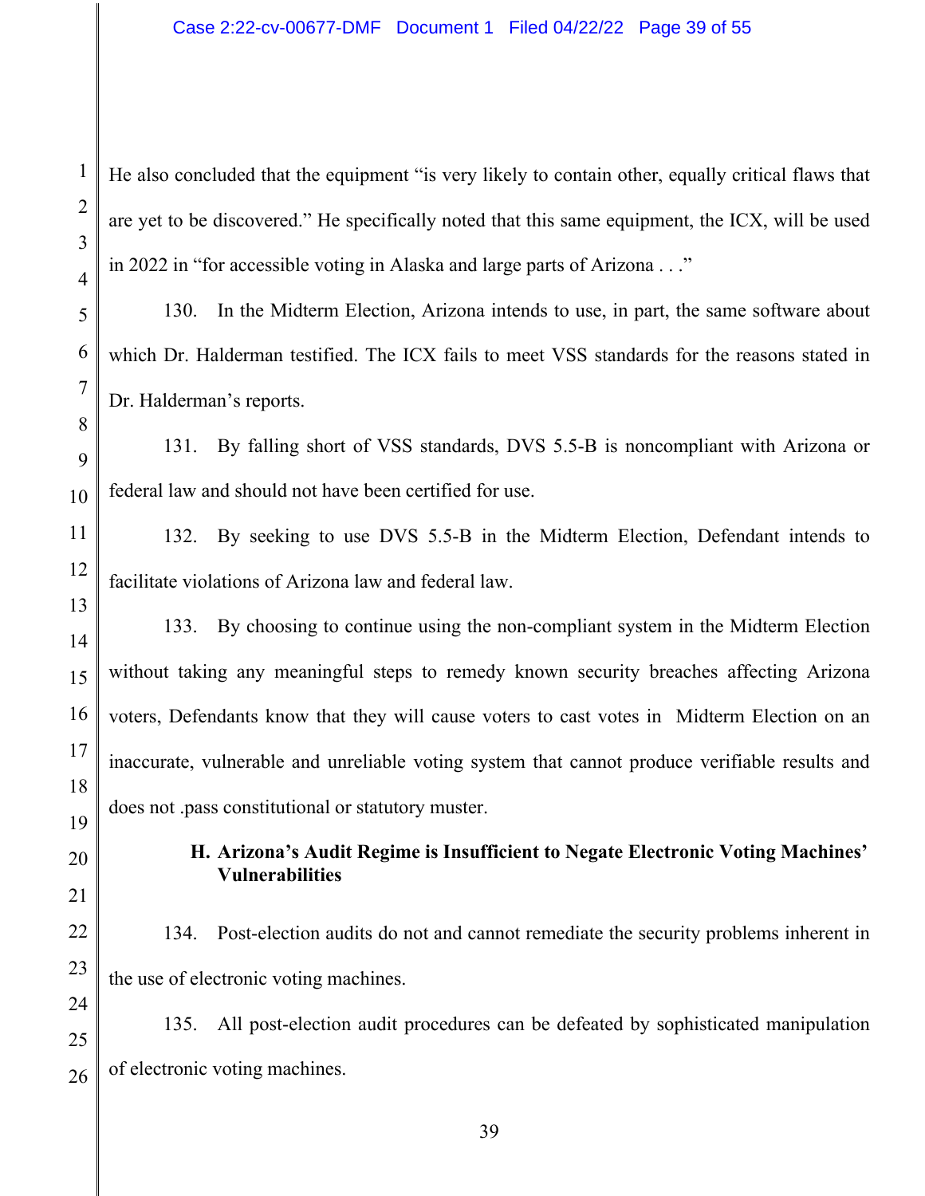He also concluded that the equipment "is very likely to contain other, equally critical flaws that are yet to be discovered." He specifically noted that this same equipment, the ICX, will be used in 2022 in "for accessible voting in Alaska and large parts of Arizona . . ."

130. In the Midterm Election, Arizona intends to use, in part, the same software about which Dr. Halderman testified. The ICX fails to meet VSS standards for the reasons stated in Dr. Halderman's reports.

131. By falling short of VSS standards, DVS 5.5-B is noncompliant with Arizona or federal law and should not have been certified for use.

132. By seeking to use DVS 5.5-B in the Midterm Election, Defendant intends to facilitate violations of Arizona law and federal law.

133. By choosing to continue using the non-compliant system in the Midterm Election without taking any meaningful steps to remedy known security breaches affecting Arizona voters, Defendants know that they will cause voters to cast votes in Midterm Election on an inaccurate, vulnerable and unreliable voting system that cannot produce verifiable results and does not .pass constitutional or statutory muster.

### H. Arizona's Audit Regime is Insufficient to Negate Electronic Voting Machines' Vulnerabilities

134. Post-election audits do not and cannot remediate the security problems inherent in the use of electronic voting machines.

135. All post-election audit procedures can be defeated by sophisticated manipulation of electronic voting machines.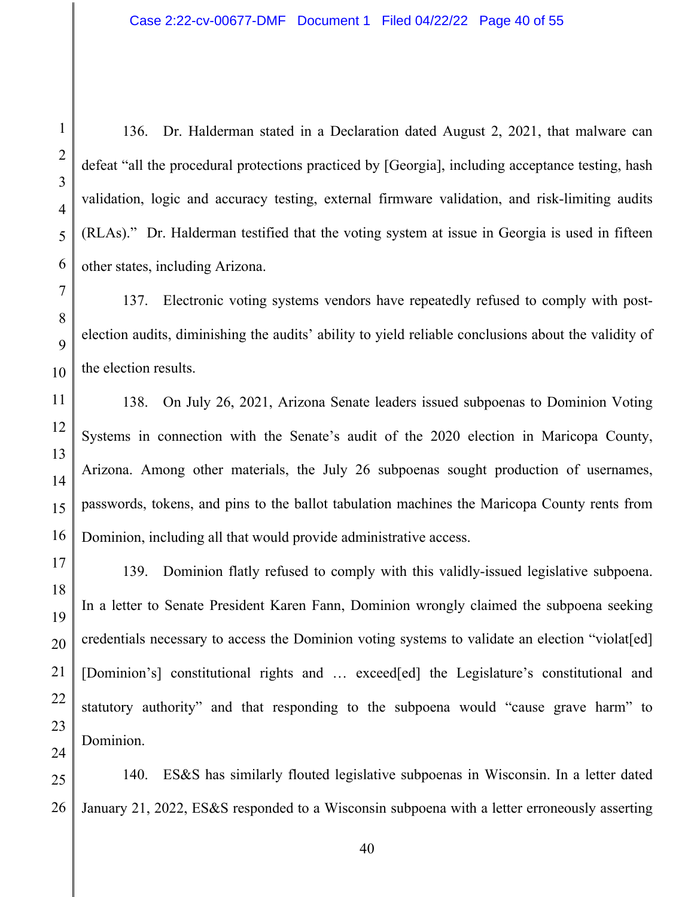136. Dr. Halderman stated in a Declaration dated August 2, 2021, that malware can defeat "all the procedural protections practiced by [Georgia], including acceptance testing, hash validation, logic and accuracy testing, external firmware validation, and risk-limiting audits (RLAs)." Dr. Halderman testified that the voting system at issue in Georgia is used in fifteen other states, including Arizona.

137. Electronic voting systems vendors have repeatedly refused to comply with post-election audits, diminishing the audits' ability to yield reliable conclusions about the validity of the election results.

138. On July 26, 2021, Arizona Senate leaders issued subpoenas to Dominion Voting Systems in connection with the Senate's audit of the 2020 election in Maricopa County, Arizona. Among other materials, the July 26 subpoenas sought production of usernames, passwords, tokens, and pins to the ballot tabulation machines the Maricopa County rents from Dominion, including all that would provide administrative access.

139. Dominion flatly refused to comply with this validly-issued legislative subpoena. In a letter to Senate President Karen Fann, Dominion wrongly claimed the subpoena seeking credentials necessary to access the Dominion voting systems to validate an election "violat[ed] [Dominion's] constitutional rights and … exceed[ed] the Legislature's constitutional and statutory authority" and that responding to the subpoena would "cause grave harm" to Dominion.

140. ES&S has similarly flouted legislative subpoenas in Wisconsin. In a letter dated January 21, 2022, ES&S responded to a Wisconsin subpoena with a letter erroneously asserting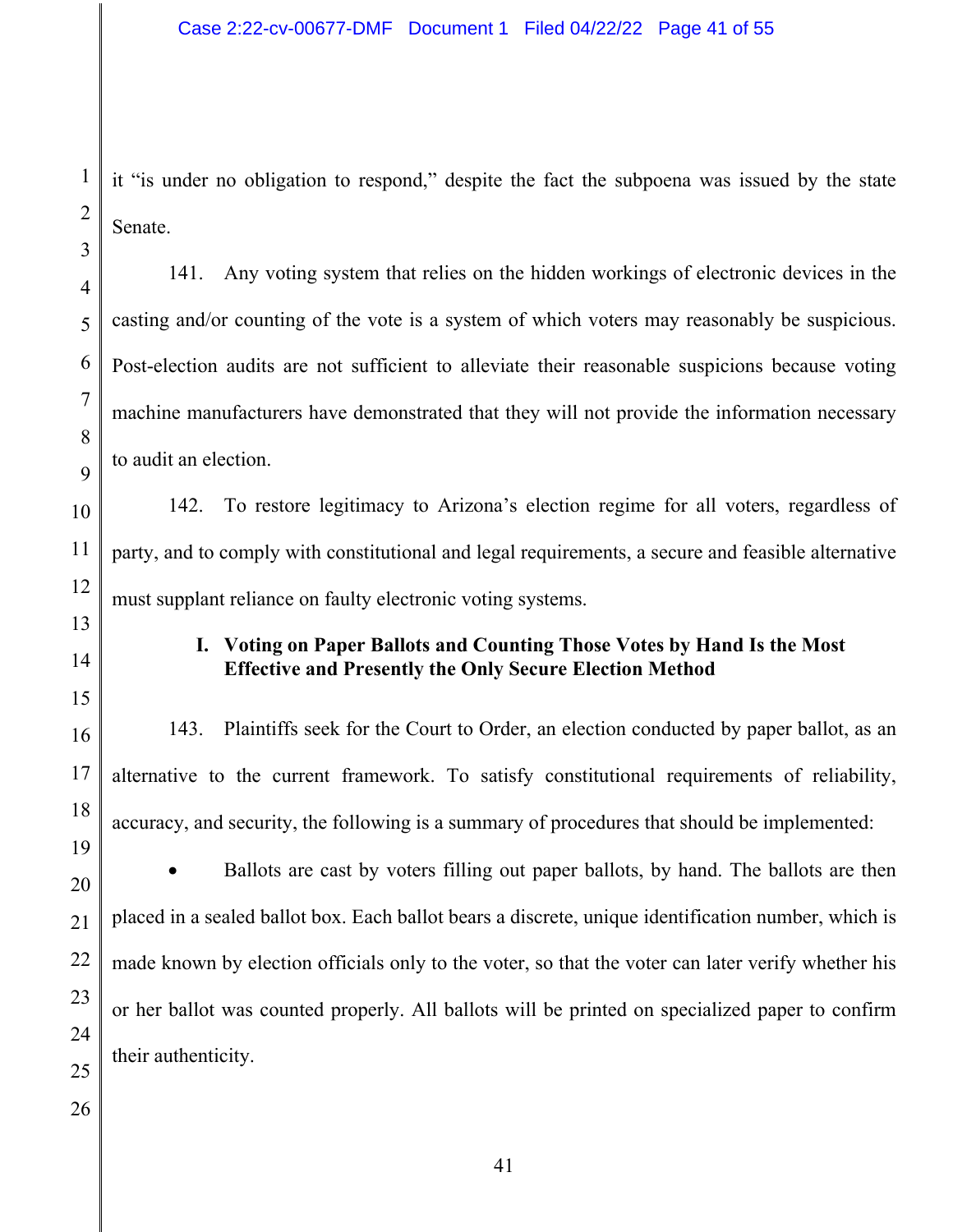it "is under no obligation to respond," despite the fact the subpoena was issued by the state Senate.

141. Any voting system that relies on the hidden workings of electronic devices in the casting and/or counting of the vote is a system of which voters may reasonably be suspicious. Post-election audits are not sufficient to alleviate their reasonable suspicions because voting machine manufacturers have demonstrated that they will not provide the information necessary to audit an election.

142. To restore legitimacy to Arizona's election regime for all voters, regardless of party, and to comply with constitutional and legal requirements, a secure and feasible alternative must supplant reliance on faulty electronic voting systems.

### I. Voting on Paper Ballots and Counting Those Votes by Hand Is the Most Effective and Presently the Only Secure Election Method

143. Plaintiffs seek for the Court to Order, an election conducted by paper ballot, as an alternative to the current framework. To satisfy constitutional requirements of reliability, accuracy, and security, the following is a summary of procedures that should be implemented:

- Ballots are cast by voters filling out paper ballots, by hand. The ballots are then placed in a sealed ballot box. Each ballot bears a discrete, unique identification number, which is made known by election officials only to the voter, so that the voter can later verify whether his or her ballot was counted properly. All ballots will be printed on specialized paper to confirm their authenticity.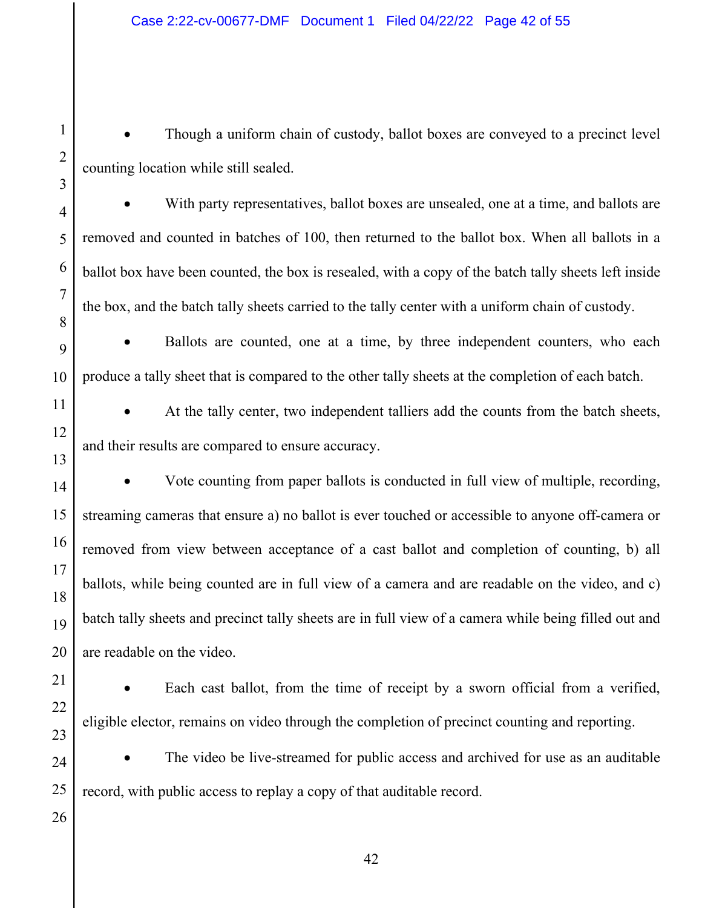- Though a uniform chain of custody, ballot boxes are conveyed to a precinct level counting location while still sealed.

- With party representatives, ballot boxes are unsealed, one at a time, and ballots are removed and counted in batches of 100, then returned to the ballot box. When all ballots in a ballot box have been counted, the box is resealed, with a copy of the batch tally sheets left inside the box, and the batch tally sheets carried to the tally center with a uniform chain of custody.

- Ballots are counted, one at a time, by three independent counters, who each produce a tally sheet that is compared to the other tally sheets at the completion of each batch.

- At the tally center, two independent talliers add the counts from the batch sheets, and their results are compared to ensure accuracy.

- Vote counting from paper ballots is conducted in full view of multiple, recording, streaming cameras that ensure a) no ballot is ever touched or accessible to anyone off-camera or removed from view between acceptance of a cast ballot and completion of counting, b) all ballots, while being counted are in full view of a camera and are readable on the video, and c) batch tally sheets and precinct tally sheets are in full view of a camera while being filled out and are readable on the video.

- Each cast ballot, from the time of receipt by a sworn official from a verified, eligible elector, remains on video through the completion of precinct counting and reporting.

- The video be live-streamed for public access and archived for use as an auditable record, with public access to replay a copy of that auditable record.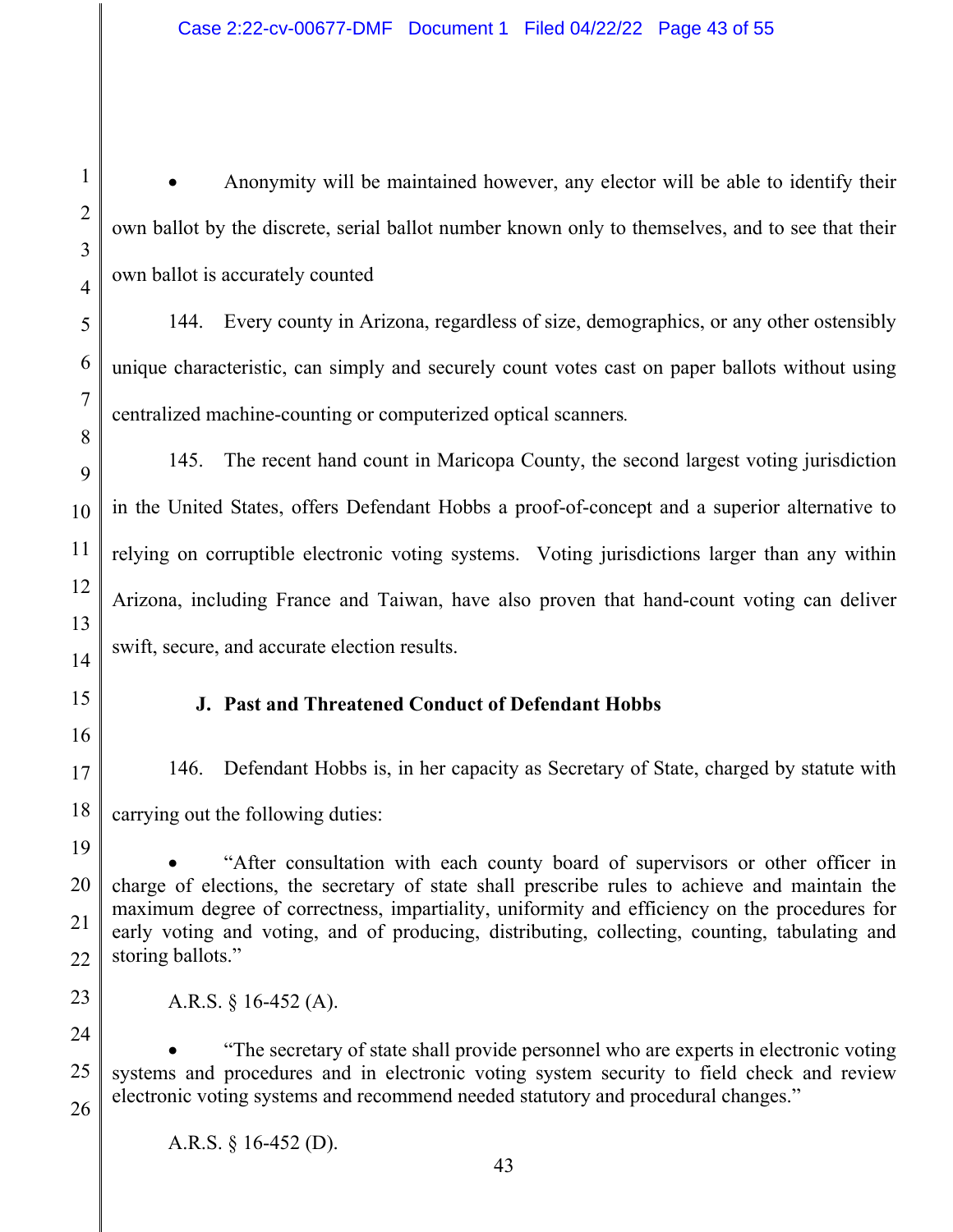- Anonymity will be maintained however, any elector will be able to identify their own ballot by the discrete, serial ballot number known only to themselves, and to see that their own ballot is accurately counted

144. Every county in Arizona, regardless of size, demographics, or any other ostensibly unique characteristic, can simply and securely count votes cast on paper ballots without using centralized machine-counting or computerized optical scanners.

145. The recent hand count in Maricopa County, the second largest voting jurisdiction in the United States, offers Defendant Hobbs a proof-of-concept and a superior alternative to relying on corruptible electronic voting systems. Voting jurisdictions larger than any within Arizona, including France and Taiwan, have also proven that hand-count voting can deliver swift, secure, and accurate election results.

### J. Past and Threatened Conduct of Defendant Hobbs

146. Defendant Hobbs is, in her capacity as Secretary of State, charged by statute with carrying out the following duties:

- "After consultation with each county board of supervisors or other officer in charge of elections, the secretary of state shall prescribe rules to achieve and maintain the maximum degree of correctness, impartiality, uniformity and efficiency on the procedures for early voting and voting, and of producing, distributing, collecting, counting, tabulating and storing ballots."

A.R.S. § 16-452 (A).

- "The secretary of state shall provide personnel who are experts in electronic voting systems and procedures and in electronic voting system security to field check and review electronic voting systems and recommend needed statutory and procedural changes."

A.R.S. § 16-452 (D).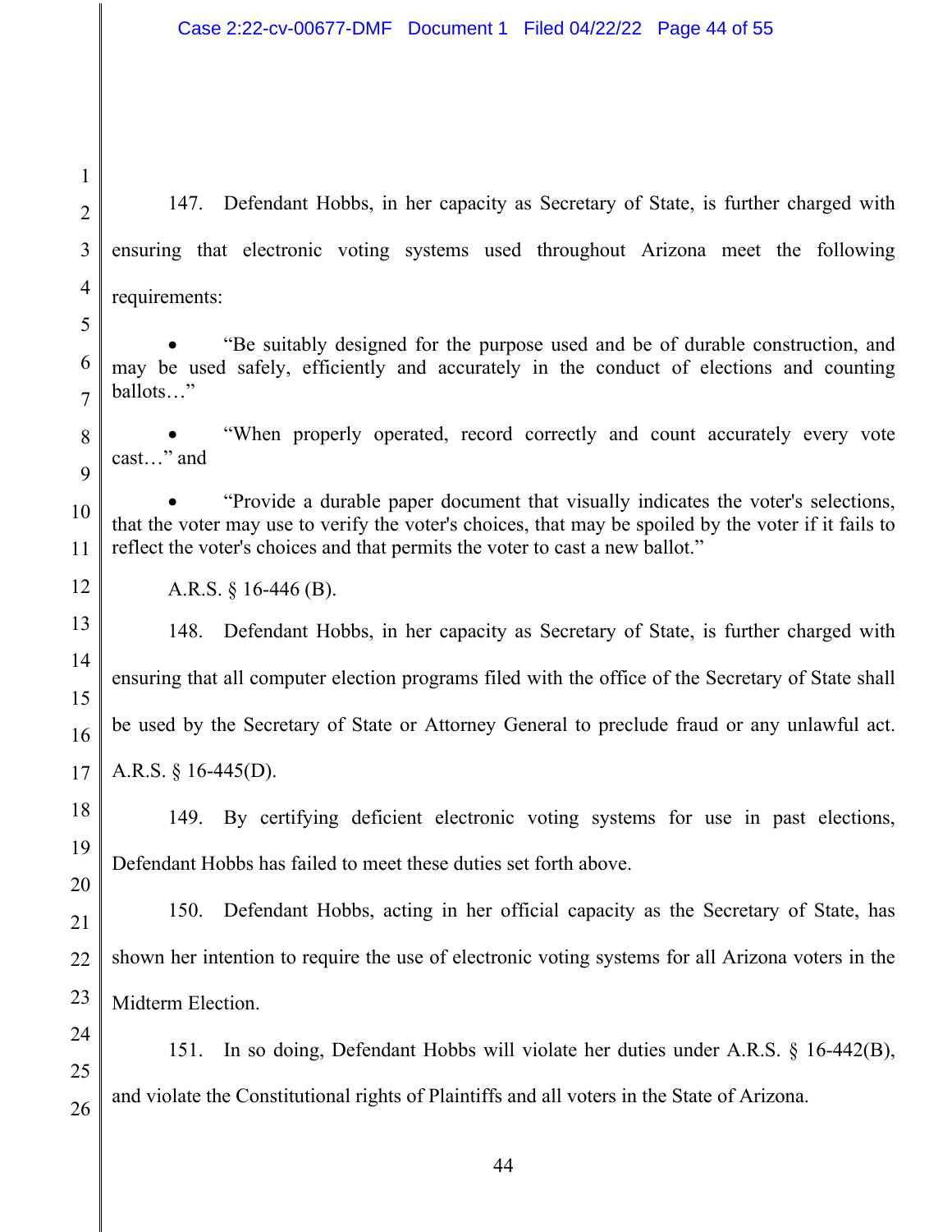147. Defendant Hobbs, in her capacity as Secretary of State, is further charged with ensuring that electronic voting systems used throughout Arizona meet the following requirements:

- "Be suitably designed for the purpose used and be of durable construction, and may be used safely, efficiently and accurately in the conduct of elections and counting ballots…"

- "When properly operated, record correctly and count accurately every vote cast…" and

- "Provide a durable paper document that visually indicates the voter's selections, that the voter may use to verify the voter's choices, that may be spoiled by the voter if it fails to reflect the voter's choices and that permits the voter to cast a new ballot."

A.R.S. § 16-446 (B).

148. Defendant Hobbs, in her capacity as Secretary of State, is further charged with ensuring that all computer election programs filed with the office of the Secretary of State shall be used by the Secretary of State or Attorney General to preclude fraud or any unlawful act. A.R.S. § 16-445(D).

149. By certifying deficient electronic voting systems for use in past elections, Defendant Hobbs has failed to meet these duties set forth above.

150. Defendant Hobbs, acting in her official capacity as the Secretary of State, has shown her intention to require the use of electronic voting systems for all Arizona voters in the Midterm Election.

151. In so doing, Defendant Hobbs will violate her duties under A.R.S. § 16-442(B), and violate the Constitutional rights of Plaintiffs and all voters in the State of Arizona.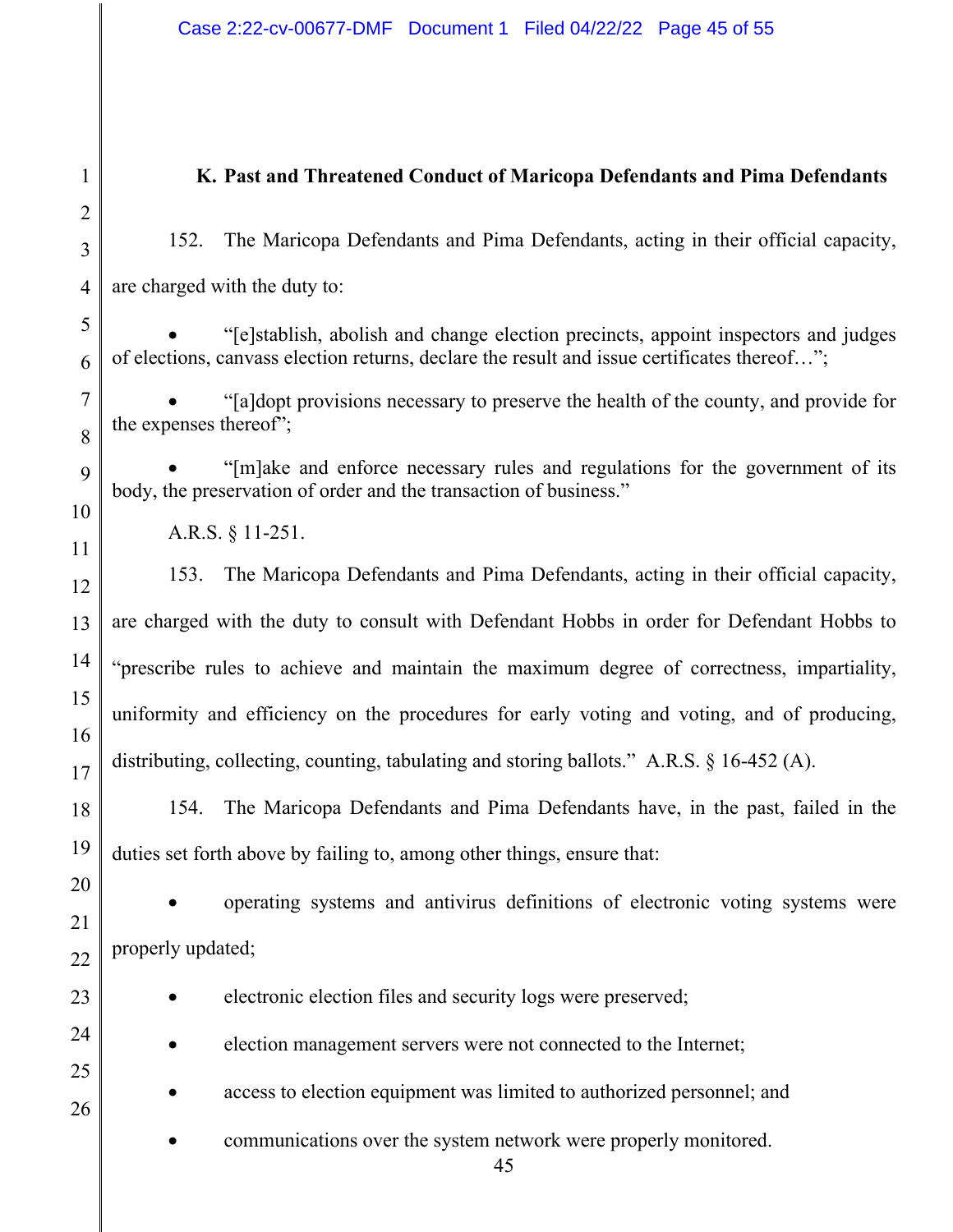### K. Past and Threatened Conduct of Maricopa Defendants and Pima Defendants

152. The Maricopa Defendants and Pima Defendants, acting in their official capacity, are charged with the duty to:

- "[e]stablish, abolish and change election precincts, appoint inspectors and judges of elections, canvass election returns, declare the result and issue certificates thereof…";
- "[a]dopt provisions necessary to preserve the health of the county, and provide for the expenses thereof";
- "[m]ake and enforce necessary rules and regulations for the government of its body, the preservation of order and the transaction of business."

A.R.S. § 11-251.

153. The Maricopa Defendants and Pima Defendants, acting in their official capacity, are charged with the duty to consult with Defendant Hobbs in order for Defendant Hobbs to "prescribe rules to achieve and maintain the maximum degree of correctness, impartiality, uniformity and efficiency on the procedures for early voting and voting, and of producing, distributing, collecting, counting, tabulating and storing ballots." A.R.S. § 16-452 (A).

154. The Maricopa Defendants and Pima Defendants have, in the past, failed in the duties set forth above by failing to, among other things, ensure that:

- operating systems and antivirus definitions of electronic voting systems were properly updated;
- electronic election files and security logs were preserved;
- election management servers were not connected to the Internet;
- access to election equipment was limited to authorized personnel; and
- communications over the system network were properly monitored.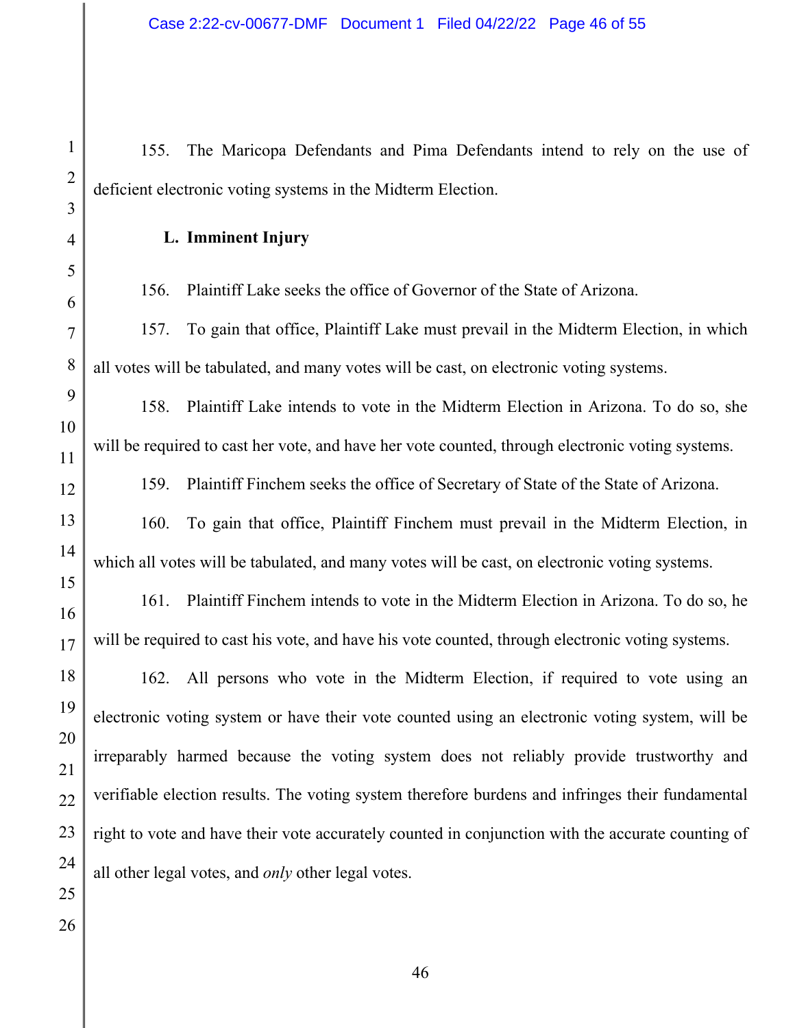155. The Maricopa Defendants and Pima Defendants intend to rely on the use of deficient electronic voting systems in the Midterm Election.

### L. Imminent Injury

156. Plaintiff Lake seeks the office of Governor of the State of Arizona.

157. To gain that office, Plaintiff Lake must prevail in the Midterm Election, in which all votes will be tabulated, and many votes will be cast, on electronic voting systems.

158. Plaintiff Lake intends to vote in the Midterm Election in Arizona. To do so, she will be required to cast her vote, and have her vote counted, through electronic voting systems.

159. Plaintiff Finchem seeks the office of Secretary of State of the State of Arizona.

160. To gain that office, Plaintiff Finchem must prevail in the Midterm Election, in which all votes will be tabulated, and many votes will be cast, on electronic voting systems.

161. Plaintiff Finchem intends to vote in the Midterm Election in Arizona. To do so, he will be required to cast his vote, and have his vote counted, through electronic voting systems.

162. All persons who vote in the Midterm Election, if required to vote using an electronic voting system or have their vote counted using an electronic voting system, will be irreparably harmed because the voting system does not reliably provide trustworthy and verifiable election results. The voting system therefore burdens and infringes their fundamental right to vote and have their vote accurately counted in conjunction with the accurate counting of all other legal votes, and *only* other legal votes.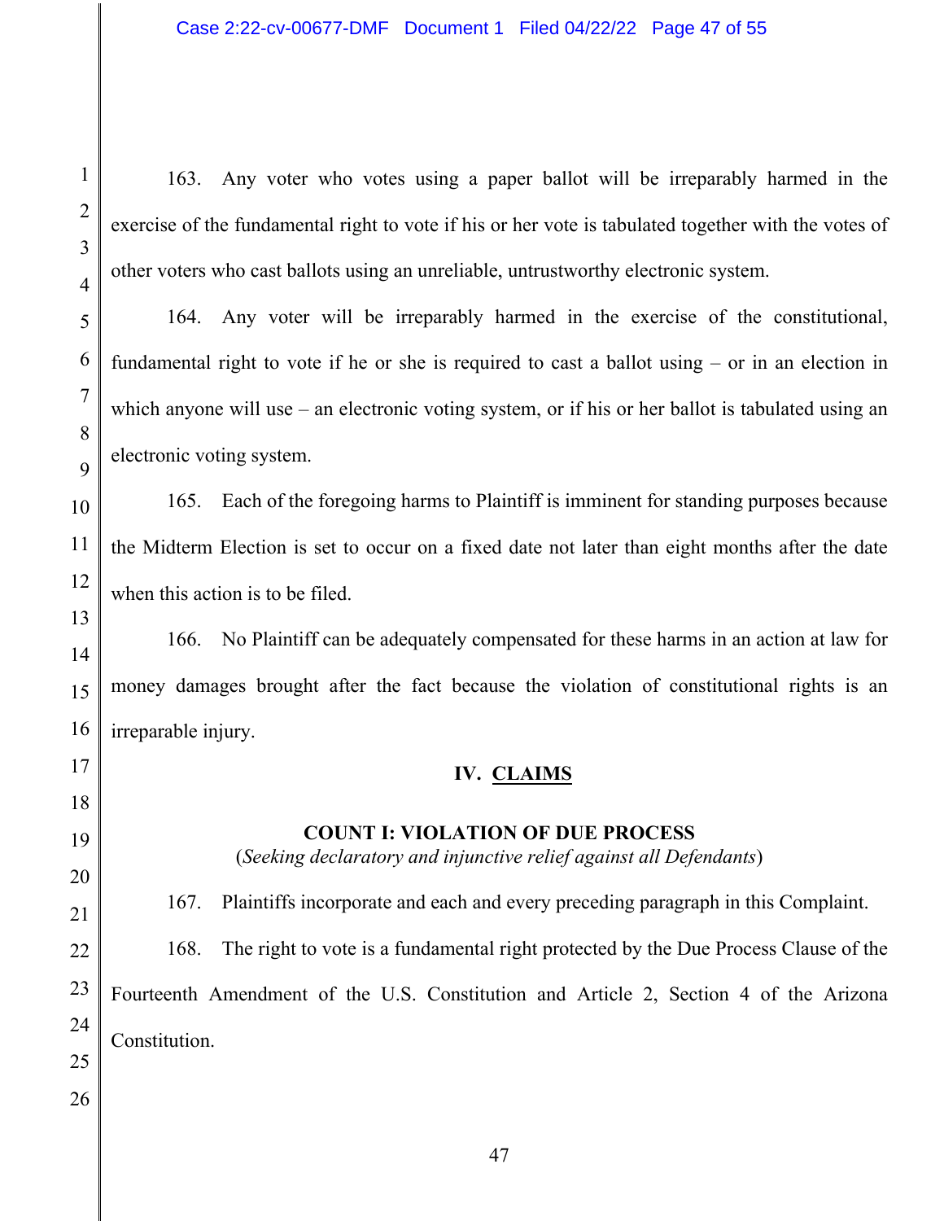163. Any voter who votes using a paper ballot will be irreparably harmed in the exercise of the fundamental right to vote if his or her vote is tabulated together with the votes of other voters who cast ballots using an unreliable, untrustworthy electronic system.

164. Any voter will be irreparably harmed in the exercise of the constitutional, fundamental right to vote if he or she is required to cast a ballot using – or in an election in which anyone will use – an electronic voting system, or if his or her ballot is tabulated using an electronic voting system.

165. Each of the foregoing harms to Plaintiff is imminent for standing purposes because the Midterm Election is set to occur on a fixed date not later than eight months after the date when this action is to be filed.

166. No Plaintiff can be adequately compensated for these harms in an action at law for money damages brought after the fact because the violation of constitutional rights is an irreparable injury.

## IV. CLAIMS

### COUNT I: VIOLATION OF DUE PROCESS

(*Seeking declaratory and injunctive relief against all Defendants*)

167. Plaintiffs incorporate and each and every preceding paragraph in this Complaint.

168. The right to vote is a fundamental right protected by the Due Process Clause of the Fourteenth Amendment of the U.S. Constitution and Article 2, Section 4 of the Arizona Constitution.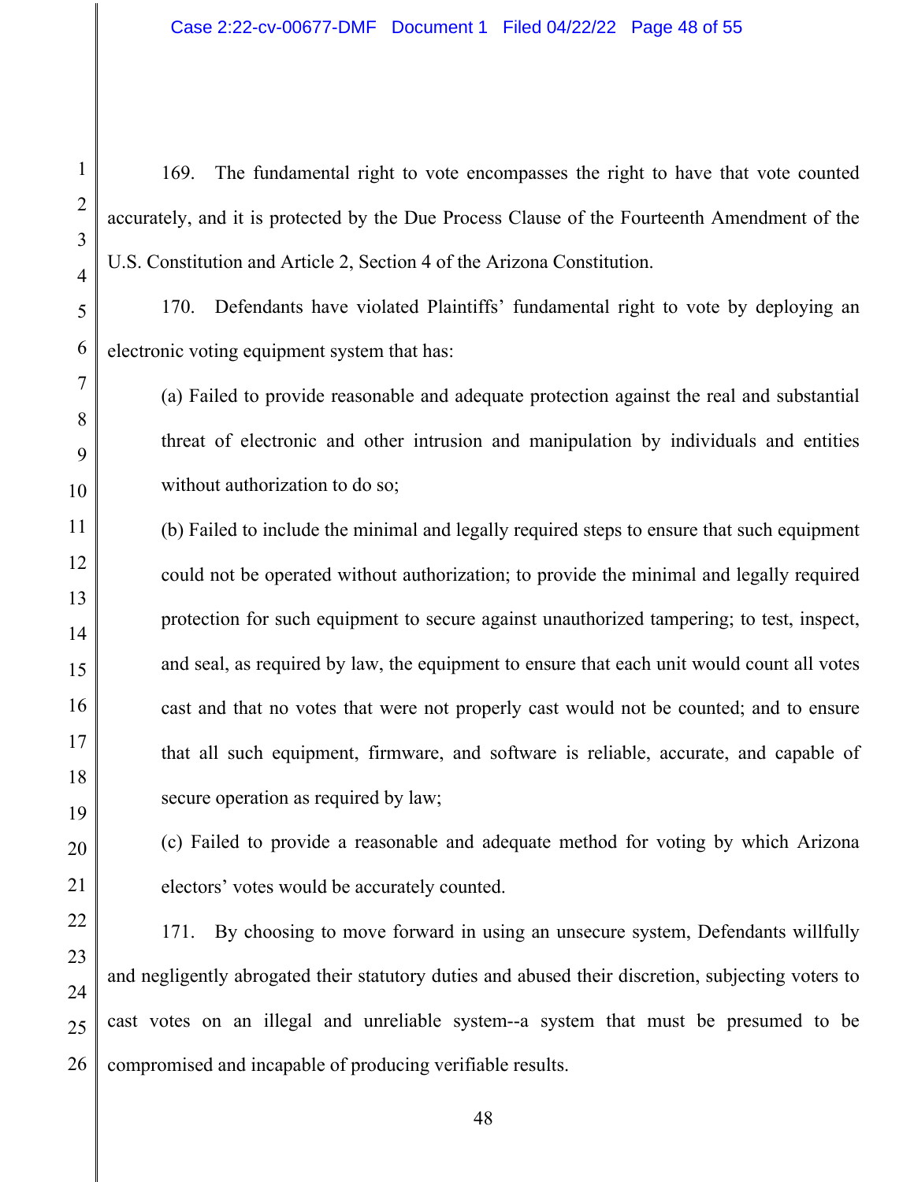169. The fundamental right to vote encompasses the right to have that vote counted accurately, and it is protected by the Due Process Clause of the Fourteenth Amendment of the U.S. Constitution and Article 2, Section 4 of the Arizona Constitution.

170. Defendants have violated Plaintiffs' fundamental right to vote by deploying an electronic voting equipment system that has:

(a) Failed to provide reasonable and adequate protection against the real and substantial threat of electronic and other intrusion and manipulation by individuals and entities without authorization to do so;

(b) Failed to include the minimal and legally required steps to ensure that such equipment could not be operated without authorization; to provide the minimal and legally required protection for such equipment to secure against unauthorized tampering; to test, inspect, and seal, as required by law, the equipment to ensure that each unit would count all votes cast and that no votes that were not properly cast would not be counted; and to ensure that all such equipment, firmware, and software is reliable, accurate, and capable of secure operation as required by law;

(c) Failed to provide a reasonable and adequate method for voting by which Arizona electors' votes would be accurately counted.

171. By choosing to move forward in using an unsecure system, Defendants willfully and negligently abrogated their statutory duties and abused their discretion, subjecting voters to cast votes on an illegal and unreliable system--a system that must be presumed to be compromised and incapable of producing verifiable results.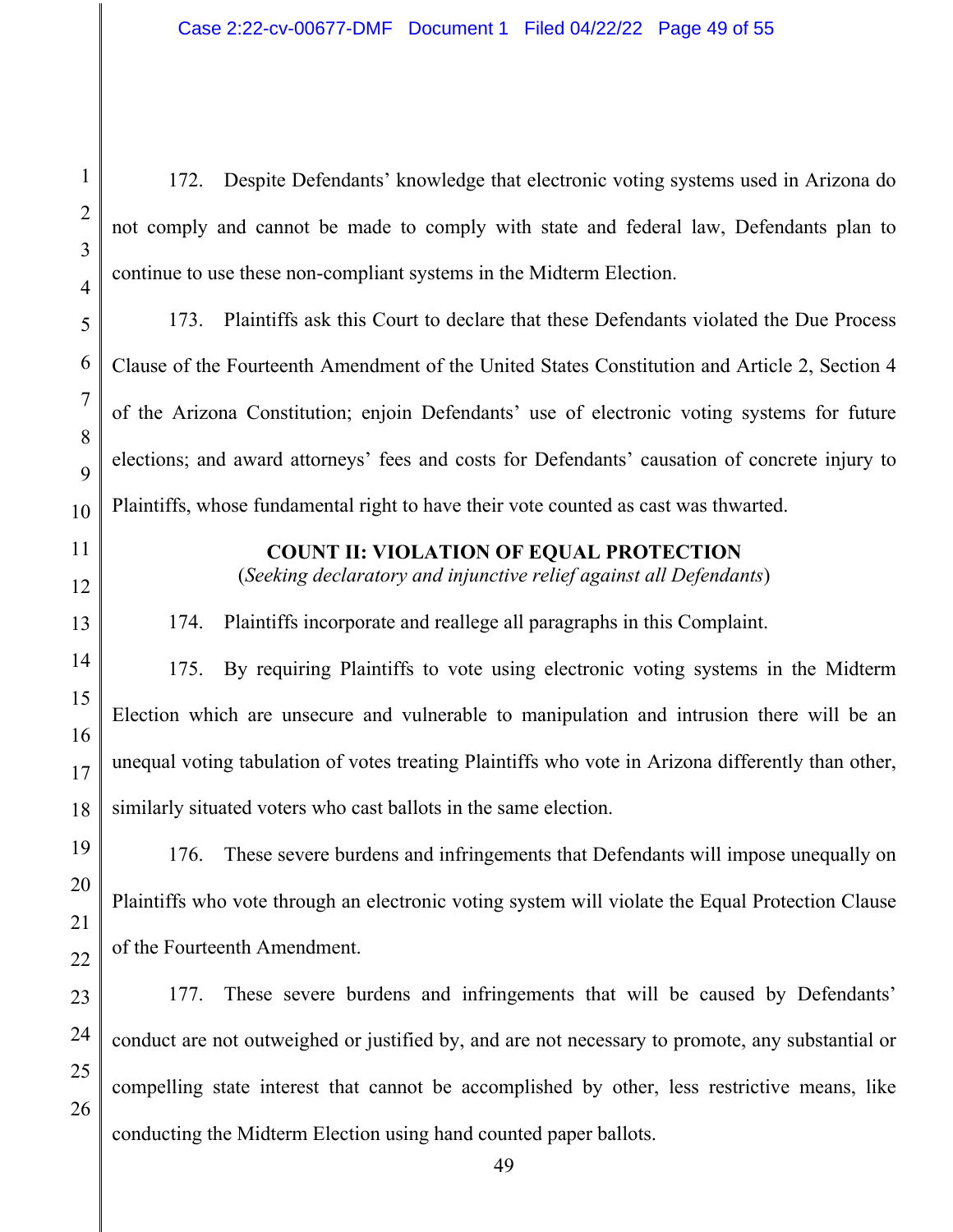172. Despite Defendants' knowledge that electronic voting systems used in Arizona do not comply and cannot be made to comply with state and federal law, Defendants plan to continue to use these non-compliant systems in the Midterm Election.

173. Plaintiffs ask this Court to declare that these Defendants violated the Due Process Clause of the Fourteenth Amendment of the United States Constitution and Article 2, Section 4 of the Arizona Constitution; enjoin Defendants' use of electronic voting systems for future elections; and award attorneys' fees and costs for Defendants' causation of concrete injury to Plaintiffs, whose fundamental right to have their vote counted as cast was thwarted.

**COUNT II: VIOLATION OF EQUAL PROTECTION**

(*Seeking declaratory and injunctive relief against all Defendants*)

174. Plaintiffs incorporate and reallege all paragraphs in this Complaint.

175. By requiring Plaintiffs to vote using electronic voting systems in the Midterm Election which are unsecure and vulnerable to manipulation and intrusion there will be an unequal voting tabulation of votes treating Plaintiffs who vote in Arizona differently than other, similarly situated voters who cast ballots in the same election.

176. These severe burdens and infringements that Defendants will impose unequally on Plaintiffs who vote through an electronic voting system will violate the Equal Protection Clause of the Fourteenth Amendment.

177. These severe burdens and infringements that will be caused by Defendants' conduct are not outweighed or justified by, and are not necessary to promote, any substantial or compelling state interest that cannot be accomplished by other, less restrictive means, like conducting the Midterm Election using hand counted paper ballots.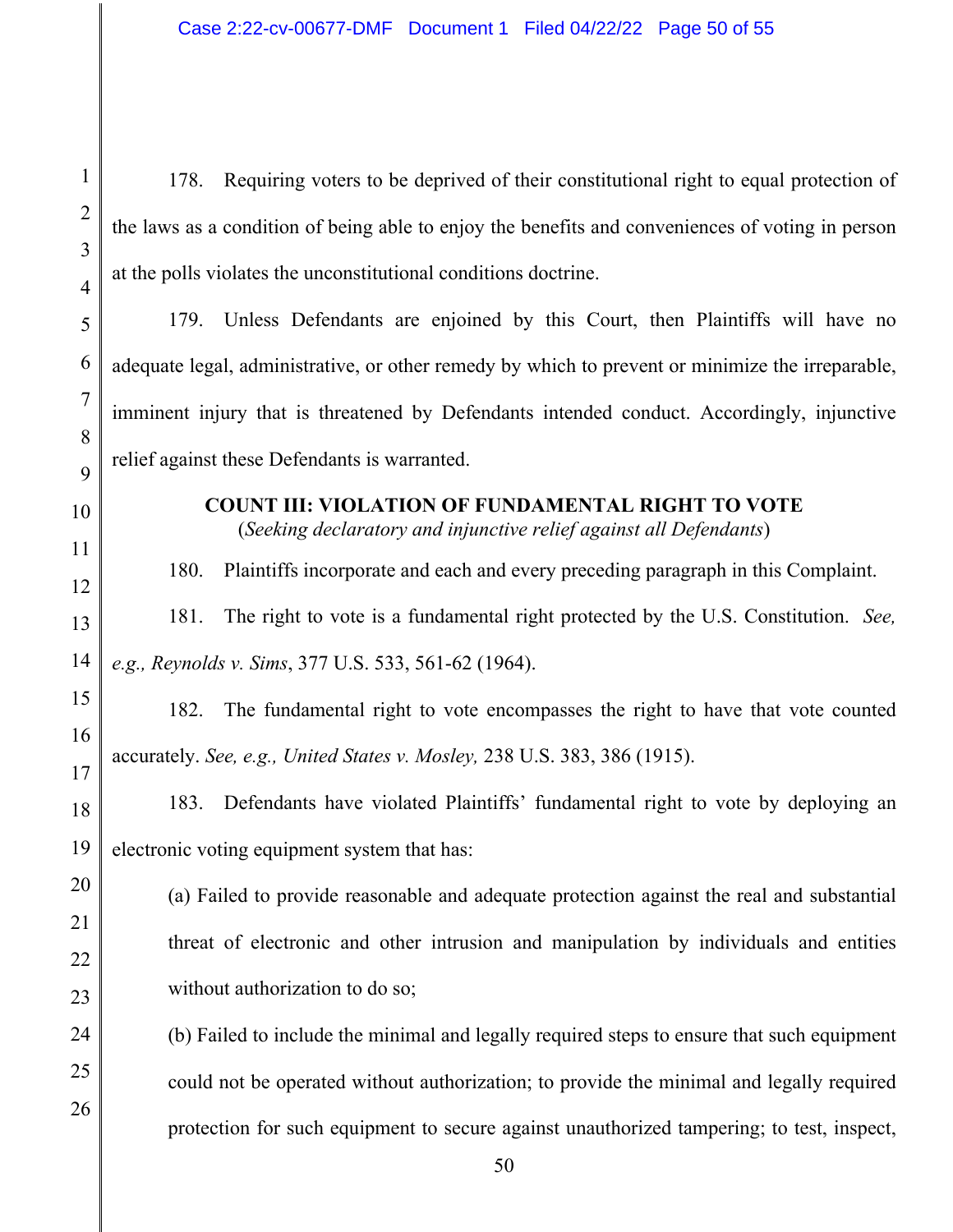178. Requiring voters to be deprived of their constitutional right to equal protection of the laws as a condition of being able to enjoy the benefits and conveniences of voting in person at the polls violates the unconstitutional conditions doctrine.

179. Unless Defendants are enjoined by this Court, then Plaintiffs will have no adequate legal, administrative, or other remedy by which to prevent or minimize the irreparable, imminent injury that is threatened by Defendants intended conduct. Accordingly, injunctive relief against these Defendants is warranted.

**COUNT III: VIOLATION OF FUNDAMENTAL RIGHT TO VOTE**
(*Seeking declaratory and injunctive relief against all Defendants*)

180. Plaintiffs incorporate and each and every preceding paragraph in this Complaint.

181. The right to vote is a fundamental right protected by the U.S. Constitution. *See, e.g., Reynolds v. Sims*, 377 U.S. 533, 561-62 (1964).

182. The fundamental right to vote encompasses the right to have that vote counted accurately. *See, e.g., United States v. Mosley,* 238 U.S. 383, 386 (1915).

183. Defendants have violated Plaintiffs' fundamental right to vote by deploying an electronic voting equipment system that has:

(a) Failed to provide reasonable and adequate protection against the real and substantial threat of electronic and other intrusion and manipulation by individuals and entities without authorization to do so;

(b) Failed to include the minimal and legally required steps to ensure that such equipment could not be operated without authorization; to provide the minimal and legally required protection for such equipment to secure against unauthorized tampering; to test, inspect,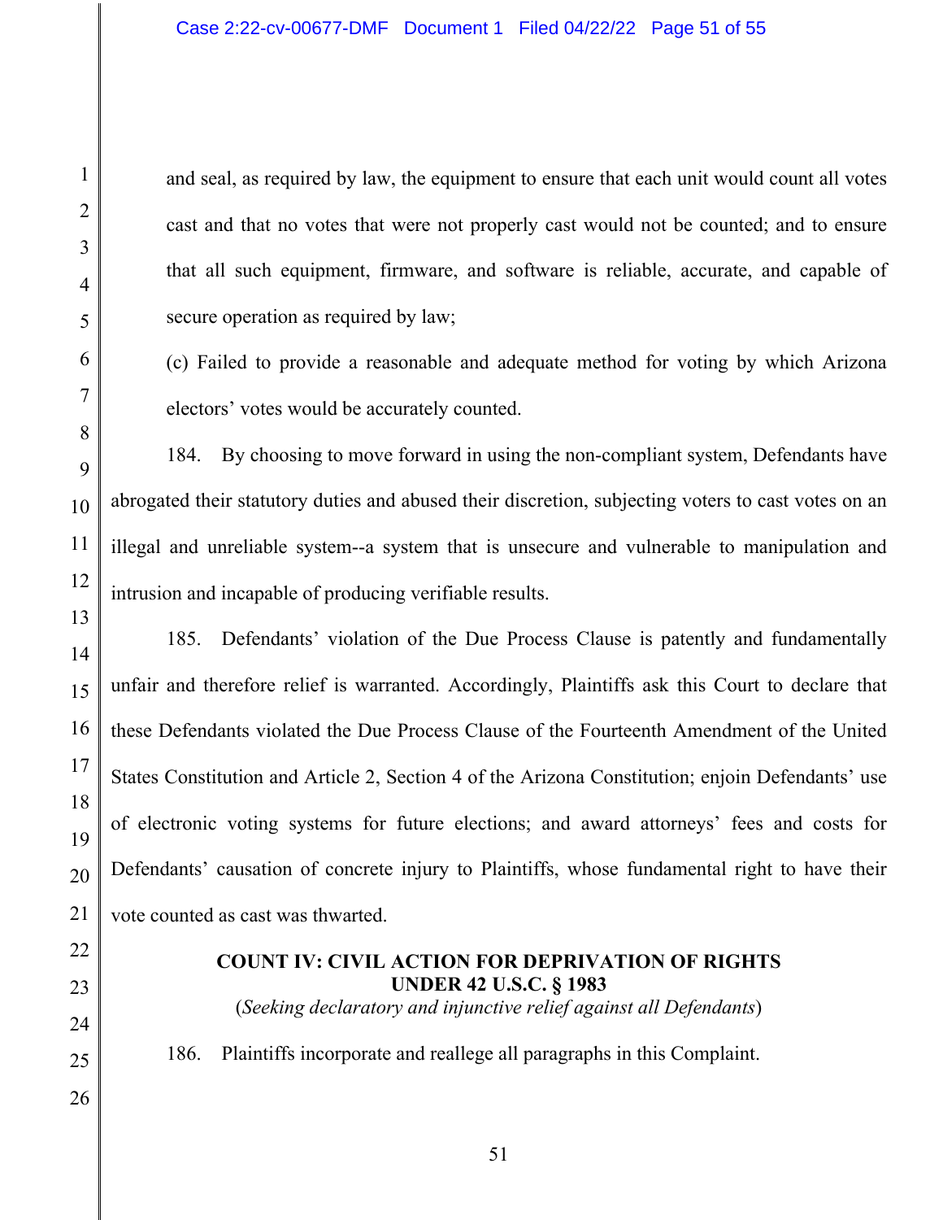and seal, as required by law, the equipment to ensure that each unit would count all votes cast and that no votes that were not properly cast would not be counted; and to ensure that all such equipment, firmware, and software is reliable, accurate, and capable of secure operation as required by law;

(c) Failed to provide a reasonable and adequate method for voting by which Arizona electors' votes would be accurately counted.

184. By choosing to move forward in using the non-compliant system, Defendants have abrogated their statutory duties and abused their discretion, subjecting voters to cast votes on an illegal and unreliable system--a system that is unsecure and vulnerable to manipulation and intrusion and incapable of producing verifiable results.

185. Defendants' violation of the Due Process Clause is patently and fundamentally unfair and therefore relief is warranted. Accordingly, Plaintiffs ask this Court to declare that these Defendants violated the Due Process Clause of the Fourteenth Amendment of the United States Constitution and Article 2, Section 4 of the Arizona Constitution; enjoin Defendants' use of electronic voting systems for future elections; and award attorneys' fees and costs for Defendants' causation of concrete injury to Plaintiffs, whose fundamental right to have their vote counted as cast was thwarted.

## COUNT IV: CIVIL ACTION FOR DEPRIVATION OF RIGHTS UNDER 42 U.S.C. § 1983

(*Seeking declaratory and injunctive relief against all Defendants*)

186. Plaintiffs incorporate and reallege all paragraphs in this Complaint.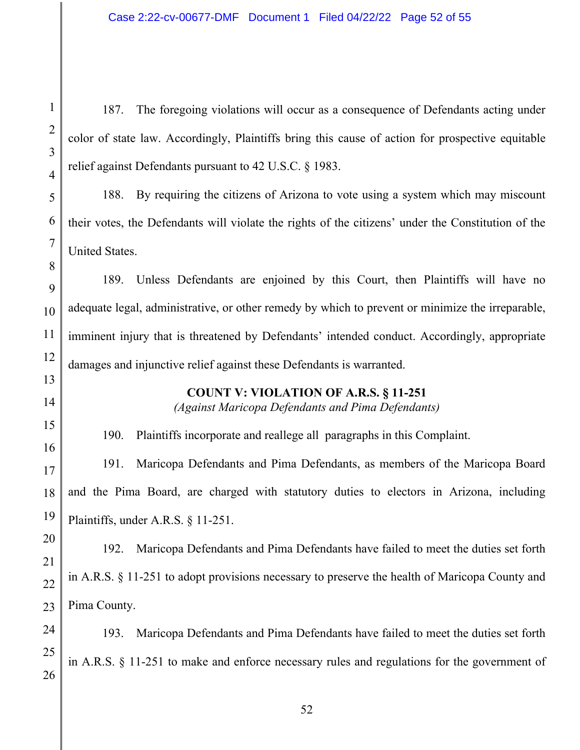187. The foregoing violations will occur as a consequence of Defendants acting under color of state law. Accordingly, Plaintiffs bring this cause of action for prospective equitable relief against Defendants pursuant to 42 U.S.C. § 1983.

188. By requiring the citizens of Arizona to vote using a system which may miscount their votes, the Defendants will violate the rights of the citizens' under the Constitution of the United States.

189. Unless Defendants are enjoined by this Court, then Plaintiffs will have no adequate legal, administrative, or other remedy by which to prevent or minimize the irreparable, imminent injury that is threatened by Defendants' intended conduct. Accordingly, appropriate damages and injunctive relief against these Defendants is warranted.

**COUNT V: VIOLATION OF A.R.S. § 11-251**
*(Against Maricopa Defendants and Pima Defendants)*

190. Plaintiffs incorporate and reallege all paragraphs in this Complaint.

191. Maricopa Defendants and Pima Defendants, as members of the Maricopa Board and the Pima Board, are charged with statutory duties to electors in Arizona, including Plaintiffs, under A.R.S. § 11-251.

192. Maricopa Defendants and Pima Defendants have failed to meet the duties set forth in A.R.S. § 11-251 to adopt provisions necessary to preserve the health of Maricopa County and Pima County.

193. Maricopa Defendants and Pima Defendants have failed to meet the duties set forth in A.R.S. § 11-251 to make and enforce necessary rules and regulations for the government of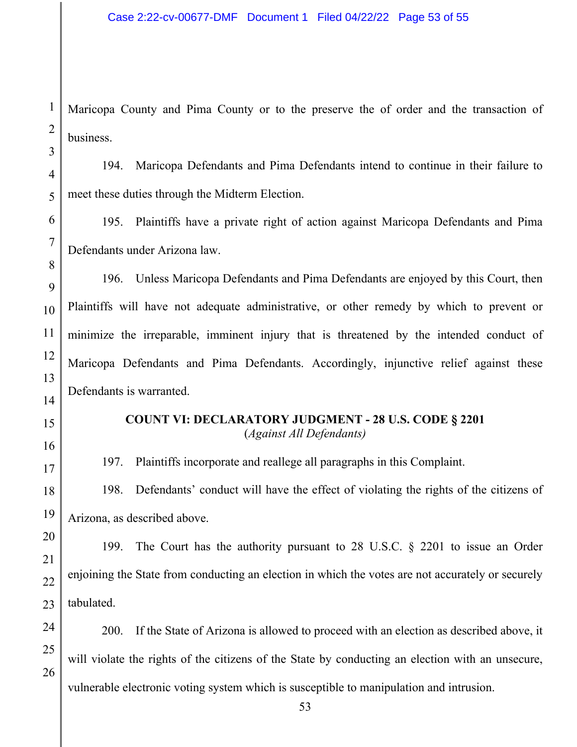Maricopa County and Pima County or to the preserve the of order and the transaction of business.

194. Maricopa Defendants and Pima Defendants intend to continue in their failure to meet these duties through the Midterm Election.

195. Plaintiffs have a private right of action against Maricopa Defendants and Pima Defendants under Arizona law.

196. Unless Maricopa Defendants and Pima Defendants are enjoyed by this Court, then Plaintiffs will have not adequate administrative, or other remedy by which to prevent or minimize the irreparable, imminent injury that is threatened by the intended conduct of Maricopa Defendants and Pima Defendants. Accordingly, injunctive relief against these Defendants is warranted.

**COUNT VI: DECLARATORY JUDGMENT - 28 U.S. CODE § 2201**
(*Against All Defendants)*

197. Plaintiffs incorporate and reallege all paragraphs in this Complaint.

198. Defendants' conduct will have the effect of violating the rights of the citizens of Arizona, as described above.

199. The Court has the authority pursuant to 28 U.S.C. § 2201 to issue an Order enjoining the State from conducting an election in which the votes are not accurately or securely tabulated.

200. If the State of Arizona is allowed to proceed with an election as described above, it will violate the rights of the citizens of the State by conducting an election with an unsecure, vulnerable electronic voting system which is susceptible to manipulation and intrusion.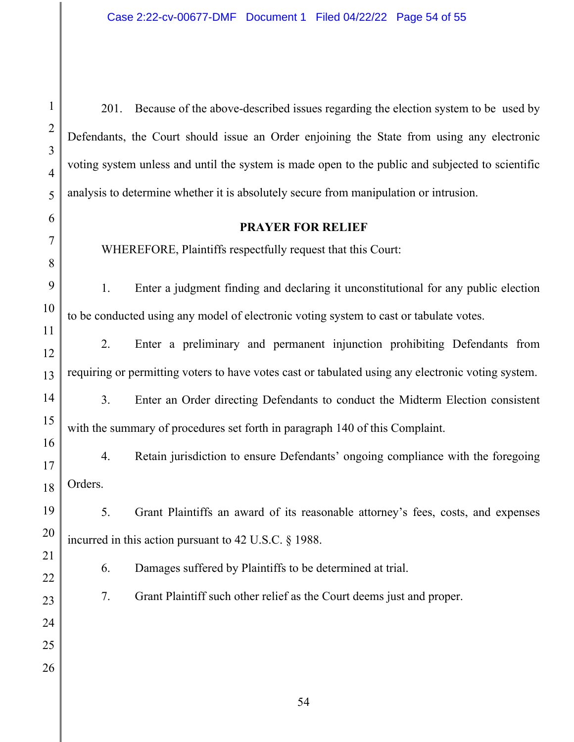201. Because of the above-described issues regarding the election system to be used by Defendants, the Court should issue an Order enjoining the State from using any electronic voting system unless and until the system is made open to the public and subjected to scientific analysis to determine whether it is absolutely secure from manipulation or intrusion.

## PRAYER FOR RELIEF

WHEREFORE, Plaintiffs respectfully request that this Court:

1. Enter a judgment finding and declaring it unconstitutional for any public election to be conducted using any model of electronic voting system to cast or tabulate votes.

2. Enter a preliminary and permanent injunction prohibiting Defendants from requiring or permitting voters to have votes cast or tabulated using any electronic voting system.

3. Enter an Order directing Defendants to conduct the Midterm Election consistent with the summary of procedures set forth in paragraph 140 of this Complaint.

4. Retain jurisdiction to ensure Defendants' ongoing compliance with the foregoing Orders.

5. Grant Plaintiffs an award of its reasonable attorney's fees, costs, and expenses incurred in this action pursuant to 42 U.S.C. § 1988.

6. Damages suffered by Plaintiffs to be determined at trial.

7. Grant Plaintiff such other relief as the Court deems just and proper.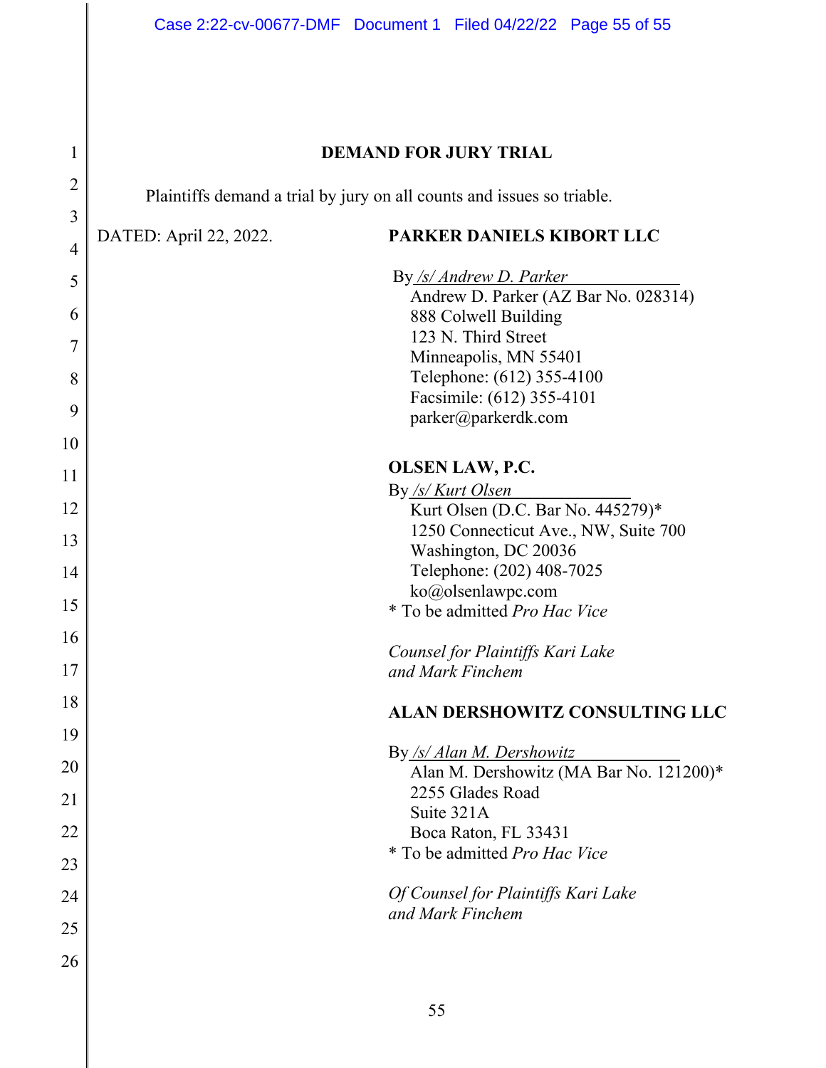**DEMAND FOR JURY TRIAL**

Plaintiffs demand a trial by jury on all counts and issues so triable.

DATED: April 22, 2022.

**PARKER DANIELS KIBORT LLC**

By */s/ Andrew D. Parker*
Andrew D. Parker (AZ Bar No. 028314)
888 Colwell Building
123 N. Third Street
Minneapolis, MN 55401
Telephone: (612) 355-4100
Facsimile: (612) 355-4101
parker@parkerdk.com

**OLSEN LAW, P.C.**

By */s/ Kurt Olsen*
Kurt Olsen (D.C. Bar No. 445279)*
1250 Connecticut Ave., NW, Suite 700
Washington, DC 20036
Telephone: (202) 408-7025
ko@olsenlawpc.com
* To be admitted *Pro Hac Vice*

*Counsel for Plaintiffs Kari Lake and Mark Finchem*

**ALAN DERSHOWITZ CONSULTING LLC**

By */s/ Alan M. Dershowitz*
Alan M. Dershowitz (MA Bar No. 121200)*
2255 Glades Road
Suite 321A
Boca Raton, FL 33431
* To be admitted *Pro Hac Vice*

*Of Counsel for Plaintiffs Kari Lake and Mark Finchem*